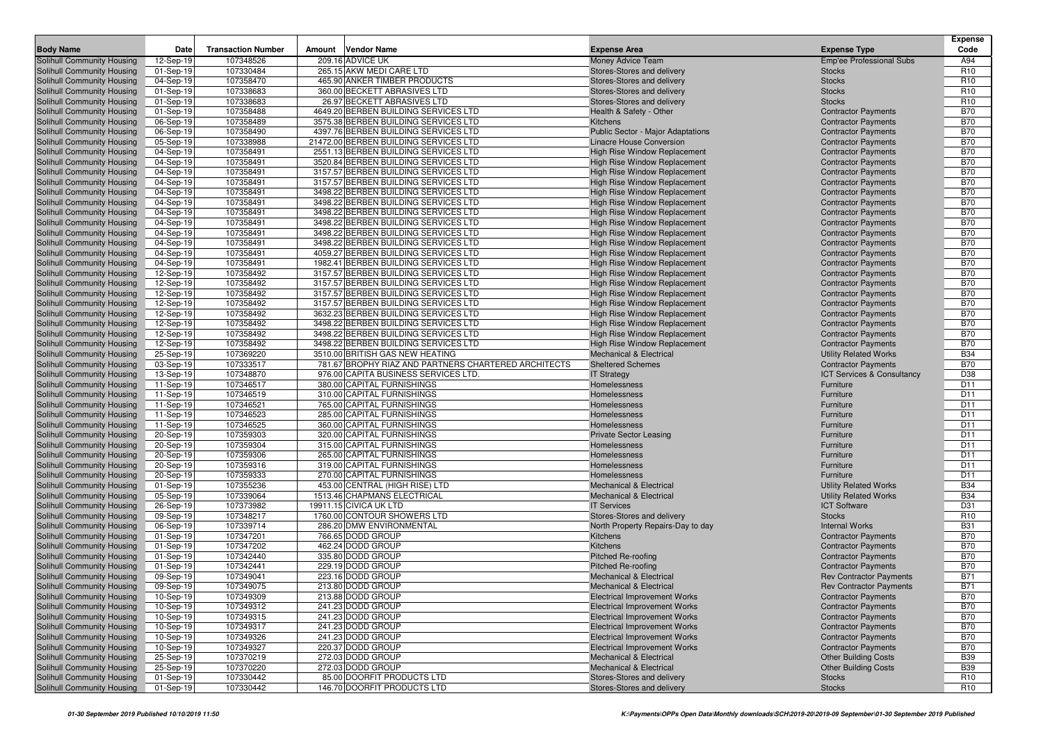| Body Name | Date | Transaction Number | Amount | Vendor Name | Expense Area | Expense Type | Expense Code |
|---|---|---|---|---|---|---|---|
| Solihull Community Housing | 12-Sep-19 | 107348526 | 209.16 | ADVICE UK | Money Advice Team | Emp'ee Professional Subs | A94 |
| Solihull Community Housing | 01-Sep-19 | 107330484 | 265.15 | AKW MEDI CARE LTD | Stores-Stores and delivery | Stocks | R10 |
| Solihull Community Housing | 04-Sep-19 | 107358470 | 465.90 | ANKER TIMBER PRODUCTS | Stores-Stores and delivery | Stocks | R10 |
| Solihull Community Housing | 01-Sep-19 | 107338683 | 360.00 | BECKETT ABRASIVES LTD | Stores-Stores and delivery | Stocks | R10 |
| Solihull Community Housing | 01-Sep-19 | 107338683 | 26.97 | BECKETT ABRASIVES LTD | Stores-Stores and delivery | Stocks | R10 |
| Solihull Community Housing | 01-Sep-19 | 107358488 | 4649.20 | BERBEN BUILDING SERVICES LTD | Health & Safety - Other | Contractor Payments | B70 |
| Solihull Community Housing | 06-Sep-19 | 107358489 | 3575.38 | BERBEN BUILDING SERVICES LTD | Kitchens | Contractor Payments | B70 |
| Solihull Community Housing | 06-Sep-19 | 107358490 | 4397.76 | BERBEN BUILDING SERVICES LTD | Public Sector - Major Adaptations | Contractor Payments | B70 |
| Solihull Community Housing | 05-Sep-19 | 107338988 | 21472.00 | BERBEN BUILDING SERVICES LTD | Linacre House Conversion | Contractor Payments | B70 |
| Solihull Community Housing | 04-Sep-19 | 107358491 | 2551.13 | BERBEN BUILDING SERVICES LTD | High Rise Window Replacement | Contractor Payments | B70 |
| Solihull Community Housing | 04-Sep-19 | 107358491 | 3520.84 | BERBEN BUILDING SERVICES LTD | High Rise Window Replacement | Contractor Payments | B70 |
| Solihull Community Housing | 04-Sep-19 | 107358491 | 3157.57 | BERBEN BUILDING SERVICES LTD | High Rise Window Replacement | Contractor Payments | B70 |
| Solihull Community Housing | 04-Sep-19 | 107358491 | 3157.57 | BERBEN BUILDING SERVICES LTD | High Rise Window Replacement | Contractor Payments | B70 |
| Solihull Community Housing | 04-Sep-19 | 107358491 | 3498.22 | BERBEN BUILDING SERVICES LTD | High Rise Window Replacement | Contractor Payments | B70 |
| Solihull Community Housing | 04-Sep-19 | 107358491 | 3498.22 | BERBEN BUILDING SERVICES LTD | High Rise Window Replacement | Contractor Payments | B70 |
| Solihull Community Housing | 04-Sep-19 | 107358491 | 3498.22 | BERBEN BUILDING SERVICES LTD | High Rise Window Replacement | Contractor Payments | B70 |
| Solihull Community Housing | 04-Sep-19 | 107358491 | 3498.22 | BERBEN BUILDING SERVICES LTD | High Rise Window Replacement | Contractor Payments | B70 |
| Solihull Community Housing | 04-Sep-19 | 107358491 | 3498.22 | BERBEN BUILDING SERVICES LTD | High Rise Window Replacement | Contractor Payments | B70 |
| Solihull Community Housing | 04-Sep-19 | 107358491 | 3498.22 | BERBEN BUILDING SERVICES LTD | High Rise Window Replacement | Contractor Payments | B70 |
| Solihull Community Housing | 04-Sep-19 | 107358491 | 4059.27 | BERBEN BUILDING SERVICES LTD | High Rise Window Replacement | Contractor Payments | B70 |
| Solihull Community Housing | 04-Sep-19 | 107358491 | 1982.41 | BERBEN BUILDING SERVICES LTD | High Rise Window Replacement | Contractor Payments | B70 |
| Solihull Community Housing | 12-Sep-19 | 107358492 | 3157.57 | BERBEN BUILDING SERVICES LTD | High Rise Window Replacement | Contractor Payments | B70 |
| Solihull Community Housing | 12-Sep-19 | 107358492 | 3157.57 | BERBEN BUILDING SERVICES LTD | High Rise Window Replacement | Contractor Payments | B70 |
| Solihull Community Housing | 12-Sep-19 | 107358492 | 3157.57 | BERBEN BUILDING SERVICES LTD | High Rise Window Replacement | Contractor Payments | B70 |
| Solihull Community Housing | 12-Sep-19 | 107358492 | 3157.57 | BERBEN BUILDING SERVICES LTD | High Rise Window Replacement | Contractor Payments | B70 |
| Solihull Community Housing | 12-Sep-19 | 107358492 | 3632.23 | BERBEN BUILDING SERVICES LTD | High Rise Window Replacement | Contractor Payments | B70 |
| Solihull Community Housing | 12-Sep-19 | 107358492 | 3498.22 | BERBEN BUILDING SERVICES LTD | High Rise Window Replacement | Contractor Payments | B70 |
| Solihull Community Housing | 12-Sep-19 | 107358492 | 3498.22 | BERBEN BUILDING SERVICES LTD | High Rise Window Replacement | Contractor Payments | B70 |
| Solihull Community Housing | 12-Sep-19 | 107358492 | 3498.22 | BERBEN BUILDING SERVICES LTD | High Rise Window Replacement | Contractor Payments | B70 |
| Solihull Community Housing | 25-Sep-19 | 107369220 | 3510.00 | BRITISH GAS NEW HEATING | Mechanical & Electrical | Utility Related Works | B34 |
| Solihull Community Housing | 03-Sep-19 | 107333517 | 781.67 | BROPHY RIAZ AND PARTNERS CHARTERED ARCHITECTS | Sheltered Schemes | Contractor Payments | B70 |
| Solihull Community Housing | 13-Sep-19 | 107348870 | 976.00 | CAPITA BUSINESS SERVICES LTD. | IT Strategy | ICT Services & Consultancy | D38 |
| Solihull Community Housing | 11-Sep-19 | 107346517 | 380.00 | CAPITAL FURNISHINGS | Homelessness | Furniture | D11 |
| Solihull Community Housing | 11-Sep-19 | 107346519 | 310.00 | CAPITAL FURNISHINGS | Homelessness | Furniture | D11 |
| Solihull Community Housing | 11-Sep-19 | 107346521 | 765.00 | CAPITAL FURNISHINGS | Homelessness | Furniture | D11 |
| Solihull Community Housing | 11-Sep-19 | 107346523 | 285.00 | CAPITAL FURNISHINGS | Homelessness | Furniture | D11 |
| Solihull Community Housing | 11-Sep-19 | 107346525 | 360.00 | CAPITAL FURNISHINGS | Homelessness | Furniture | D11 |
| Solihull Community Housing | 20-Sep-19 | 107359303 | 320.00 | CAPITAL FURNISHINGS | Private Sector Leasing | Furniture | D11 |
| Solihull Community Housing | 20-Sep-19 | 107359304 | 315.00 | CAPITAL FURNISHINGS | Homelessness | Furniture | D11 |
| Solihull Community Housing | 20-Sep-19 | 107359306 | 265.00 | CAPITAL FURNISHINGS | Homelessness | Furniture | D11 |
| Solihull Community Housing | 20-Sep-19 | 107359316 | 319.00 | CAPITAL FURNISHINGS | Homelessness | Furniture | D11 |
| Solihull Community Housing | 20-Sep-19 | 107359333 | 270.00 | CAPITAL FURNISHINGS | Homelessness | Furniture | D11 |
| Solihull Community Housing | 01-Sep-19 | 107355236 | 453.00 | CENTRAL (HIGH RISE) LTD | Mechanical & Electrical | Utility Related Works | B34 |
| Solihull Community Housing | 05-Sep-19 | 107339064 | 1513.46 | CHAPMANS ELECTRICAL | Mechanical & Electrical | Utility Related Works | B34 |
| Solihull Community Housing | 26-Sep-19 | 107373982 | 19911.15 | CIVICA UK LTD | IT Services | ICT Software | D31 |
| Solihull Community Housing | 09-Sep-19 | 107348217 | 1760.00 | CONTOUR SHOWERS LTD | Stores-Stores and delivery | Stocks | R10 |
| Solihull Community Housing | 06-Sep-19 | 107339714 | 286.20 | DMW ENVIRONMENTAL | North Property Repairs-Day to day | Internal Works | B31 |
| Solihull Community Housing | 01-Sep-19 | 107347201 | 766.65 | DODD GROUP | Kitchens | Contractor Payments | B70 |
| Solihull Community Housing | 01-Sep-19 | 107347202 | 462.24 | DODD GROUP | Kitchens | Contractor Payments | B70 |
| Solihull Community Housing | 01-Sep-19 | 107342440 | 335.80 | DODD GROUP | Pitched Re-roofing | Contractor Payments | B70 |
| Solihull Community Housing | 01-Sep-19 | 107342441 | 229.19 | DODD GROUP | Pitched Re-roofing | Contractor Payments | B70 |
| Solihull Community Housing | 09-Sep-19 | 107349041 | 223.16 | DODD GROUP | Mechanical & Electrical | Rev Contractor Payments | B71 |
| Solihull Community Housing | 09-Sep-19 | 107349075 | 213.80 | DODD GROUP | Mechanical & Electrical | Rev Contractor Payments | B71 |
| Solihull Community Housing | 10-Sep-19 | 107349309 | 213.88 | DODD GROUP | Electrical Improvement Works | Contractor Payments | B70 |
| Solihull Community Housing | 10-Sep-19 | 107349312 | 241.23 | DODD GROUP | Electrical Improvement Works | Contractor Payments | B70 |
| Solihull Community Housing | 10-Sep-19 | 107349315 | 241.23 | DODD GROUP | Electrical Improvement Works | Contractor Payments | B70 |
| Solihull Community Housing | 10-Sep-19 | 107349317 | 241.23 | DODD GROUP | Electrical Improvement Works | Contractor Payments | B70 |
| Solihull Community Housing | 10-Sep-19 | 107349326 | 241.23 | DODD GROUP | Electrical Improvement Works | Contractor Payments | B70 |
| Solihull Community Housing | 10-Sep-19 | 107349327 | 220.37 | DODD GROUP | Electrical Improvement Works | Contractor Payments | B70 |
| Solihull Community Housing | 25-Sep-19 | 107370219 | 272.03 | DODD GROUP | Mechanical & Electrical | Other Building Costs | B39 |
| Solihull Community Housing | 25-Sep-19 | 107370220 | 272.03 | DODD GROUP | Mechanical & Electrical | Other Building Costs | B39 |
| Solihull Community Housing | 01-Sep-19 | 107330442 | 85.00 | DOORFIT PRODUCTS LTD | Stores-Stores and delivery | Stocks | R10 |
| Solihull Community Housing | 01-Sep-19 | 107330442 | 146.70 | DOORFIT PRODUCTS LTD | Stores-Stores and delivery | Stocks | R10 |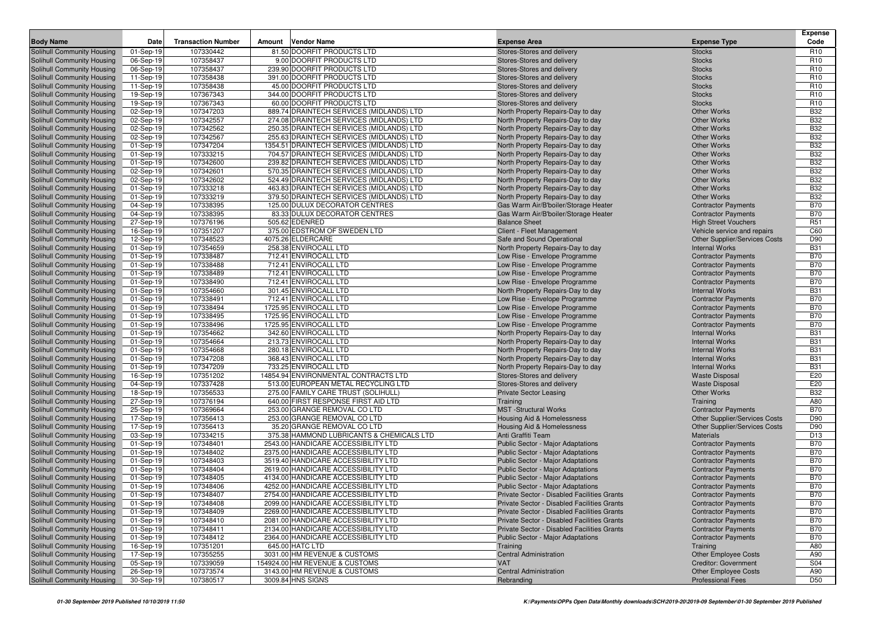| Body Name | Date | Transaction Number | Amount | Vendor Name | Expense Area | Expense Type | Expense Code |
|---|---|---|---|---|---|---|---|
| Solihull Community Housing | 01-Sep-19 | 107330442 | 81.50 | DOORFIT PRODUCTS LTD | Stores-Stores and delivery | Stocks | R10 |
| Solihull Community Housing | 06-Sep-19 | 107358437 | 9.00 | DOORFIT PRODUCTS LTD | Stores-Stores and delivery | Stocks | R10 |
| Solihull Community Housing | 06-Sep-19 | 107358437 | 239.90 | DOORFIT PRODUCTS LTD | Stores-Stores and delivery | Stocks | R10 |
| Solihull Community Housing | 11-Sep-19 | 107358438 | 391.00 | DOORFIT PRODUCTS LTD | Stores-Stores and delivery | Stocks | R10 |
| Solihull Community Housing | 11-Sep-19 | 107358438 | 45.00 | DOORFIT PRODUCTS LTD | Stores-Stores and delivery | Stocks | R10 |
| Solihull Community Housing | 19-Sep-19 | 107367343 | 344.00 | DOORFIT PRODUCTS LTD | Stores-Stores and delivery | Stocks | R10 |
| Solihull Community Housing | 19-Sep-19 | 107367343 | 60.00 | DOORFIT PRODUCTS LTD | Stores-Stores and delivery | Stocks | R10 |
| Solihull Community Housing | 02-Sep-19 | 107347203 | 889.74 | DRAINTECH SERVICES (MIDLANDS) LTD | North Property Repairs-Day to day | Other Works | B32 |
| Solihull Community Housing | 02-Sep-19 | 107342557 | 274.08 | DRAINTECH SERVICES (MIDLANDS) LTD | North Property Repairs-Day to day | Other Works | B32 |
| Solihull Community Housing | 02-Sep-19 | 107342562 | 250.35 | DRAINTECH SERVICES (MIDLANDS) LTD | North Property Repairs-Day to day | Other Works | B32 |
| Solihull Community Housing | 02-Sep-19 | 107342567 | 255.63 | DRAINTECH SERVICES (MIDLANDS) LTD | North Property Repairs-Day to day | Other Works | B32 |
| Solihull Community Housing | 01-Sep-19 | 107347204 | 1354.51 | DRAINTECH SERVICES (MIDLANDS) LTD | North Property Repairs-Day to day | Other Works | B32 |
| Solihull Community Housing | 01-Sep-19 | 107333215 | 704.57 | DRAINTECH SERVICES (MIDLANDS) LTD | North Property Repairs-Day to day | Other Works | B32 |
| Solihull Community Housing | 01-Sep-19 | 107342600 | 239.82 | DRAINTECH SERVICES (MIDLANDS) LTD | North Property Repairs-Day to day | Other Works | B32 |
| Solihull Community Housing | 02-Sep-19 | 107342601 | 570.35 | DRAINTECH SERVICES (MIDLANDS) LTD | North Property Repairs-Day to day | Other Works | B32 |
| Solihull Community Housing | 02-Sep-19 | 107342602 | 524.49 | DRAINTECH SERVICES (MIDLANDS) LTD | North Property Repairs-Day to day | Other Works | B32 |
| Solihull Community Housing | 01-Sep-19 | 107333218 | 463.83 | DRAINTECH SERVICES (MIDLANDS) LTD | North Property Repairs-Day to day | Other Works | B32 |
| Solihull Community Housing | 01-Sep-19 | 107333219 | 379.50 | DRAINTECH SERVICES (MIDLANDS) LTD | North Property Repairs-Day to day | Other Works | B32 |
| Solihull Community Housing | 04-Sep-19 | 107338395 | 125.00 | DULUX DECORATOR CENTRES | Gas Warm Air/B'boiler/Storage Heater | Contractor Payments | B70 |
| Solihull Community Housing | 04-Sep-19 | 107338395 | 83.33 | DULUX DECORATOR CENTRES | Gas Warm Air/B'boiler/Storage Heater | Contractor Payments | B70 |
| Solihull Community Housing | 27-Sep-19 | 107376196 | 505.62 | EDENRED | Balance Sheet | High Street Vouchers | R51 |
| Solihull Community Housing | 16-Sep-19 | 107351207 | 375.00 | EDSTROM OF SWEDEN LTD | Client - Fleet Management | Vehicle service and repairs | C60 |
| Solihull Community Housing | 12-Sep-19 | 107348523 | 4075.26 | ELDERCARE | Safe and Sound Operational | Other Supplier/Services Costs | D90 |
| Solihull Community Housing | 01-Sep-19 | 107354659 | 258.38 | ENVIROCALL LTD | North Property Repairs-Day to day | Internal Works | B31 |
| Solihull Community Housing | 01-Sep-19 | 107338487 | 712.41 | ENVIROCALL LTD | Low Rise - Envelope Programme | Contractor Payments | B70 |
| Solihull Community Housing | 01-Sep-19 | 107338488 | 712.41 | ENVIROCALL LTD | Low Rise - Envelope Programme | Contractor Payments | B70 |
| Solihull Community Housing | 01-Sep-19 | 107338489 | 712.41 | ENVIROCALL LTD | Low Rise - Envelope Programme | Contractor Payments | B70 |
| Solihull Community Housing | 01-Sep-19 | 107338490 | 712.41 | ENVIROCALL LTD | Low Rise - Envelope Programme | Contractor Payments | B70 |
| Solihull Community Housing | 01-Sep-19 | 107354660 | 301.45 | ENVIROCALL LTD | North Property Repairs-Day to day | Internal Works | B31 |
| Solihull Community Housing | 01-Sep-19 | 107338491 | 712.41 | ENVIROCALL LTD | Low Rise - Envelope Programme | Contractor Payments | B70 |
| Solihull Community Housing | 01-Sep-19 | 107338494 | 1725.95 | ENVIROCALL LTD | Low Rise - Envelope Programme | Contractor Payments | B70 |
| Solihull Community Housing | 01-Sep-19 | 107338495 | 1725.95 | ENVIROCALL LTD | Low Rise - Envelope Programme | Contractor Payments | B70 |
| Solihull Community Housing | 01-Sep-19 | 107338496 | 1725.95 | ENVIROCALL LTD | Low Rise - Envelope Programme | Contractor Payments | B70 |
| Solihull Community Housing | 01-Sep-19 | 107354662 | 342.60 | ENVIROCALL LTD | North Property Repairs-Day to day | Internal Works | B31 |
| Solihull Community Housing | 01-Sep-19 | 107354664 | 213.73 | ENVIROCALL LTD | North Property Repairs-Day to day | Internal Works | B31 |
| Solihull Community Housing | 01-Sep-19 | 107354668 | 280.18 | ENVIROCALL LTD | North Property Repairs-Day to day | Internal Works | B31 |
| Solihull Community Housing | 01-Sep-19 | 107347208 | 368.43 | ENVIROCALL LTD | North Property Repairs-Day to day | Internal Works | B31 |
| Solihull Community Housing | 01-Sep-19 | 107347209 | 733.25 | ENVIROCALL LTD | North Property Repairs-Day to day | Internal Works | B31 |
| Solihull Community Housing | 16-Sep-19 | 107351202 | 14854.94 | ENVIRONMENTAL CONTRACTS LTD | Stores-Stores and delivery | Waste Disposal | E20 |
| Solihull Community Housing | 04-Sep-19 | 107337428 | 513.00 | EUROPEAN METAL RECYCLING LTD | Stores-Stores and delivery | Waste Disposal | E20 |
| Solihull Community Housing | 18-Sep-19 | 107356533 | 275.00 | FAMILY CARE TRUST (SOLIHULL) | Private Sector Leasing | Other Works | B32 |
| Solihull Community Housing | 27-Sep-19 | 107376194 | 640.00 | FIRST RESPONSE FIRST AID LTD | Training | Training | A80 |
| Solihull Community Housing | 25-Sep-19 | 107369664 | 253.00 | GRANGE REMOVAL CO LTD | MST -Structural Works | Contractor Payments | B70 |
| Solihull Community Housing | 17-Sep-19 | 107356413 | 253.00 | GRANGE REMOVAL CO LTD | Housing Aid & Homelessness | Other Supplier/Services Costs | D90 |
| Solihull Community Housing | 17-Sep-19 | 107356413 | 35.20 | GRANGE REMOVAL CO LTD | Housing Aid & Homelessness | Other Supplier/Services Costs | D90 |
| Solihull Community Housing | 03-Sep-19 | 107334215 | 375.38 | HAMMOND LUBRICANTS & CHEMICALS LTD | Anti Graffiti Team | Materials | D13 |
| Solihull Community Housing | 01-Sep-19 | 107348401 | 2543.00 | HANDICARE ACCESSIBILITY LTD | Public Sector - Major Adaptations | Contractor Payments | B70 |
| Solihull Community Housing | 01-Sep-19 | 107348402 | 2375.00 | HANDICARE ACCESSIBILITY LTD | Public Sector - Major Adaptations | Contractor Payments | B70 |
| Solihull Community Housing | 01-Sep-19 | 107348403 | 3519.40 | HANDICARE ACCESSIBILITY LTD | Public Sector - Major Adaptations | Contractor Payments | B70 |
| Solihull Community Housing | 01-Sep-19 | 107348404 | 2619.00 | HANDICARE ACCESSIBILITY LTD | Public Sector - Major Adaptations | Contractor Payments | B70 |
| Solihull Community Housing | 01-Sep-19 | 107348405 | 4134.00 | HANDICARE ACCESSIBILITY LTD | Public Sector - Major Adaptations | Contractor Payments | B70 |
| Solihull Community Housing | 01-Sep-19 | 107348406 | 4252.00 | HANDICARE ACCESSIBILITY LTD | Public Sector - Major Adaptations | Contractor Payments | B70 |
| Solihull Community Housing | 01-Sep-19 | 107348407 | 2754.00 | HANDICARE ACCESSIBILITY LTD | Private Sector - Disabled Facilities Grants | Contractor Payments | B70 |
| Solihull Community Housing | 01-Sep-19 | 107348408 | 2099.00 | HANDICARE ACCESSIBILITY LTD | Private Sector - Disabled Facilities Grants | Contractor Payments | B70 |
| Solihull Community Housing | 01-Sep-19 | 107348409 | 2269.00 | HANDICARE ACCESSIBILITY LTD | Private Sector - Disabled Facilities Grants | Contractor Payments | B70 |
| Solihull Community Housing | 01-Sep-19 | 107348410 | 2081.00 | HANDICARE ACCESSIBILITY LTD | Private Sector - Disabled Facilities Grants | Contractor Payments | B70 |
| Solihull Community Housing | 01-Sep-19 | 107348411 | 2134.00 | HANDICARE ACCESSIBILITY LTD | Private Sector - Disabled Facilities Grants | Contractor Payments | B70 |
| Solihull Community Housing | 01-Sep-19 | 107348412 | 2364.00 | HANDICARE ACCESSIBILITY LTD | Public Sector - Major Adaptations | Contractor Payments | B70 |
| Solihull Community Housing | 16-Sep-19 | 107351201 | 645.00 | HATC LTD | Training | Training | A80 |
| Solihull Community Housing | 17-Sep-19 | 107355255 | 3031.00 | HM REVENUE & CUSTOMS | Central Administration | Other Employee Costs | A90 |
| Solihull Community Housing | 05-Sep-19 | 107339059 | 154924.00 | HM REVENUE & CUSTOMS | VAT | Creditor: Government | S04 |
| Solihull Community Housing | 26-Sep-19 | 107373574 | 3143.00 | HM REVENUE & CUSTOMS | Central Administration | Other Employee Costs | A90 |
| Solihull Community Housing | 30-Sep-19 | 107380517 | 3009.84 | HNS SIGNS | Rebranding | Professional Fees | D50 |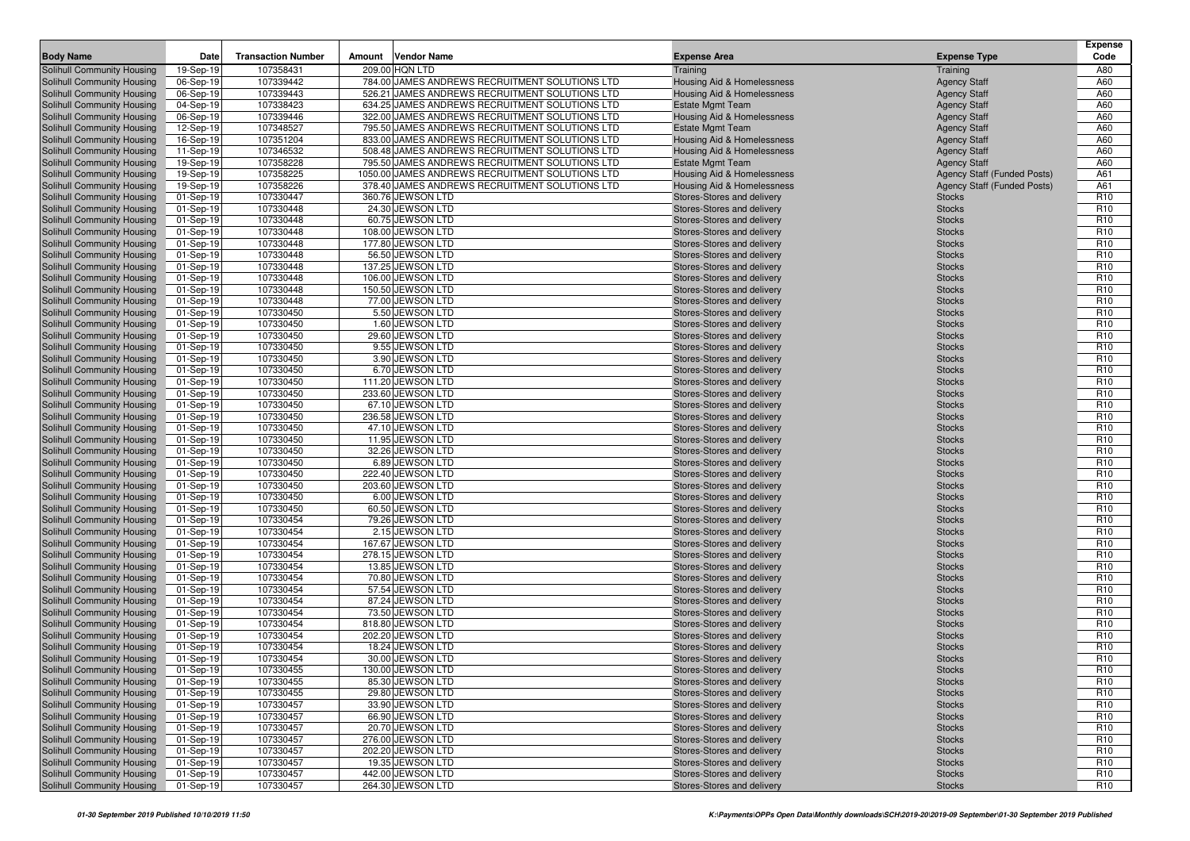| Body Name | Date | Transaction Number | Amount | Vendor Name | Expense Area | Expense Type | Expense Code |
|---|---|---|---|---|---|---|---|
| Solihull Community Housing | 19-Sep-19 | 107358431 | 209.00 | HQN LTD | Training | Training | A80 |
| Solihull Community Housing | 06-Sep-19 | 107339442 | 784.00 | JAMES ANDREWS RECRUITMENT SOLUTIONS LTD | Housing Aid & Homelessness | Agency Staff | A60 |
| Solihull Community Housing | 06-Sep-19 | 107339443 | 526.21 | JAMES ANDREWS RECRUITMENT SOLUTIONS LTD | Housing Aid & Homelessness | Agency Staff | A60 |
| Solihull Community Housing | 04-Sep-19 | 107338423 | 634.25 | JAMES ANDREWS RECRUITMENT SOLUTIONS LTD | Estate Mgmt Team | Agency Staff | A60 |
| Solihull Community Housing | 06-Sep-19 | 107339446 | 322.00 | JAMES ANDREWS RECRUITMENT SOLUTIONS LTD | Housing Aid & Homelessness | Agency Staff | A60 |
| Solihull Community Housing | 12-Sep-19 | 107348527 | 795.50 | JAMES ANDREWS RECRUITMENT SOLUTIONS LTD | Estate Mgmt Team | Agency Staff | A60 |
| Solihull Community Housing | 16-Sep-19 | 107351204 | 833.00 | JAMES ANDREWS RECRUITMENT SOLUTIONS LTD | Housing Aid & Homelessness | Agency Staff | A60 |
| Solihull Community Housing | 11-Sep-19 | 107346532 | 508.48 | JAMES ANDREWS RECRUITMENT SOLUTIONS LTD | Housing Aid & Homelessness | Agency Staff | A60 |
| Solihull Community Housing | 19-Sep-19 | 107358228 | 795.50 | JAMES ANDREWS RECRUITMENT SOLUTIONS LTD | Estate Mgmt Team | Agency Staff | A60 |
| Solihull Community Housing | 19-Sep-19 | 107358225 | 1050.00 | JAMES ANDREWS RECRUITMENT SOLUTIONS LTD | Housing Aid & Homelessness | Agency Staff (Funded Posts) | A61 |
| Solihull Community Housing | 19-Sep-19 | 107358226 | 378.40 | JAMES ANDREWS RECRUITMENT SOLUTIONS LTD | Housing Aid & Homelessness | Agency Staff (Funded Posts) | A61 |
| Solihull Community Housing | 01-Sep-19 | 107330447 | 360.76 | JEWSON LTD | Stores-Stores and delivery | Stocks | R10 |
| Solihull Community Housing | 01-Sep-19 | 107330448 | 24.30 | JEWSON LTD | Stores-Stores and delivery | Stocks | R10 |
| Solihull Community Housing | 01-Sep-19 | 107330448 | 60.75 | JEWSON LTD | Stores-Stores and delivery | Stocks | R10 |
| Solihull Community Housing | 01-Sep-19 | 107330448 | 108.00 | JEWSON LTD | Stores-Stores and delivery | Stocks | R10 |
| Solihull Community Housing | 01-Sep-19 | 107330448 | 177.80 | JEWSON LTD | Stores-Stores and delivery | Stocks | R10 |
| Solihull Community Housing | 01-Sep-19 | 107330448 | 56.50 | JEWSON LTD | Stores-Stores and delivery | Stocks | R10 |
| Solihull Community Housing | 01-Sep-19 | 107330448 | 137.25 | JEWSON LTD | Stores-Stores and delivery | Stocks | R10 |
| Solihull Community Housing | 01-Sep-19 | 107330448 | 106.00 | JEWSON LTD | Stores-Stores and delivery | Stocks | R10 |
| Solihull Community Housing | 01-Sep-19 | 107330448 | 150.50 | JEWSON LTD | Stores-Stores and delivery | Stocks | R10 |
| Solihull Community Housing | 01-Sep-19 | 107330448 | 77.00 | JEWSON LTD | Stores-Stores and delivery | Stocks | R10 |
| Solihull Community Housing | 01-Sep-19 | 107330450 | 5.50 | JEWSON LTD | Stores-Stores and delivery | Stocks | R10 |
| Solihull Community Housing | 01-Sep-19 | 107330450 | 1.60 | JEWSON LTD | Stores-Stores and delivery | Stocks | R10 |
| Solihull Community Housing | 01-Sep-19 | 107330450 | 29.60 | JEWSON LTD | Stores-Stores and delivery | Stocks | R10 |
| Solihull Community Housing | 01-Sep-19 | 107330450 | 9.55 | JEWSON LTD | Stores-Stores and delivery | Stocks | R10 |
| Solihull Community Housing | 01-Sep-19 | 107330450 | 3.90 | JEWSON LTD | Stores-Stores and delivery | Stocks | R10 |
| Solihull Community Housing | 01-Sep-19 | 107330450 | 6.70 | JEWSON LTD | Stores-Stores and delivery | Stocks | R10 |
| Solihull Community Housing | 01-Sep-19 | 107330450 | 111.20 | JEWSON LTD | Stores-Stores and delivery | Stocks | R10 |
| Solihull Community Housing | 01-Sep-19 | 107330450 | 233.60 | JEWSON LTD | Stores-Stores and delivery | Stocks | R10 |
| Solihull Community Housing | 01-Sep-19 | 107330450 | 67.10 | JEWSON LTD | Stores-Stores and delivery | Stocks | R10 |
| Solihull Community Housing | 01-Sep-19 | 107330450 | 236.58 | JEWSON LTD | Stores-Stores and delivery | Stocks | R10 |
| Solihull Community Housing | 01-Sep-19 | 107330450 | 47.10 | JEWSON LTD | Stores-Stores and delivery | Stocks | R10 |
| Solihull Community Housing | 01-Sep-19 | 107330450 | 11.95 | JEWSON LTD | Stores-Stores and delivery | Stocks | R10 |
| Solihull Community Housing | 01-Sep-19 | 107330450 | 32.26 | JEWSON LTD | Stores-Stores and delivery | Stocks | R10 |
| Solihull Community Housing | 01-Sep-19 | 107330450 | 6.89 | JEWSON LTD | Stores-Stores and delivery | Stocks | R10 |
| Solihull Community Housing | 01-Sep-19 | 107330450 | 222.40 | JEWSON LTD | Stores-Stores and delivery | Stocks | R10 |
| Solihull Community Housing | 01-Sep-19 | 107330450 | 203.60 | JEWSON LTD | Stores-Stores and delivery | Stocks | R10 |
| Solihull Community Housing | 01-Sep-19 | 107330450 | 6.00 | JEWSON LTD | Stores-Stores and delivery | Stocks | R10 |
| Solihull Community Housing | 01-Sep-19 | 107330450 | 60.50 | JEWSON LTD | Stores-Stores and delivery | Stocks | R10 |
| Solihull Community Housing | 01-Sep-19 | 107330454 | 79.26 | JEWSON LTD | Stores-Stores and delivery | Stocks | R10 |
| Solihull Community Housing | 01-Sep-19 | 107330454 | 2.15 | JEWSON LTD | Stores-Stores and delivery | Stocks | R10 |
| Solihull Community Housing | 01-Sep-19 | 107330454 | 167.67 | JEWSON LTD | Stores-Stores and delivery | Stocks | R10 |
| Solihull Community Housing | 01-Sep-19 | 107330454 | 278.15 | JEWSON LTD | Stores-Stores and delivery | Stocks | R10 |
| Solihull Community Housing | 01-Sep-19 | 107330454 | 13.85 | JEWSON LTD | Stores-Stores and delivery | Stocks | R10 |
| Solihull Community Housing | 01-Sep-19 | 107330454 | 70.80 | JEWSON LTD | Stores-Stores and delivery | Stocks | R10 |
| Solihull Community Housing | 01-Sep-19 | 107330454 | 57.54 | JEWSON LTD | Stores-Stores and delivery | Stocks | R10 |
| Solihull Community Housing | 01-Sep-19 | 107330454 | 87.24 | JEWSON LTD | Stores-Stores and delivery | Stocks | R10 |
| Solihull Community Housing | 01-Sep-19 | 107330454 | 73.50 | JEWSON LTD | Stores-Stores and delivery | Stocks | R10 |
| Solihull Community Housing | 01-Sep-19 | 107330454 | 818.80 | JEWSON LTD | Stores-Stores and delivery | Stocks | R10 |
| Solihull Community Housing | 01-Sep-19 | 107330454 | 202.20 | JEWSON LTD | Stores-Stores and delivery | Stocks | R10 |
| Solihull Community Housing | 01-Sep-19 | 107330454 | 18.24 | JEWSON LTD | Stores-Stores and delivery | Stocks | R10 |
| Solihull Community Housing | 01-Sep-19 | 107330454 | 30.00 | JEWSON LTD | Stores-Stores and delivery | Stocks | R10 |
| Solihull Community Housing | 01-Sep-19 | 107330455 | 130.00 | JEWSON LTD | Stores-Stores and delivery | Stocks | R10 |
| Solihull Community Housing | 01-Sep-19 | 107330455 | 85.30 | JEWSON LTD | Stores-Stores and delivery | Stocks | R10 |
| Solihull Community Housing | 01-Sep-19 | 107330455 | 29.80 | JEWSON LTD | Stores-Stores and delivery | Stocks | R10 |
| Solihull Community Housing | 01-Sep-19 | 107330457 | 33.90 | JEWSON LTD | Stores-Stores and delivery | Stocks | R10 |
| Solihull Community Housing | 01-Sep-19 | 107330457 | 66.90 | JEWSON LTD | Stores-Stores and delivery | Stocks | R10 |
| Solihull Community Housing | 01-Sep-19 | 107330457 | 20.70 | JEWSON LTD | Stores-Stores and delivery | Stocks | R10 |
| Solihull Community Housing | 01-Sep-19 | 107330457 | 276.00 | JEWSON LTD | Stores-Stores and delivery | Stocks | R10 |
| Solihull Community Housing | 01-Sep-19 | 107330457 | 202.20 | JEWSON LTD | Stores-Stores and delivery | Stocks | R10 |
| Solihull Community Housing | 01-Sep-19 | 107330457 | 19.35 | JEWSON LTD | Stores-Stores and delivery | Stocks | R10 |
| Solihull Community Housing | 01-Sep-19 | 107330457 | 442.00 | JEWSON LTD | Stores-Stores and delivery | Stocks | R10 |
| Solihull Community Housing | 01-Sep-19 | 107330457 | 264.30 | JEWSON LTD | Stores-Stores and delivery | Stocks | R10 |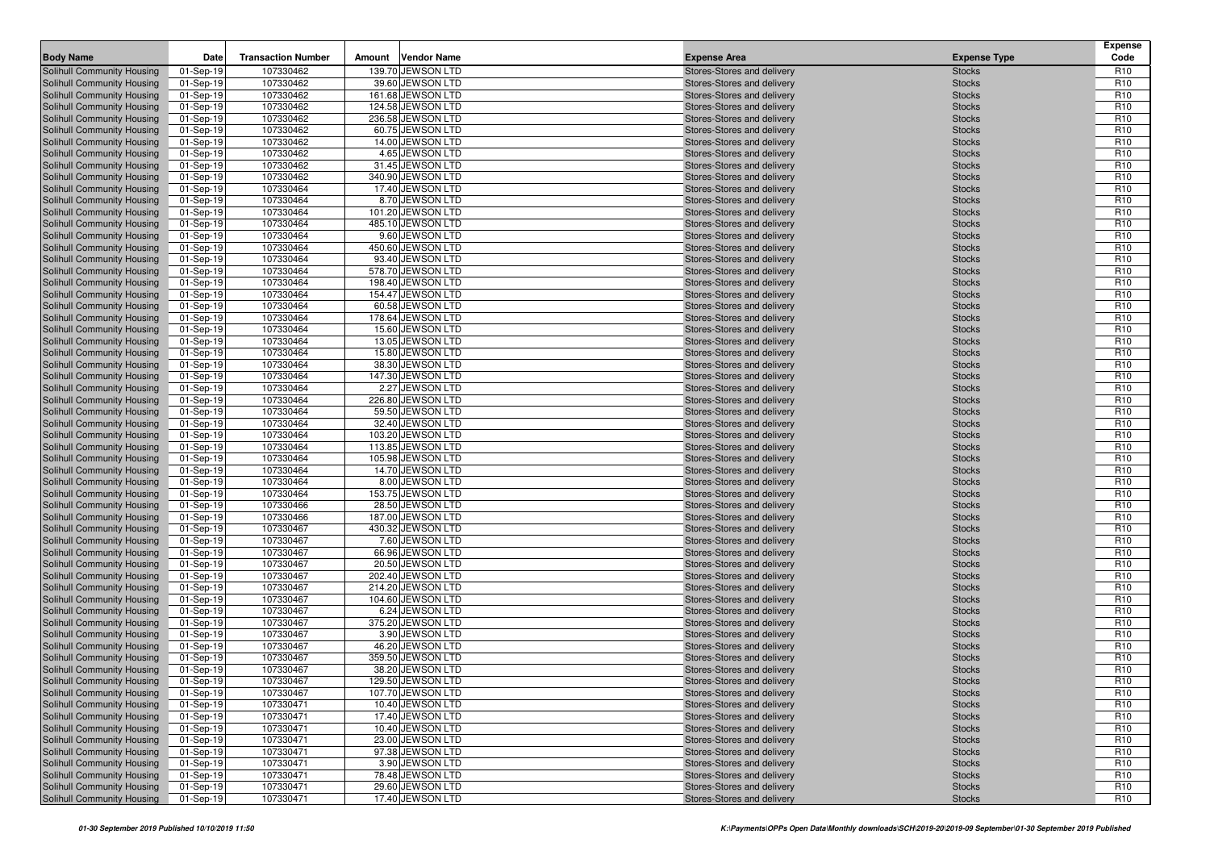| Body Name | Date | Transaction Number | Amount | Vendor Name | Expense Area | Expense Type | Expense Code |
|---|---|---|---|---|---|---|---|
| Solihull Community Housing | 01-Sep-19 | 107330462 | 139.70 | JEWSON LTD | Stores-Stores and delivery | Stocks | R10 |
| Solihull Community Housing | 01-Sep-19 | 107330462 | 39.60 | JEWSON LTD | Stores-Stores and delivery | Stocks | R10 |
| Solihull Community Housing | 01-Sep-19 | 107330462 | 161.68 | JEWSON LTD | Stores-Stores and delivery | Stocks | R10 |
| Solihull Community Housing | 01-Sep-19 | 107330462 | 124.58 | JEWSON LTD | Stores-Stores and delivery | Stocks | R10 |
| Solihull Community Housing | 01-Sep-19 | 107330462 | 236.58 | JEWSON LTD | Stores-Stores and delivery | Stocks | R10 |
| Solihull Community Housing | 01-Sep-19 | 107330462 | 60.75 | JEWSON LTD | Stores-Stores and delivery | Stocks | R10 |
| Solihull Community Housing | 01-Sep-19 | 107330462 | 14.00 | JEWSON LTD | Stores-Stores and delivery | Stocks | R10 |
| Solihull Community Housing | 01-Sep-19 | 107330462 | 4.65 | JEWSON LTD | Stores-Stores and delivery | Stocks | R10 |
| Solihull Community Housing | 01-Sep-19 | 107330462 | 31.45 | JEWSON LTD | Stores-Stores and delivery | Stocks | R10 |
| Solihull Community Housing | 01-Sep-19 | 107330462 | 340.90 | JEWSON LTD | Stores-Stores and delivery | Stocks | R10 |
| Solihull Community Housing | 01-Sep-19 | 107330464 | 17.40 | JEWSON LTD | Stores-Stores and delivery | Stocks | R10 |
| Solihull Community Housing | 01-Sep-19 | 107330464 | 8.70 | JEWSON LTD | Stores-Stores and delivery | Stocks | R10 |
| Solihull Community Housing | 01-Sep-19 | 107330464 | 101.20 | JEWSON LTD | Stores-Stores and delivery | Stocks | R10 |
| Solihull Community Housing | 01-Sep-19 | 107330464 | 485.10 | JEWSON LTD | Stores-Stores and delivery | Stocks | R10 |
| Solihull Community Housing | 01-Sep-19 | 107330464 | 9.60 | JEWSON LTD | Stores-Stores and delivery | Stocks | R10 |
| Solihull Community Housing | 01-Sep-19 | 107330464 | 450.60 | JEWSON LTD | Stores-Stores and delivery | Stocks | R10 |
| Solihull Community Housing | 01-Sep-19 | 107330464 | 93.40 | JEWSON LTD | Stores-Stores and delivery | Stocks | R10 |
| Solihull Community Housing | 01-Sep-19 | 107330464 | 578.70 | JEWSON LTD | Stores-Stores and delivery | Stocks | R10 |
| Solihull Community Housing | 01-Sep-19 | 107330464 | 198.40 | JEWSON LTD | Stores-Stores and delivery | Stocks | R10 |
| Solihull Community Housing | 01-Sep-19 | 107330464 | 154.47 | JEWSON LTD | Stores-Stores and delivery | Stocks | R10 |
| Solihull Community Housing | 01-Sep-19 | 107330464 | 60.58 | JEWSON LTD | Stores-Stores and delivery | Stocks | R10 |
| Solihull Community Housing | 01-Sep-19 | 107330464 | 178.64 | JEWSON LTD | Stores-Stores and delivery | Stocks | R10 |
| Solihull Community Housing | 01-Sep-19 | 107330464 | 15.60 | JEWSON LTD | Stores-Stores and delivery | Stocks | R10 |
| Solihull Community Housing | 01-Sep-19 | 107330464 | 13.05 | JEWSON LTD | Stores-Stores and delivery | Stocks | R10 |
| Solihull Community Housing | 01-Sep-19 | 107330464 | 15.80 | JEWSON LTD | Stores-Stores and delivery | Stocks | R10 |
| Solihull Community Housing | 01-Sep-19 | 107330464 | 38.30 | JEWSON LTD | Stores-Stores and delivery | Stocks | R10 |
| Solihull Community Housing | 01-Sep-19 | 107330464 | 147.30 | JEWSON LTD | Stores-Stores and delivery | Stocks | R10 |
| Solihull Community Housing | 01-Sep-19 | 107330464 | 2.27 | JEWSON LTD | Stores-Stores and delivery | Stocks | R10 |
| Solihull Community Housing | 01-Sep-19 | 107330464 | 226.80 | JEWSON LTD | Stores-Stores and delivery | Stocks | R10 |
| Solihull Community Housing | 01-Sep-19 | 107330464 | 59.50 | JEWSON LTD | Stores-Stores and delivery | Stocks | R10 |
| Solihull Community Housing | 01-Sep-19 | 107330464 | 32.40 | JEWSON LTD | Stores-Stores and delivery | Stocks | R10 |
| Solihull Community Housing | 01-Sep-19 | 107330464 | 103.20 | JEWSON LTD | Stores-Stores and delivery | Stocks | R10 |
| Solihull Community Housing | 01-Sep-19 | 107330464 | 113.85 | JEWSON LTD | Stores-Stores and delivery | Stocks | R10 |
| Solihull Community Housing | 01-Sep-19 | 107330464 | 105.98 | JEWSON LTD | Stores-Stores and delivery | Stocks | R10 |
| Solihull Community Housing | 01-Sep-19 | 107330464 | 14.70 | JEWSON LTD | Stores-Stores and delivery | Stocks | R10 |
| Solihull Community Housing | 01-Sep-19 | 107330464 | 8.00 | JEWSON LTD | Stores-Stores and delivery | Stocks | R10 |
| Solihull Community Housing | 01-Sep-19 | 107330464 | 153.75 | JEWSON LTD | Stores-Stores and delivery | Stocks | R10 |
| Solihull Community Housing | 01-Sep-19 | 107330466 | 28.50 | JEWSON LTD | Stores-Stores and delivery | Stocks | R10 |
| Solihull Community Housing | 01-Sep-19 | 107330466 | 187.00 | JEWSON LTD | Stores-Stores and delivery | Stocks | R10 |
| Solihull Community Housing | 01-Sep-19 | 107330467 | 430.32 | JEWSON LTD | Stores-Stores and delivery | Stocks | R10 |
| Solihull Community Housing | 01-Sep-19 | 107330467 | 7.60 | JEWSON LTD | Stores-Stores and delivery | Stocks | R10 |
| Solihull Community Housing | 01-Sep-19 | 107330467 | 66.96 | JEWSON LTD | Stores-Stores and delivery | Stocks | R10 |
| Solihull Community Housing | 01-Sep-19 | 107330467 | 20.50 | JEWSON LTD | Stores-Stores and delivery | Stocks | R10 |
| Solihull Community Housing | 01-Sep-19 | 107330467 | 202.40 | JEWSON LTD | Stores-Stores and delivery | Stocks | R10 |
| Solihull Community Housing | 01-Sep-19 | 107330467 | 214.20 | JEWSON LTD | Stores-Stores and delivery | Stocks | R10 |
| Solihull Community Housing | 01-Sep-19 | 107330467 | 104.60 | JEWSON LTD | Stores-Stores and delivery | Stocks | R10 |
| Solihull Community Housing | 01-Sep-19 | 107330467 | 6.24 | JEWSON LTD | Stores-Stores and delivery | Stocks | R10 |
| Solihull Community Housing | 01-Sep-19 | 107330467 | 375.20 | JEWSON LTD | Stores-Stores and delivery | Stocks | R10 |
| Solihull Community Housing | 01-Sep-19 | 107330467 | 3.90 | JEWSON LTD | Stores-Stores and delivery | Stocks | R10 |
| Solihull Community Housing | 01-Sep-19 | 107330467 | 46.20 | JEWSON LTD | Stores-Stores and delivery | Stocks | R10 |
| Solihull Community Housing | 01-Sep-19 | 107330467 | 359.50 | JEWSON LTD | Stores-Stores and delivery | Stocks | R10 |
| Solihull Community Housing | 01-Sep-19 | 107330467 | 38.20 | JEWSON LTD | Stores-Stores and delivery | Stocks | R10 |
| Solihull Community Housing | 01-Sep-19 | 107330467 | 129.50 | JEWSON LTD | Stores-Stores and delivery | Stocks | R10 |
| Solihull Community Housing | 01-Sep-19 | 107330467 | 107.70 | JEWSON LTD | Stores-Stores and delivery | Stocks | R10 |
| Solihull Community Housing | 01-Sep-19 | 107330471 | 10.40 | JEWSON LTD | Stores-Stores and delivery | Stocks | R10 |
| Solihull Community Housing | 01-Sep-19 | 107330471 | 17.40 | JEWSON LTD | Stores-Stores and delivery | Stocks | R10 |
| Solihull Community Housing | 01-Sep-19 | 107330471 | 10.40 | JEWSON LTD | Stores-Stores and delivery | Stocks | R10 |
| Solihull Community Housing | 01-Sep-19 | 107330471 | 23.00 | JEWSON LTD | Stores-Stores and delivery | Stocks | R10 |
| Solihull Community Housing | 01-Sep-19 | 107330471 | 97.38 | JEWSON LTD | Stores-Stores and delivery | Stocks | R10 |
| Solihull Community Housing | 01-Sep-19 | 107330471 | 3.90 | JEWSON LTD | Stores-Stores and delivery | Stocks | R10 |
| Solihull Community Housing | 01-Sep-19 | 107330471 | 78.48 | JEWSON LTD | Stores-Stores and delivery | Stocks | R10 |
| Solihull Community Housing | 01-Sep-19 | 107330471 | 29.60 | JEWSON LTD | Stores-Stores and delivery | Stocks | R10 |
| Solihull Community Housing | 01-Sep-19 | 107330471 | 17.40 | JEWSON LTD | Stores-Stores and delivery | Stocks | R10 |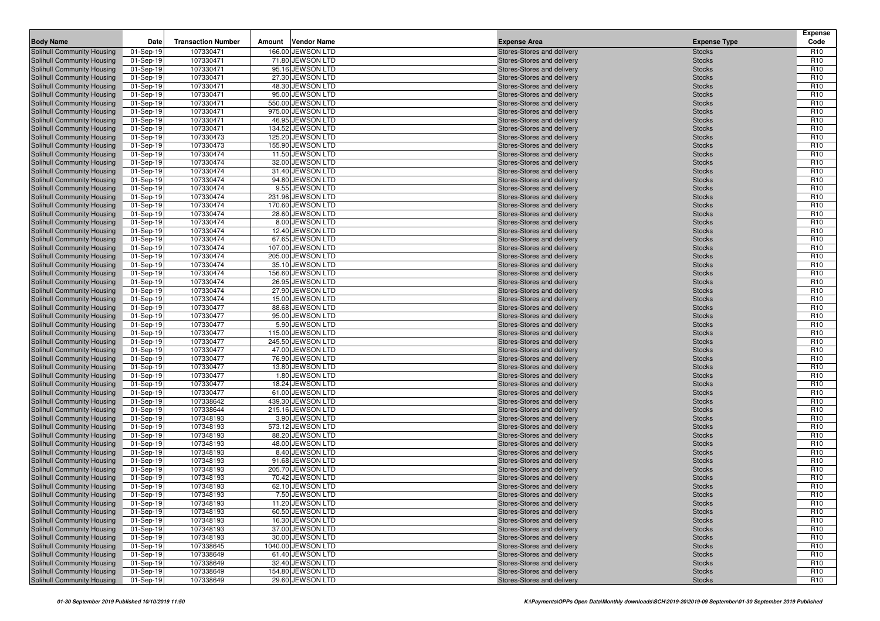| Body Name | Date | Transaction Number | Amount | Vendor Name | Expense Area | Expense Type | Expense Code |
|---|---|---|---|---|---|---|---|
| Solihull Community Housing | 01-Sep-19 | 107330471 | 166.00 | JEWSON LTD | Stores-Stores and delivery | Stocks | R10 |
| Solihull Community Housing | 01-Sep-19 | 107330471 | 71.80 | JEWSON LTD | Stores-Stores and delivery | Stocks | R10 |
| Solihull Community Housing | 01-Sep-19 | 107330471 | 95.16 | JEWSON LTD | Stores-Stores and delivery | Stocks | R10 |
| Solihull Community Housing | 01-Sep-19 | 107330471 | 27.30 | JEWSON LTD | Stores-Stores and delivery | Stocks | R10 |
| Solihull Community Housing | 01-Sep-19 | 107330471 | 48.30 | JEWSON LTD | Stores-Stores and delivery | Stocks | R10 |
| Solihull Community Housing | 01-Sep-19 | 107330471 | 95.00 | JEWSON LTD | Stores-Stores and delivery | Stocks | R10 |
| Solihull Community Housing | 01-Sep-19 | 107330471 | 550.00 | JEWSON LTD | Stores-Stores and delivery | Stocks | R10 |
| Solihull Community Housing | 01-Sep-19 | 107330471 | 975.00 | JEWSON LTD | Stores-Stores and delivery | Stocks | R10 |
| Solihull Community Housing | 01-Sep-19 | 107330471 | 46.95 | JEWSON LTD | Stores-Stores and delivery | Stocks | R10 |
| Solihull Community Housing | 01-Sep-19 | 107330471 | 134.52 | JEWSON LTD | Stores-Stores and delivery | Stocks | R10 |
| Solihull Community Housing | 01-Sep-19 | 107330473 | 125.20 | JEWSON LTD | Stores-Stores and delivery | Stocks | R10 |
| Solihull Community Housing | 01-Sep-19 | 107330473 | 155.90 | JEWSON LTD | Stores-Stores and delivery | Stocks | R10 |
| Solihull Community Housing | 01-Sep-19 | 107330474 | 11.50 | JEWSON LTD | Stores-Stores and delivery | Stocks | R10 |
| Solihull Community Housing | 01-Sep-19 | 107330474 | 32.00 | JEWSON LTD | Stores-Stores and delivery | Stocks | R10 |
| Solihull Community Housing | 01-Sep-19 | 107330474 | 31.40 | JEWSON LTD | Stores-Stores and delivery | Stocks | R10 |
| Solihull Community Housing | 01-Sep-19 | 107330474 | 94.80 | JEWSON LTD | Stores-Stores and delivery | Stocks | R10 |
| Solihull Community Housing | 01-Sep-19 | 107330474 | 9.55 | JEWSON LTD | Stores-Stores and delivery | Stocks | R10 |
| Solihull Community Housing | 01-Sep-19 | 107330474 | 231.96 | JEWSON LTD | Stores-Stores and delivery | Stocks | R10 |
| Solihull Community Housing | 01-Sep-19 | 107330474 | 170.60 | JEWSON LTD | Stores-Stores and delivery | Stocks | R10 |
| Solihull Community Housing | 01-Sep-19 | 107330474 | 28.60 | JEWSON LTD | Stores-Stores and delivery | Stocks | R10 |
| Solihull Community Housing | 01-Sep-19 | 107330474 | 8.00 | JEWSON LTD | Stores-Stores and delivery | Stocks | R10 |
| Solihull Community Housing | 01-Sep-19 | 107330474 | 12.40 | JEWSON LTD | Stores-Stores and delivery | Stocks | R10 |
| Solihull Community Housing | 01-Sep-19 | 107330474 | 67.65 | JEWSON LTD | Stores-Stores and delivery | Stocks | R10 |
| Solihull Community Housing | 01-Sep-19 | 107330474 | 107.00 | JEWSON LTD | Stores-Stores and delivery | Stocks | R10 |
| Solihull Community Housing | 01-Sep-19 | 107330474 | 205.00 | JEWSON LTD | Stores-Stores and delivery | Stocks | R10 |
| Solihull Community Housing | 01-Sep-19 | 107330474 | 35.10 | JEWSON LTD | Stores-Stores and delivery | Stocks | R10 |
| Solihull Community Housing | 01-Sep-19 | 107330474 | 156.60 | JEWSON LTD | Stores-Stores and delivery | Stocks | R10 |
| Solihull Community Housing | 01-Sep-19 | 107330474 | 26.95 | JEWSON LTD | Stores-Stores and delivery | Stocks | R10 |
| Solihull Community Housing | 01-Sep-19 | 107330474 | 27.90 | JEWSON LTD | Stores-Stores and delivery | Stocks | R10 |
| Solihull Community Housing | 01-Sep-19 | 107330474 | 15.00 | JEWSON LTD | Stores-Stores and delivery | Stocks | R10 |
| Solihull Community Housing | 01-Sep-19 | 107330477 | 88.68 | JEWSON LTD | Stores-Stores and delivery | Stocks | R10 |
| Solihull Community Housing | 01-Sep-19 | 107330477 | 95.00 | JEWSON LTD | Stores-Stores and delivery | Stocks | R10 |
| Solihull Community Housing | 01-Sep-19 | 107330477 | 5.90 | JEWSON LTD | Stores-Stores and delivery | Stocks | R10 |
| Solihull Community Housing | 01-Sep-19 | 107330477 | 115.00 | JEWSON LTD | Stores-Stores and delivery | Stocks | R10 |
| Solihull Community Housing | 01-Sep-19 | 107330477 | 245.50 | JEWSON LTD | Stores-Stores and delivery | Stocks | R10 |
| Solihull Community Housing | 01-Sep-19 | 107330477 | 47.00 | JEWSON LTD | Stores-Stores and delivery | Stocks | R10 |
| Solihull Community Housing | 01-Sep-19 | 107330477 | 76.90 | JEWSON LTD | Stores-Stores and delivery | Stocks | R10 |
| Solihull Community Housing | 01-Sep-19 | 107330477 | 13.80 | JEWSON LTD | Stores-Stores and delivery | Stocks | R10 |
| Solihull Community Housing | 01-Sep-19 | 107330477 | 1.80 | JEWSON LTD | Stores-Stores and delivery | Stocks | R10 |
| Solihull Community Housing | 01-Sep-19 | 107330477 | 18.24 | JEWSON LTD | Stores-Stores and delivery | Stocks | R10 |
| Solihull Community Housing | 01-Sep-19 | 107330477 | 61.00 | JEWSON LTD | Stores-Stores and delivery | Stocks | R10 |
| Solihull Community Housing | 01-Sep-19 | 107338642 | 439.30 | JEWSON LTD | Stores-Stores and delivery | Stocks | R10 |
| Solihull Community Housing | 01-Sep-19 | 107338644 | 215.16 | JEWSON LTD | Stores-Stores and delivery | Stocks | R10 |
| Solihull Community Housing | 01-Sep-19 | 107348193 | 3.90 | JEWSON LTD | Stores-Stores and delivery | Stocks | R10 |
| Solihull Community Housing | 01-Sep-19 | 107348193 | 573.12 | JEWSON LTD | Stores-Stores and delivery | Stocks | R10 |
| Solihull Community Housing | 01-Sep-19 | 107348193 | 88.20 | JEWSON LTD | Stores-Stores and delivery | Stocks | R10 |
| Solihull Community Housing | 01-Sep-19 | 107348193 | 48.00 | JEWSON LTD | Stores-Stores and delivery | Stocks | R10 |
| Solihull Community Housing | 01-Sep-19 | 107348193 | 8.40 | JEWSON LTD | Stores-Stores and delivery | Stocks | R10 |
| Solihull Community Housing | 01-Sep-19 | 107348193 | 91.68 | JEWSON LTD | Stores-Stores and delivery | Stocks | R10 |
| Solihull Community Housing | 01-Sep-19 | 107348193 | 205.70 | JEWSON LTD | Stores-Stores and delivery | Stocks | R10 |
| Solihull Community Housing | 01-Sep-19 | 107348193 | 70.42 | JEWSON LTD | Stores-Stores and delivery | Stocks | R10 |
| Solihull Community Housing | 01-Sep-19 | 107348193 | 62.10 | JEWSON LTD | Stores-Stores and delivery | Stocks | R10 |
| Solihull Community Housing | 01-Sep-19 | 107348193 | 7.50 | JEWSON LTD | Stores-Stores and delivery | Stocks | R10 |
| Solihull Community Housing | 01-Sep-19 | 107348193 | 11.20 | JEWSON LTD | Stores-Stores and delivery | Stocks | R10 |
| Solihull Community Housing | 01-Sep-19 | 107348193 | 60.50 | JEWSON LTD | Stores-Stores and delivery | Stocks | R10 |
| Solihull Community Housing | 01-Sep-19 | 107348193 | 16.30 | JEWSON LTD | Stores-Stores and delivery | Stocks | R10 |
| Solihull Community Housing | 01-Sep-19 | 107348193 | 37.00 | JEWSON LTD | Stores-Stores and delivery | Stocks | R10 |
| Solihull Community Housing | 01-Sep-19 | 107348193 | 30.00 | JEWSON LTD | Stores-Stores and delivery | Stocks | R10 |
| Solihull Community Housing | 01-Sep-19 | 107338645 | 1040.00 | JEWSON LTD | Stores-Stores and delivery | Stocks | R10 |
| Solihull Community Housing | 01-Sep-19 | 107338649 | 61.40 | JEWSON LTD | Stores-Stores and delivery | Stocks | R10 |
| Solihull Community Housing | 01-Sep-19 | 107338649 | 32.40 | JEWSON LTD | Stores-Stores and delivery | Stocks | R10 |
| Solihull Community Housing | 01-Sep-19 | 107338649 | 154.80 | JEWSON LTD | Stores-Stores and delivery | Stocks | R10 |
| Solihull Community Housing | 01-Sep-19 | 107338649 | 29.60 | JEWSON LTD | Stores-Stores and delivery | Stocks | R10 |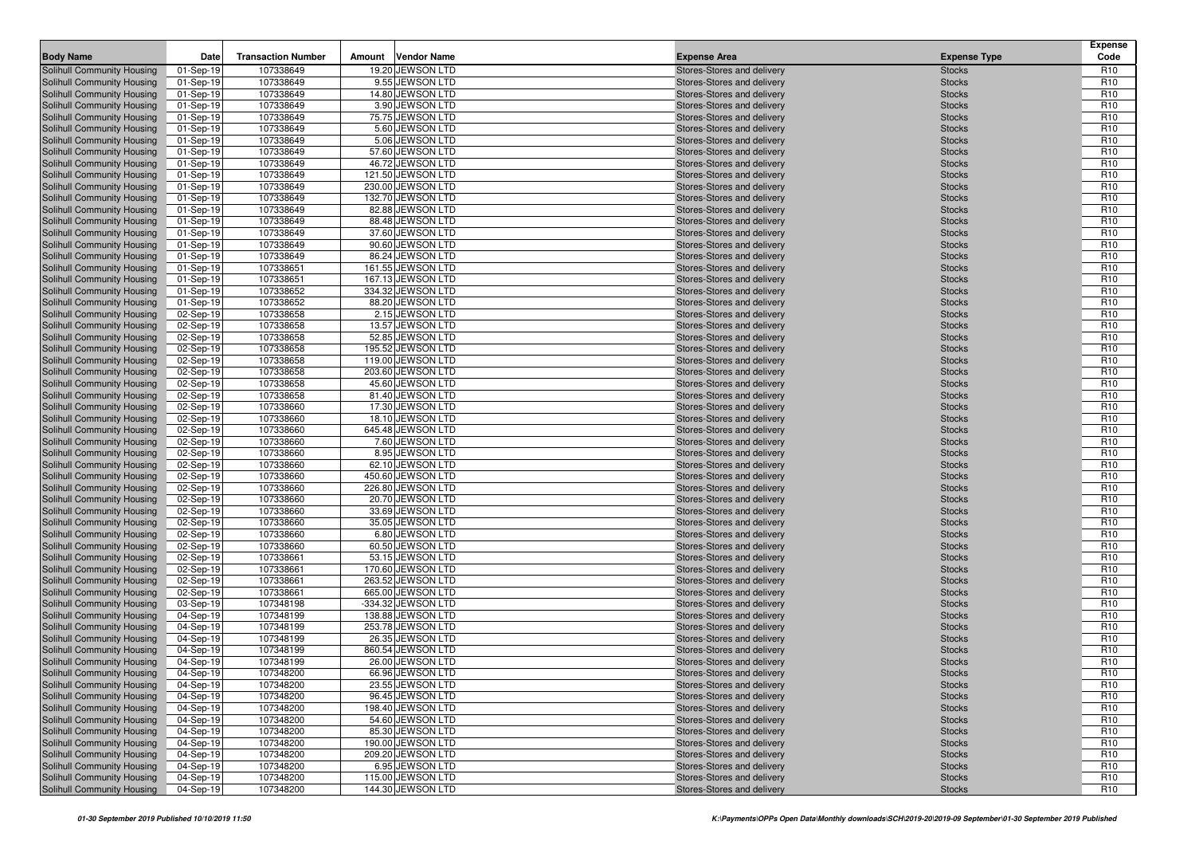| Body Name | Date | Transaction Number | Amount | Vendor Name | Expense Area | Expense Type | Expense Code |
|---|---|---|---|---|---|---|---|
| Solihull Community Housing | 01-Sep-19 | 107338649 | 19.20 | JEWSON LTD | Stores-Stores and delivery | Stocks | R10 |
| Solihull Community Housing | 01-Sep-19 | 107338649 | 9.55 | JEWSON LTD | Stores-Stores and delivery | Stocks | R10 |
| Solihull Community Housing | 01-Sep-19 | 107338649 | 14.80 | JEWSON LTD | Stores-Stores and delivery | Stocks | R10 |
| Solihull Community Housing | 01-Sep-19 | 107338649 | 3.90 | JEWSON LTD | Stores-Stores and delivery | Stocks | R10 |
| Solihull Community Housing | 01-Sep-19 | 107338649 | 75.75 | JEWSON LTD | Stores-Stores and delivery | Stocks | R10 |
| Solihull Community Housing | 01-Sep-19 | 107338649 | 5.60 | JEWSON LTD | Stores-Stores and delivery | Stocks | R10 |
| Solihull Community Housing | 01-Sep-19 | 107338649 | 5.06 | JEWSON LTD | Stores-Stores and delivery | Stocks | R10 |
| Solihull Community Housing | 01-Sep-19 | 107338649 | 57.60 | JEWSON LTD | Stores-Stores and delivery | Stocks | R10 |
| Solihull Community Housing | 01-Sep-19 | 107338649 | 46.72 | JEWSON LTD | Stores-Stores and delivery | Stocks | R10 |
| Solihull Community Housing | 01-Sep-19 | 107338649 | 121.50 | JEWSON LTD | Stores-Stores and delivery | Stocks | R10 |
| Solihull Community Housing | 01-Sep-19 | 107338649 | 230.00 | JEWSON LTD | Stores-Stores and delivery | Stocks | R10 |
| Solihull Community Housing | 01-Sep-19 | 107338649 | 132.70 | JEWSON LTD | Stores-Stores and delivery | Stocks | R10 |
| Solihull Community Housing | 01-Sep-19 | 107338649 | 82.88 | JEWSON LTD | Stores-Stores and delivery | Stocks | R10 |
| Solihull Community Housing | 01-Sep-19 | 107338649 | 88.48 | JEWSON LTD | Stores-Stores and delivery | Stocks | R10 |
| Solihull Community Housing | 01-Sep-19 | 107338649 | 37.60 | JEWSON LTD | Stores-Stores and delivery | Stocks | R10 |
| Solihull Community Housing | 01-Sep-19 | 107338649 | 90.60 | JEWSON LTD | Stores-Stores and delivery | Stocks | R10 |
| Solihull Community Housing | 01-Sep-19 | 107338649 | 86.24 | JEWSON LTD | Stores-Stores and delivery | Stocks | R10 |
| Solihull Community Housing | 01-Sep-19 | 107338651 | 161.55 | JEWSON LTD | Stores-Stores and delivery | Stocks | R10 |
| Solihull Community Housing | 01-Sep-19 | 107338651 | 167.13 | JEWSON LTD | Stores-Stores and delivery | Stocks | R10 |
| Solihull Community Housing | 01-Sep-19 | 107338652 | 334.32 | JEWSON LTD | Stores-Stores and delivery | Stocks | R10 |
| Solihull Community Housing | 01-Sep-19 | 107338652 | 88.20 | JEWSON LTD | Stores-Stores and delivery | Stocks | R10 |
| Solihull Community Housing | 02-Sep-19 | 107338658 | 2.15 | JEWSON LTD | Stores-Stores and delivery | Stocks | R10 |
| Solihull Community Housing | 02-Sep-19 | 107338658 | 13.57 | JEWSON LTD | Stores-Stores and delivery | Stocks | R10 |
| Solihull Community Housing | 02-Sep-19 | 107338658 | 52.85 | JEWSON LTD | Stores-Stores and delivery | Stocks | R10 |
| Solihull Community Housing | 02-Sep-19 | 107338658 | 195.52 | JEWSON LTD | Stores-Stores and delivery | Stocks | R10 |
| Solihull Community Housing | 02-Sep-19 | 107338658 | 119.00 | JEWSON LTD | Stores-Stores and delivery | Stocks | R10 |
| Solihull Community Housing | 02-Sep-19 | 107338658 | 203.60 | JEWSON LTD | Stores-Stores and delivery | Stocks | R10 |
| Solihull Community Housing | 02-Sep-19 | 107338658 | 45.60 | JEWSON LTD | Stores-Stores and delivery | Stocks | R10 |
| Solihull Community Housing | 02-Sep-19 | 107338658 | 81.40 | JEWSON LTD | Stores-Stores and delivery | Stocks | R10 |
| Solihull Community Housing | 02-Sep-19 | 107338660 | 17.30 | JEWSON LTD | Stores-Stores and delivery | Stocks | R10 |
| Solihull Community Housing | 02-Sep-19 | 107338660 | 18.10 | JEWSON LTD | Stores-Stores and delivery | Stocks | R10 |
| Solihull Community Housing | 02-Sep-19 | 107338660 | 645.48 | JEWSON LTD | Stores-Stores and delivery | Stocks | R10 |
| Solihull Community Housing | 02-Sep-19 | 107338660 | 7.60 | JEWSON LTD | Stores-Stores and delivery | Stocks | R10 |
| Solihull Community Housing | 02-Sep-19 | 107338660 | 8.95 | JEWSON LTD | Stores-Stores and delivery | Stocks | R10 |
| Solihull Community Housing | 02-Sep-19 | 107338660 | 62.10 | JEWSON LTD | Stores-Stores and delivery | Stocks | R10 |
| Solihull Community Housing | 02-Sep-19 | 107338660 | 450.60 | JEWSON LTD | Stores-Stores and delivery | Stocks | R10 |
| Solihull Community Housing | 02-Sep-19 | 107338660 | 226.80 | JEWSON LTD | Stores-Stores and delivery | Stocks | R10 |
| Solihull Community Housing | 02-Sep-19 | 107338660 | 20.70 | JEWSON LTD | Stores-Stores and delivery | Stocks | R10 |
| Solihull Community Housing | 02-Sep-19 | 107338660 | 33.69 | JEWSON LTD | Stores-Stores and delivery | Stocks | R10 |
| Solihull Community Housing | 02-Sep-19 | 107338660 | 35.05 | JEWSON LTD | Stores-Stores and delivery | Stocks | R10 |
| Solihull Community Housing | 02-Sep-19 | 107338660 | 6.80 | JEWSON LTD | Stores-Stores and delivery | Stocks | R10 |
| Solihull Community Housing | 02-Sep-19 | 107338660 | 60.50 | JEWSON LTD | Stores-Stores and delivery | Stocks | R10 |
| Solihull Community Housing | 02-Sep-19 | 107338661 | 53.15 | JEWSON LTD | Stores-Stores and delivery | Stocks | R10 |
| Solihull Community Housing | 02-Sep-19 | 107338661 | 170.60 | JEWSON LTD | Stores-Stores and delivery | Stocks | R10 |
| Solihull Community Housing | 02-Sep-19 | 107338661 | 263.52 | JEWSON LTD | Stores-Stores and delivery | Stocks | R10 |
| Solihull Community Housing | 02-Sep-19 | 107338661 | 665.00 | JEWSON LTD | Stores-Stores and delivery | Stocks | R10 |
| Solihull Community Housing | 03-Sep-19 | 107348198 | -334.32 | JEWSON LTD | Stores-Stores and delivery | Stocks | R10 |
| Solihull Community Housing | 04-Sep-19 | 107348199 | 138.88 | JEWSON LTD | Stores-Stores and delivery | Stocks | R10 |
| Solihull Community Housing | 04-Sep-19 | 107348199 | 253.78 | JEWSON LTD | Stores-Stores and delivery | Stocks | R10 |
| Solihull Community Housing | 04-Sep-19 | 107348199 | 26.35 | JEWSON LTD | Stores-Stores and delivery | Stocks | R10 |
| Solihull Community Housing | 04-Sep-19 | 107348199 | 860.54 | JEWSON LTD | Stores-Stores and delivery | Stocks | R10 |
| Solihull Community Housing | 04-Sep-19 | 107348199 | 26.00 | JEWSON LTD | Stores-Stores and delivery | Stocks | R10 |
| Solihull Community Housing | 04-Sep-19 | 107348200 | 66.96 | JEWSON LTD | Stores-Stores and delivery | Stocks | R10 |
| Solihull Community Housing | 04-Sep-19 | 107348200 | 23.55 | JEWSON LTD | Stores-Stores and delivery | Stocks | R10 |
| Solihull Community Housing | 04-Sep-19 | 107348200 | 96.45 | JEWSON LTD | Stores-Stores and delivery | Stocks | R10 |
| Solihull Community Housing | 04-Sep-19 | 107348200 | 198.40 | JEWSON LTD | Stores-Stores and delivery | Stocks | R10 |
| Solihull Community Housing | 04-Sep-19 | 107348200 | 54.60 | JEWSON LTD | Stores-Stores and delivery | Stocks | R10 |
| Solihull Community Housing | 04-Sep-19 | 107348200 | 85.30 | JEWSON LTD | Stores-Stores and delivery | Stocks | R10 |
| Solihull Community Housing | 04-Sep-19 | 107348200 | 190.00 | JEWSON LTD | Stores-Stores and delivery | Stocks | R10 |
| Solihull Community Housing | 04-Sep-19 | 107348200 | 209.20 | JEWSON LTD | Stores-Stores and delivery | Stocks | R10 |
| Solihull Community Housing | 04-Sep-19 | 107348200 | 6.95 | JEWSON LTD | Stores-Stores and delivery | Stocks | R10 |
| Solihull Community Housing | 04-Sep-19 | 107348200 | 115.00 | JEWSON LTD | Stores-Stores and delivery | Stocks | R10 |
| Solihull Community Housing | 04-Sep-19 | 107348200 | 144.30 | JEWSON LTD | Stores-Stores and delivery | Stocks | R10 |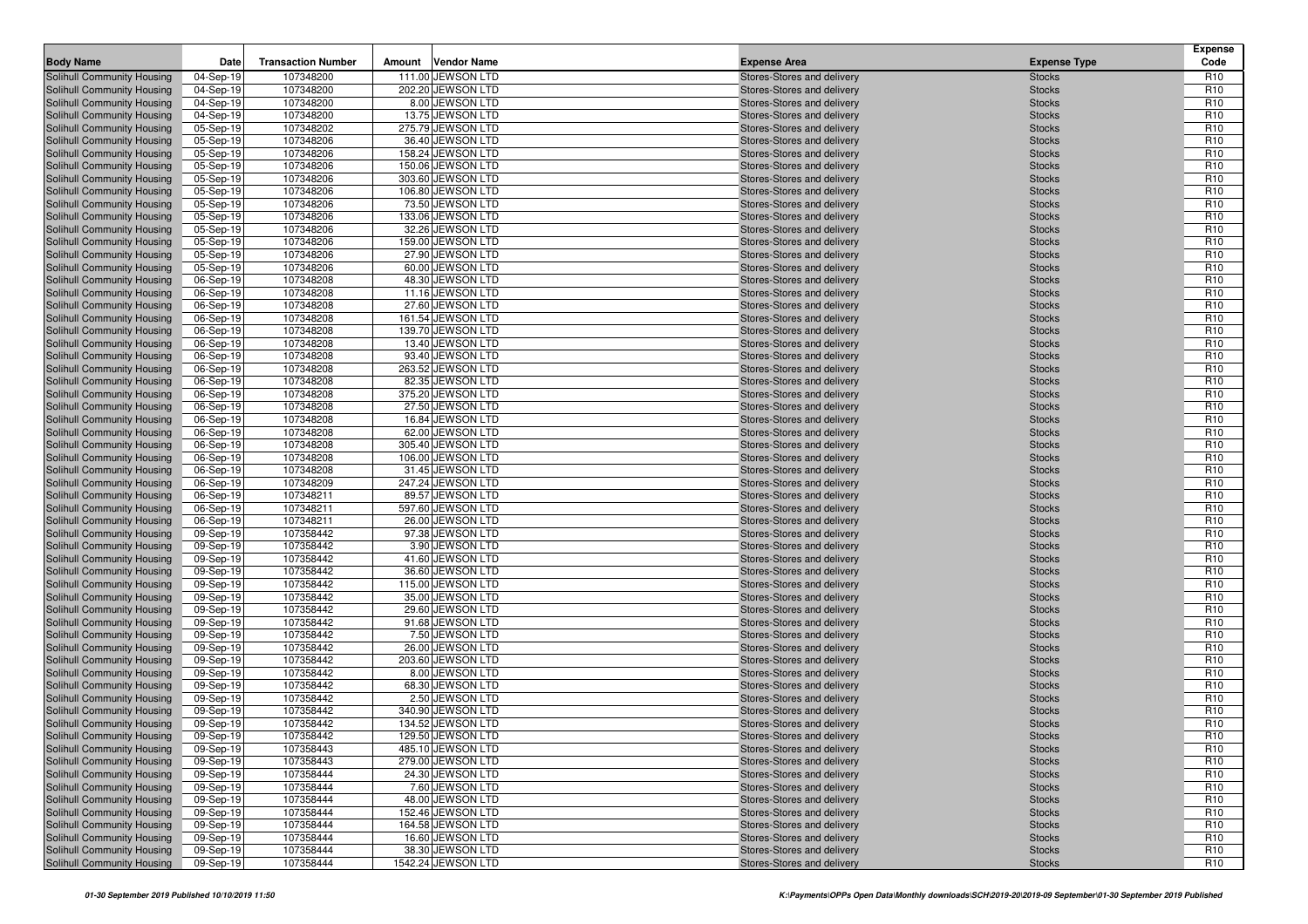| Body Name | Date | Transaction Number | Amount | Vendor Name | Expense Area | Expense Type | Expense Code |
|---|---|---|---|---|---|---|---|
| Solihull Community Housing | 04-Sep-19 | 107348200 | 111.00 | JEWSON LTD | Stores-Stores and delivery | Stocks | R10 |
| Solihull Community Housing | 04-Sep-19 | 107348200 | 202.20 | JEWSON LTD | Stores-Stores and delivery | Stocks | R10 |
| Solihull Community Housing | 04-Sep-19 | 107348200 | 8.00 | JEWSON LTD | Stores-Stores and delivery | Stocks | R10 |
| Solihull Community Housing | 04-Sep-19 | 107348200 | 13.75 | JEWSON LTD | Stores-Stores and delivery | Stocks | R10 |
| Solihull Community Housing | 05-Sep-19 | 107348202 | 275.79 | JEWSON LTD | Stores-Stores and delivery | Stocks | R10 |
| Solihull Community Housing | 05-Sep-19 | 107348206 | 36.40 | JEWSON LTD | Stores-Stores and delivery | Stocks | R10 |
| Solihull Community Housing | 05-Sep-19 | 107348206 | 158.24 | JEWSON LTD | Stores-Stores and delivery | Stocks | R10 |
| Solihull Community Housing | 05-Sep-19 | 107348206 | 150.06 | JEWSON LTD | Stores-Stores and delivery | Stocks | R10 |
| Solihull Community Housing | 05-Sep-19 | 107348206 | 303.60 | JEWSON LTD | Stores-Stores and delivery | Stocks | R10 |
| Solihull Community Housing | 05-Sep-19 | 107348206 | 106.80 | JEWSON LTD | Stores-Stores and delivery | Stocks | R10 |
| Solihull Community Housing | 05-Sep-19 | 107348206 | 73.50 | JEWSON LTD | Stores-Stores and delivery | Stocks | R10 |
| Solihull Community Housing | 05-Sep-19 | 107348206 | 133.06 | JEWSON LTD | Stores-Stores and delivery | Stocks | R10 |
| Solihull Community Housing | 05-Sep-19 | 107348206 | 32.26 | JEWSON LTD | Stores-Stores and delivery | Stocks | R10 |
| Solihull Community Housing | 05-Sep-19 | 107348206 | 159.00 | JEWSON LTD | Stores-Stores and delivery | Stocks | R10 |
| Solihull Community Housing | 05-Sep-19 | 107348206 | 27.90 | JEWSON LTD | Stores-Stores and delivery | Stocks | R10 |
| Solihull Community Housing | 05-Sep-19 | 107348206 | 60.00 | JEWSON LTD | Stores-Stores and delivery | Stocks | R10 |
| Solihull Community Housing | 06-Sep-19 | 107348208 | 48.30 | JEWSON LTD | Stores-Stores and delivery | Stocks | R10 |
| Solihull Community Housing | 06-Sep-19 | 107348208 | 11.16 | JEWSON LTD | Stores-Stores and delivery | Stocks | R10 |
| Solihull Community Housing | 06-Sep-19 | 107348208 | 27.60 | JEWSON LTD | Stores-Stores and delivery | Stocks | R10 |
| Solihull Community Housing | 06-Sep-19 | 107348208 | 161.54 | JEWSON LTD | Stores-Stores and delivery | Stocks | R10 |
| Solihull Community Housing | 06-Sep-19 | 107348208 | 139.70 | JEWSON LTD | Stores-Stores and delivery | Stocks | R10 |
| Solihull Community Housing | 06-Sep-19 | 107348208 | 13.40 | JEWSON LTD | Stores-Stores and delivery | Stocks | R10 |
| Solihull Community Housing | 06-Sep-19 | 107348208 | 93.40 | JEWSON LTD | Stores-Stores and delivery | Stocks | R10 |
| Solihull Community Housing | 06-Sep-19 | 107348208 | 263.52 | JEWSON LTD | Stores-Stores and delivery | Stocks | R10 |
| Solihull Community Housing | 06-Sep-19 | 107348208 | 82.35 | JEWSON LTD | Stores-Stores and delivery | Stocks | R10 |
| Solihull Community Housing | 06-Sep-19 | 107348208 | 375.20 | JEWSON LTD | Stores-Stores and delivery | Stocks | R10 |
| Solihull Community Housing | 06-Sep-19 | 107348208 | 27.50 | JEWSON LTD | Stores-Stores and delivery | Stocks | R10 |
| Solihull Community Housing | 06-Sep-19 | 107348208 | 16.84 | JEWSON LTD | Stores-Stores and delivery | Stocks | R10 |
| Solihull Community Housing | 06-Sep-19 | 107348208 | 62.00 | JEWSON LTD | Stores-Stores and delivery | Stocks | R10 |
| Solihull Community Housing | 06-Sep-19 | 107348208 | 305.40 | JEWSON LTD | Stores-Stores and delivery | Stocks | R10 |
| Solihull Community Housing | 06-Sep-19 | 107348208 | 106.00 | JEWSON LTD | Stores-Stores and delivery | Stocks | R10 |
| Solihull Community Housing | 06-Sep-19 | 107348208 | 31.45 | JEWSON LTD | Stores-Stores and delivery | Stocks | R10 |
| Solihull Community Housing | 06-Sep-19 | 107348209 | 247.24 | JEWSON LTD | Stores-Stores and delivery | Stocks | R10 |
| Solihull Community Housing | 06-Sep-19 | 107348211 | 89.57 | JEWSON LTD | Stores-Stores and delivery | Stocks | R10 |
| Solihull Community Housing | 06-Sep-19 | 107348211 | 597.60 | JEWSON LTD | Stores-Stores and delivery | Stocks | R10 |
| Solihull Community Housing | 06-Sep-19 | 107348211 | 26.00 | JEWSON LTD | Stores-Stores and delivery | Stocks | R10 |
| Solihull Community Housing | 09-Sep-19 | 107358442 | 97.38 | JEWSON LTD | Stores-Stores and delivery | Stocks | R10 |
| Solihull Community Housing | 09-Sep-19 | 107358442 | 3.90 | JEWSON LTD | Stores-Stores and delivery | Stocks | R10 |
| Solihull Community Housing | 09-Sep-19 | 107358442 | 41.60 | JEWSON LTD | Stores-Stores and delivery | Stocks | R10 |
| Solihull Community Housing | 09-Sep-19 | 107358442 | 36.60 | JEWSON LTD | Stores-Stores and delivery | Stocks | R10 |
| Solihull Community Housing | 09-Sep-19 | 107358442 | 115.00 | JEWSON LTD | Stores-Stores and delivery | Stocks | R10 |
| Solihull Community Housing | 09-Sep-19 | 107358442 | 35.00 | JEWSON LTD | Stores-Stores and delivery | Stocks | R10 |
| Solihull Community Housing | 09-Sep-19 | 107358442 | 29.60 | JEWSON LTD | Stores-Stores and delivery | Stocks | R10 |
| Solihull Community Housing | 09-Sep-19 | 107358442 | 91.68 | JEWSON LTD | Stores-Stores and delivery | Stocks | R10 |
| Solihull Community Housing | 09-Sep-19 | 107358442 | 7.50 | JEWSON LTD | Stores-Stores and delivery | Stocks | R10 |
| Solihull Community Housing | 09-Sep-19 | 107358442 | 26.00 | JEWSON LTD | Stores-Stores and delivery | Stocks | R10 |
| Solihull Community Housing | 09-Sep-19 | 107358442 | 203.60 | JEWSON LTD | Stores-Stores and delivery | Stocks | R10 |
| Solihull Community Housing | 09-Sep-19 | 107358442 | 8.00 | JEWSON LTD | Stores-Stores and delivery | Stocks | R10 |
| Solihull Community Housing | 09-Sep-19 | 107358442 | 68.30 | JEWSON LTD | Stores-Stores and delivery | Stocks | R10 |
| Solihull Community Housing | 09-Sep-19 | 107358442 | 2.50 | JEWSON LTD | Stores-Stores and delivery | Stocks | R10 |
| Solihull Community Housing | 09-Sep-19 | 107358442 | 340.90 | JEWSON LTD | Stores-Stores and delivery | Stocks | R10 |
| Solihull Community Housing | 09-Sep-19 | 107358442 | 134.52 | JEWSON LTD | Stores-Stores and delivery | Stocks | R10 |
| Solihull Community Housing | 09-Sep-19 | 107358442 | 129.50 | JEWSON LTD | Stores-Stores and delivery | Stocks | R10 |
| Solihull Community Housing | 09-Sep-19 | 107358443 | 485.10 | JEWSON LTD | Stores-Stores and delivery | Stocks | R10 |
| Solihull Community Housing | 09-Sep-19 | 107358443 | 279.00 | JEWSON LTD | Stores-Stores and delivery | Stocks | R10 |
| Solihull Community Housing | 09-Sep-19 | 107358444 | 24.30 | JEWSON LTD | Stores-Stores and delivery | Stocks | R10 |
| Solihull Community Housing | 09-Sep-19 | 107358444 | 7.60 | JEWSON LTD | Stores-Stores and delivery | Stocks | R10 |
| Solihull Community Housing | 09-Sep-19 | 107358444 | 48.00 | JEWSON LTD | Stores-Stores and delivery | Stocks | R10 |
| Solihull Community Housing | 09-Sep-19 | 107358444 | 152.46 | JEWSON LTD | Stores-Stores and delivery | Stocks | R10 |
| Solihull Community Housing | 09-Sep-19 | 107358444 | 164.58 | JEWSON LTD | Stores-Stores and delivery | Stocks | R10 |
| Solihull Community Housing | 09-Sep-19 | 107358444 | 16.60 | JEWSON LTD | Stores-Stores and delivery | Stocks | R10 |
| Solihull Community Housing | 09-Sep-19 | 107358444 | 38.30 | JEWSON LTD | Stores-Stores and delivery | Stocks | R10 |
| Solihull Community Housing | 09-Sep-19 | 107358444 | 1542.24 | JEWSON LTD | Stores-Stores and delivery | Stocks | R10 |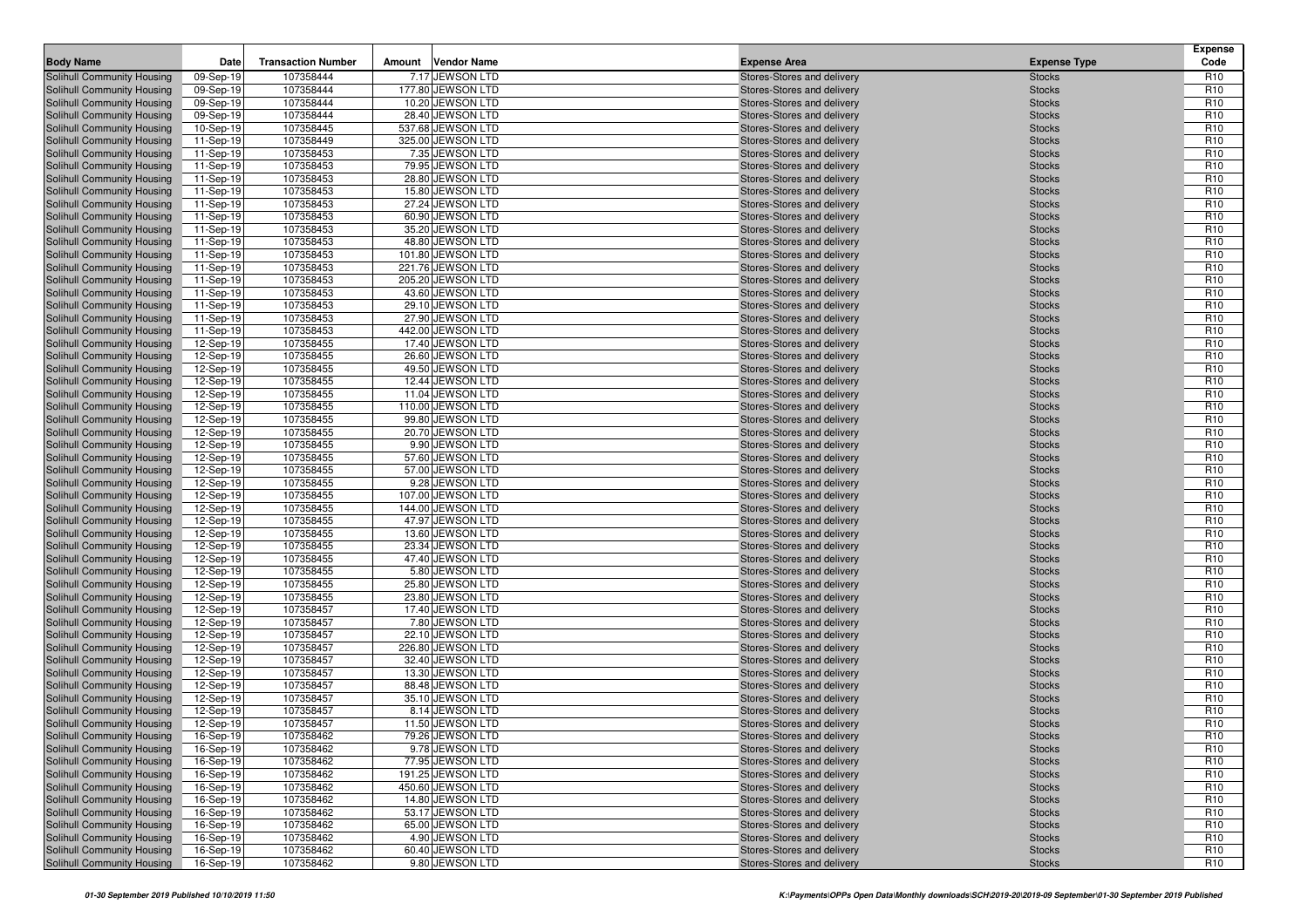| Body Name | Date | Transaction Number | Amount | Vendor Name | Expense Area | Expense Type | Expense Code |
|---|---|---|---|---|---|---|---|
| Solihull Community Housing | 09-Sep-19 | 107358444 | 7.17 | JEWSON LTD | Stores-Stores and delivery | Stocks | R10 |
| Solihull Community Housing | 09-Sep-19 | 107358444 | 177.80 | JEWSON LTD | Stores-Stores and delivery | Stocks | R10 |
| Solihull Community Housing | 09-Sep-19 | 107358444 | 10.20 | JEWSON LTD | Stores-Stores and delivery | Stocks | R10 |
| Solihull Community Housing | 09-Sep-19 | 107358444 | 28.40 | JEWSON LTD | Stores-Stores and delivery | Stocks | R10 |
| Solihull Community Housing | 10-Sep-19 | 107358445 | 537.68 | JEWSON LTD | Stores-Stores and delivery | Stocks | R10 |
| Solihull Community Housing | 11-Sep-19 | 107358449 | 325.00 | JEWSON LTD | Stores-Stores and delivery | Stocks | R10 |
| Solihull Community Housing | 11-Sep-19 | 107358453 | 7.35 | JEWSON LTD | Stores-Stores and delivery | Stocks | R10 |
| Solihull Community Housing | 11-Sep-19 | 107358453 | 79.95 | JEWSON LTD | Stores-Stores and delivery | Stocks | R10 |
| Solihull Community Housing | 11-Sep-19 | 107358453 | 28.80 | JEWSON LTD | Stores-Stores and delivery | Stocks | R10 |
| Solihull Community Housing | 11-Sep-19 | 107358453 | 15.80 | JEWSON LTD | Stores-Stores and delivery | Stocks | R10 |
| Solihull Community Housing | 11-Sep-19 | 107358453 | 27.24 | JEWSON LTD | Stores-Stores and delivery | Stocks | R10 |
| Solihull Community Housing | 11-Sep-19 | 107358453 | 60.90 | JEWSON LTD | Stores-Stores and delivery | Stocks | R10 |
| Solihull Community Housing | 11-Sep-19 | 107358453 | 35.20 | JEWSON LTD | Stores-Stores and delivery | Stocks | R10 |
| Solihull Community Housing | 11-Sep-19 | 107358453 | 48.80 | JEWSON LTD | Stores-Stores and delivery | Stocks | R10 |
| Solihull Community Housing | 11-Sep-19 | 107358453 | 101.80 | JEWSON LTD | Stores-Stores and delivery | Stocks | R10 |
| Solihull Community Housing | 11-Sep-19 | 107358453 | 221.76 | JEWSON LTD | Stores-Stores and delivery | Stocks | R10 |
| Solihull Community Housing | 11-Sep-19 | 107358453 | 205.20 | JEWSON LTD | Stores-Stores and delivery | Stocks | R10 |
| Solihull Community Housing | 11-Sep-19 | 107358453 | 43.60 | JEWSON LTD | Stores-Stores and delivery | Stocks | R10 |
| Solihull Community Housing | 11-Sep-19 | 107358453 | 29.10 | JEWSON LTD | Stores-Stores and delivery | Stocks | R10 |
| Solihull Community Housing | 11-Sep-19 | 107358453 | 27.90 | JEWSON LTD | Stores-Stores and delivery | Stocks | R10 |
| Solihull Community Housing | 11-Sep-19 | 107358453 | 442.00 | JEWSON LTD | Stores-Stores and delivery | Stocks | R10 |
| Solihull Community Housing | 12-Sep-19 | 107358455 | 17.40 | JEWSON LTD | Stores-Stores and delivery | Stocks | R10 |
| Solihull Community Housing | 12-Sep-19 | 107358455 | 26.60 | JEWSON LTD | Stores-Stores and delivery | Stocks | R10 |
| Solihull Community Housing | 12-Sep-19 | 107358455 | 49.50 | JEWSON LTD | Stores-Stores and delivery | Stocks | R10 |
| Solihull Community Housing | 12-Sep-19 | 107358455 | 12.44 | JEWSON LTD | Stores-Stores and delivery | Stocks | R10 |
| Solihull Community Housing | 12-Sep-19 | 107358455 | 11.04 | JEWSON LTD | Stores-Stores and delivery | Stocks | R10 |
| Solihull Community Housing | 12-Sep-19 | 107358455 | 110.00 | JEWSON LTD | Stores-Stores and delivery | Stocks | R10 |
| Solihull Community Housing | 12-Sep-19 | 107358455 | 99.80 | JEWSON LTD | Stores-Stores and delivery | Stocks | R10 |
| Solihull Community Housing | 12-Sep-19 | 107358455 | 20.70 | JEWSON LTD | Stores-Stores and delivery | Stocks | R10 |
| Solihull Community Housing | 12-Sep-19 | 107358455 | 9.90 | JEWSON LTD | Stores-Stores and delivery | Stocks | R10 |
| Solihull Community Housing | 12-Sep-19 | 107358455 | 57.60 | JEWSON LTD | Stores-Stores and delivery | Stocks | R10 |
| Solihull Community Housing | 12-Sep-19 | 107358455 | 57.00 | JEWSON LTD | Stores-Stores and delivery | Stocks | R10 |
| Solihull Community Housing | 12-Sep-19 | 107358455 | 9.28 | JEWSON LTD | Stores-Stores and delivery | Stocks | R10 |
| Solihull Community Housing | 12-Sep-19 | 107358455 | 107.00 | JEWSON LTD | Stores-Stores and delivery | Stocks | R10 |
| Solihull Community Housing | 12-Sep-19 | 107358455 | 144.00 | JEWSON LTD | Stores-Stores and delivery | Stocks | R10 |
| Solihull Community Housing | 12-Sep-19 | 107358455 | 47.97 | JEWSON LTD | Stores-Stores and delivery | Stocks | R10 |
| Solihull Community Housing | 12-Sep-19 | 107358455 | 13.60 | JEWSON LTD | Stores-Stores and delivery | Stocks | R10 |
| Solihull Community Housing | 12-Sep-19 | 107358455 | 23.34 | JEWSON LTD | Stores-Stores and delivery | Stocks | R10 |
| Solihull Community Housing | 12-Sep-19 | 107358455 | 47.40 | JEWSON LTD | Stores-Stores and delivery | Stocks | R10 |
| Solihull Community Housing | 12-Sep-19 | 107358455 | 5.80 | JEWSON LTD | Stores-Stores and delivery | Stocks | R10 |
| Solihull Community Housing | 12-Sep-19 | 107358455 | 25.80 | JEWSON LTD | Stores-Stores and delivery | Stocks | R10 |
| Solihull Community Housing | 12-Sep-19 | 107358455 | 23.80 | JEWSON LTD | Stores-Stores and delivery | Stocks | R10 |
| Solihull Community Housing | 12-Sep-19 | 107358457 | 17.40 | JEWSON LTD | Stores-Stores and delivery | Stocks | R10 |
| Solihull Community Housing | 12-Sep-19 | 107358457 | 7.80 | JEWSON LTD | Stores-Stores and delivery | Stocks | R10 |
| Solihull Community Housing | 12-Sep-19 | 107358457 | 22.10 | JEWSON LTD | Stores-Stores and delivery | Stocks | R10 |
| Solihull Community Housing | 12-Sep-19 | 107358457 | 226.80 | JEWSON LTD | Stores-Stores and delivery | Stocks | R10 |
| Solihull Community Housing | 12-Sep-19 | 107358457 | 32.40 | JEWSON LTD | Stores-Stores and delivery | Stocks | R10 |
| Solihull Community Housing | 12-Sep-19 | 107358457 | 13.30 | JEWSON LTD | Stores-Stores and delivery | Stocks | R10 |
| Solihull Community Housing | 12-Sep-19 | 107358457 | 88.48 | JEWSON LTD | Stores-Stores and delivery | Stocks | R10 |
| Solihull Community Housing | 12-Sep-19 | 107358457 | 35.10 | JEWSON LTD | Stores-Stores and delivery | Stocks | R10 |
| Solihull Community Housing | 12-Sep-19 | 107358457 | 8.14 | JEWSON LTD | Stores-Stores and delivery | Stocks | R10 |
| Solihull Community Housing | 12-Sep-19 | 107358457 | 11.50 | JEWSON LTD | Stores-Stores and delivery | Stocks | R10 |
| Solihull Community Housing | 16-Sep-19 | 107358462 | 79.26 | JEWSON LTD | Stores-Stores and delivery | Stocks | R10 |
| Solihull Community Housing | 16-Sep-19 | 107358462 | 9.78 | JEWSON LTD | Stores-Stores and delivery | Stocks | R10 |
| Solihull Community Housing | 16-Sep-19 | 107358462 | 77.95 | JEWSON LTD | Stores-Stores and delivery | Stocks | R10 |
| Solihull Community Housing | 16-Sep-19 | 107358462 | 191.25 | JEWSON LTD | Stores-Stores and delivery | Stocks | R10 |
| Solihull Community Housing | 16-Sep-19 | 107358462 | 450.60 | JEWSON LTD | Stores-Stores and delivery | Stocks | R10 |
| Solihull Community Housing | 16-Sep-19 | 107358462 | 14.80 | JEWSON LTD | Stores-Stores and delivery | Stocks | R10 |
| Solihull Community Housing | 16-Sep-19 | 107358462 | 53.17 | JEWSON LTD | Stores-Stores and delivery | Stocks | R10 |
| Solihull Community Housing | 16-Sep-19 | 107358462 | 65.00 | JEWSON LTD | Stores-Stores and delivery | Stocks | R10 |
| Solihull Community Housing | 16-Sep-19 | 107358462 | 4.90 | JEWSON LTD | Stores-Stores and delivery | Stocks | R10 |
| Solihull Community Housing | 16-Sep-19 | 107358462 | 60.40 | JEWSON LTD | Stores-Stores and delivery | Stocks | R10 |
| Solihull Community Housing | 16-Sep-19 | 107358462 | 9.80 | JEWSON LTD | Stores-Stores and delivery | Stocks | R10 |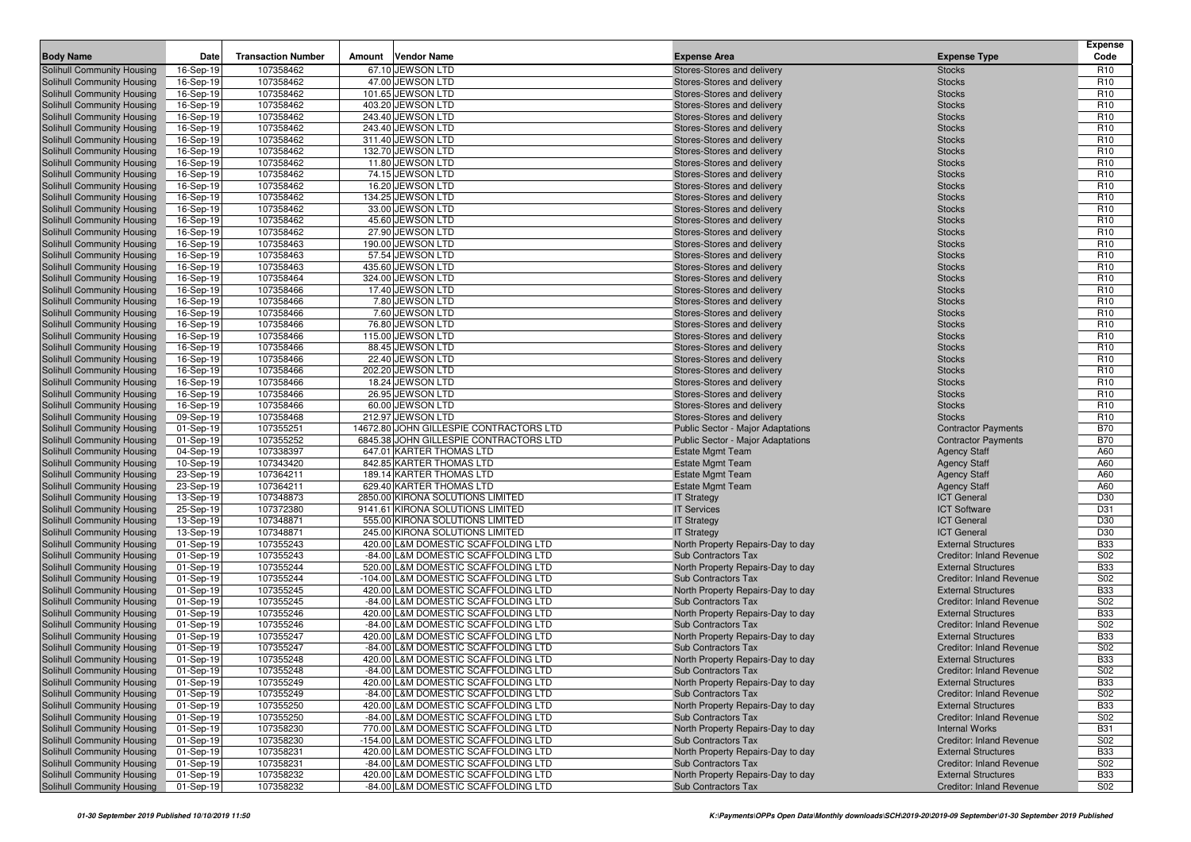| Body Name | Date | Transaction Number | Amount | Vendor Name | Expense Area | Expense Type | Expense Code |
|---|---|---|---|---|---|---|---|
| Solihull Community Housing | 16-Sep-19 | 107358462 | 67.10 | JEWSON LTD | Stores-Stores and delivery | Stocks | R10 |
| Solihull Community Housing | 16-Sep-19 | 107358462 | 47.00 | JEWSON LTD | Stores-Stores and delivery | Stocks | R10 |
| Solihull Community Housing | 16-Sep-19 | 107358462 | 101.65 | JEWSON LTD | Stores-Stores and delivery | Stocks | R10 |
| Solihull Community Housing | 16-Sep-19 | 107358462 | 403.20 | JEWSON LTD | Stores-Stores and delivery | Stocks | R10 |
| Solihull Community Housing | 16-Sep-19 | 107358462 | 243.40 | JEWSON LTD | Stores-Stores and delivery | Stocks | R10 |
| Solihull Community Housing | 16-Sep-19 | 107358462 | 243.40 | JEWSON LTD | Stores-Stores and delivery | Stocks | R10 |
| Solihull Community Housing | 16-Sep-19 | 107358462 | 311.40 | JEWSON LTD | Stores-Stores and delivery | Stocks | R10 |
| Solihull Community Housing | 16-Sep-19 | 107358462 | 132.70 | JEWSON LTD | Stores-Stores and delivery | Stocks | R10 |
| Solihull Community Housing | 16-Sep-19 | 107358462 | 11.80 | JEWSON LTD | Stores-Stores and delivery | Stocks | R10 |
| Solihull Community Housing | 16-Sep-19 | 107358462 | 74.15 | JEWSON LTD | Stores-Stores and delivery | Stocks | R10 |
| Solihull Community Housing | 16-Sep-19 | 107358462 | 16.20 | JEWSON LTD | Stores-Stores and delivery | Stocks | R10 |
| Solihull Community Housing | 16-Sep-19 | 107358462 | 134.25 | JEWSON LTD | Stores-Stores and delivery | Stocks | R10 |
| Solihull Community Housing | 16-Sep-19 | 107358462 | 33.00 | JEWSON LTD | Stores-Stores and delivery | Stocks | R10 |
| Solihull Community Housing | 16-Sep-19 | 107358462 | 45.60 | JEWSON LTD | Stores-Stores and delivery | Stocks | R10 |
| Solihull Community Housing | 16-Sep-19 | 107358462 | 27.90 | JEWSON LTD | Stores-Stores and delivery | Stocks | R10 |
| Solihull Community Housing | 16-Sep-19 | 107358463 | 190.00 | JEWSON LTD | Stores-Stores and delivery | Stocks | R10 |
| Solihull Community Housing | 16-Sep-19 | 107358463 | 57.54 | JEWSON LTD | Stores-Stores and delivery | Stocks | R10 |
| Solihull Community Housing | 16-Sep-19 | 107358463 | 435.60 | JEWSON LTD | Stores-Stores and delivery | Stocks | R10 |
| Solihull Community Housing | 16-Sep-19 | 107358464 | 324.00 | JEWSON LTD | Stores-Stores and delivery | Stocks | R10 |
| Solihull Community Housing | 16-Sep-19 | 107358466 | 17.40 | JEWSON LTD | Stores-Stores and delivery | Stocks | R10 |
| Solihull Community Housing | 16-Sep-19 | 107358466 | 7.80 | JEWSON LTD | Stores-Stores and delivery | Stocks | R10 |
| Solihull Community Housing | 16-Sep-19 | 107358466 | 7.60 | JEWSON LTD | Stores-Stores and delivery | Stocks | R10 |
| Solihull Community Housing | 16-Sep-19 | 107358466 | 76.80 | JEWSON LTD | Stores-Stores and delivery | Stocks | R10 |
| Solihull Community Housing | 16-Sep-19 | 107358466 | 115.00 | JEWSON LTD | Stores-Stores and delivery | Stocks | R10 |
| Solihull Community Housing | 16-Sep-19 | 107358466 | 88.45 | JEWSON LTD | Stores-Stores and delivery | Stocks | R10 |
| Solihull Community Housing | 16-Sep-19 | 107358466 | 22.40 | JEWSON LTD | Stores-Stores and delivery | Stocks | R10 |
| Solihull Community Housing | 16-Sep-19 | 107358466 | 202.20 | JEWSON LTD | Stores-Stores and delivery | Stocks | R10 |
| Solihull Community Housing | 16-Sep-19 | 107358466 | 18.24 | JEWSON LTD | Stores-Stores and delivery | Stocks | R10 |
| Solihull Community Housing | 16-Sep-19 | 107358466 | 26.95 | JEWSON LTD | Stores-Stores and delivery | Stocks | R10 |
| Solihull Community Housing | 16-Sep-19 | 107358466 | 60.00 | JEWSON LTD | Stores-Stores and delivery | Stocks | R10 |
| Solihull Community Housing | 09-Sep-19 | 107358468 | 212.97 | JEWSON LTD | Stores-Stores and delivery | Stocks | R10 |
| Solihull Community Housing | 01-Sep-19 | 107355251 | 14672.80 | JOHN GILLESPIE CONTRACTORS LTD | Public Sector - Major Adaptations | Contractor Payments | B70 |
| Solihull Community Housing | 01-Sep-19 | 107355252 | 6845.38 | JOHN GILLESPIE CONTRACTORS LTD | Public Sector - Major Adaptations | Contractor Payments | B70 |
| Solihull Community Housing | 04-Sep-19 | 107338397 | 647.01 | KARTER THOMAS LTD | Estate Mgmt Team | Agency Staff | A60 |
| Solihull Community Housing | 10-Sep-19 | 107343420 | 842.85 | KARTER THOMAS LTD | Estate Mgmt Team | Agency Staff | A60 |
| Solihull Community Housing | 23-Sep-19 | 107364211 | 189.14 | KARTER THOMAS LTD | Estate Mgmt Team | Agency Staff | A60 |
| Solihull Community Housing | 23-Sep-19 | 107364211 | 629.40 | KARTER THOMAS LTD | Estate Mgmt Team | Agency Staff | A60 |
| Solihull Community Housing | 13-Sep-19 | 107348873 | 2850.00 | KIRONA SOLUTIONS LIMITED | IT Strategy | ICT General | D30 |
| Solihull Community Housing | 25-Sep-19 | 107372380 | 9141.61 | KIRONA SOLUTIONS LIMITED | IT Services | ICT Software | D31 |
| Solihull Community Housing | 13-Sep-19 | 107348871 | 555.00 | KIRONA SOLUTIONS LIMITED | IT Strategy | ICT General | D30 |
| Solihull Community Housing | 13-Sep-19 | 107348871 | 245.00 | KIRONA SOLUTIONS LIMITED | IT Strategy | ICT General | D30 |
| Solihull Community Housing | 01-Sep-19 | 107355243 | 420.00 | L&M DOMESTIC SCAFFOLDING LTD | North Property Repairs-Day to day | External Structures | B33 |
| Solihull Community Housing | 01-Sep-19 | 107355243 | -84.00 | L&M DOMESTIC SCAFFOLDING LTD | Sub Contractors Tax | Creditor: Inland Revenue | S02 |
| Solihull Community Housing | 01-Sep-19 | 107355244 | 520.00 | L&M DOMESTIC SCAFFOLDING LTD | North Property Repairs-Day to day | External Structures | B33 |
| Solihull Community Housing | 01-Sep-19 | 107355244 | -104.00 | L&M DOMESTIC SCAFFOLDING LTD | Sub Contractors Tax | Creditor: Inland Revenue | S02 |
| Solihull Community Housing | 01-Sep-19 | 107355245 | 420.00 | L&M DOMESTIC SCAFFOLDING LTD | North Property Repairs-Day to day | External Structures | B33 |
| Solihull Community Housing | 01-Sep-19 | 107355245 | -84.00 | L&M DOMESTIC SCAFFOLDING LTD | Sub Contractors Tax | Creditor: Inland Revenue | S02 |
| Solihull Community Housing | 01-Sep-19 | 107355246 | 420.00 | L&M DOMESTIC SCAFFOLDING LTD | North Property Repairs-Day to day | External Structures | B33 |
| Solihull Community Housing | 01-Sep-19 | 107355246 | -84.00 | L&M DOMESTIC SCAFFOLDING LTD | Sub Contractors Tax | Creditor: Inland Revenue | S02 |
| Solihull Community Housing | 01-Sep-19 | 107355247 | 420.00 | L&M DOMESTIC SCAFFOLDING LTD | North Property Repairs-Day to day | External Structures | B33 |
| Solihull Community Housing | 01-Sep-19 | 107355247 | -84.00 | L&M DOMESTIC SCAFFOLDING LTD | Sub Contractors Tax | Creditor: Inland Revenue | S02 |
| Solihull Community Housing | 01-Sep-19 | 107355248 | 420.00 | L&M DOMESTIC SCAFFOLDING LTD | North Property Repairs-Day to day | External Structures | B33 |
| Solihull Community Housing | 01-Sep-19 | 107355248 | -84.00 | L&M DOMESTIC SCAFFOLDING LTD | Sub Contractors Tax | Creditor: Inland Revenue | S02 |
| Solihull Community Housing | 01-Sep-19 | 107355249 | 420.00 | L&M DOMESTIC SCAFFOLDING LTD | North Property Repairs-Day to day | External Structures | B33 |
| Solihull Community Housing | 01-Sep-19 | 107355249 | -84.00 | L&M DOMESTIC SCAFFOLDING LTD | Sub Contractors Tax | Creditor: Inland Revenue | S02 |
| Solihull Community Housing | 01-Sep-19 | 107355250 | 420.00 | L&M DOMESTIC SCAFFOLDING LTD | North Property Repairs-Day to day | External Structures | B33 |
| Solihull Community Housing | 01-Sep-19 | 107355250 | -84.00 | L&M DOMESTIC SCAFFOLDING LTD | Sub Contractors Tax | Creditor: Inland Revenue | S02 |
| Solihull Community Housing | 01-Sep-19 | 107358230 | 770.00 | L&M DOMESTIC SCAFFOLDING LTD | North Property Repairs-Day to day | Internal Works | B31 |
| Solihull Community Housing | 01-Sep-19 | 107358230 | -154.00 | L&M DOMESTIC SCAFFOLDING LTD | Sub Contractors Tax | Creditor: Inland Revenue | S02 |
| Solihull Community Housing | 01-Sep-19 | 107358231 | 420.00 | L&M DOMESTIC SCAFFOLDING LTD | North Property Repairs-Day to day | External Structures | B33 |
| Solihull Community Housing | 01-Sep-19 | 107358231 | -84.00 | L&M DOMESTIC SCAFFOLDING LTD | Sub Contractors Tax | Creditor: Inland Revenue | S02 |
| Solihull Community Housing | 01-Sep-19 | 107358232 | 420.00 | L&M DOMESTIC SCAFFOLDING LTD | North Property Repairs-Day to day | External Structures | B33 |
| Solihull Community Housing | 01-Sep-19 | 107358232 | -84.00 | L&M DOMESTIC SCAFFOLDING LTD | Sub Contractors Tax | Creditor: Inland Revenue | S02 |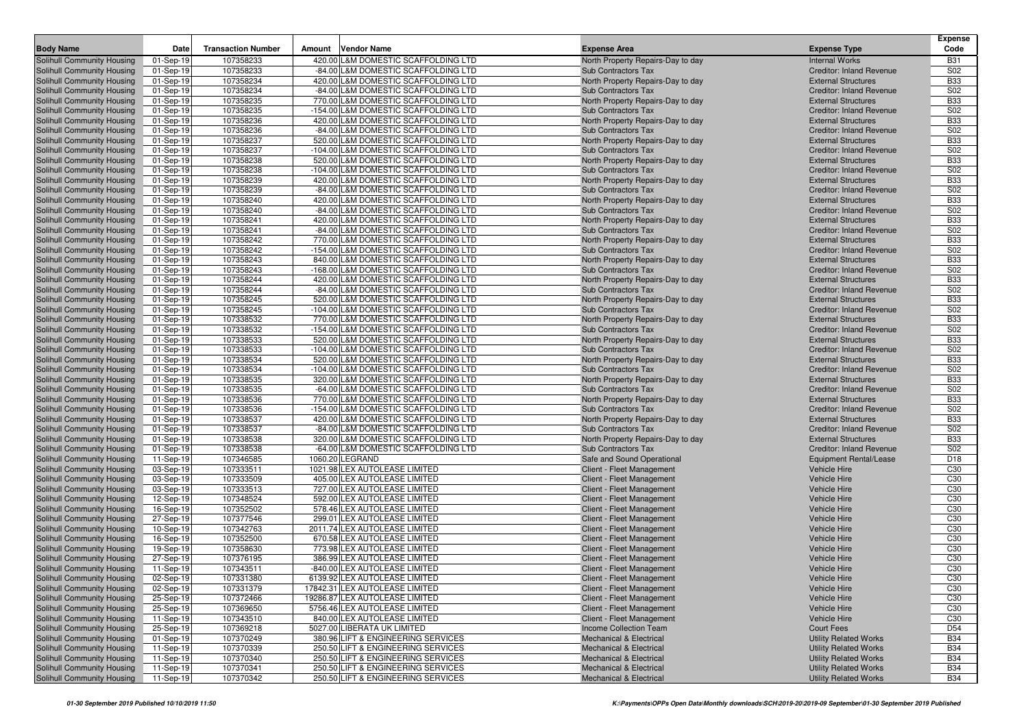| Body Name | Date | Transaction Number | Amount | Vendor Name | Expense Area | Expense Type | Expense Code |
|---|---|---|---|---|---|---|---|
| Solihull Community Housing | 01-Sep-19 | 107358233 | 420.00 | L&M DOMESTIC SCAFFOLDING LTD | North Property Repairs-Day to day | Internal Works | B31 |
| Solihull Community Housing | 01-Sep-19 | 107358233 | -84.00 | L&M DOMESTIC SCAFFOLDING LTD | Sub Contractors Tax | Creditor: Inland Revenue | S02 |
| Solihull Community Housing | 01-Sep-19 | 107358234 | 420.00 | L&M DOMESTIC SCAFFOLDING LTD | North Property Repairs-Day to day | External Structures | B33 |
| Solihull Community Housing | 01-Sep-19 | 107358234 | -84.00 | L&M DOMESTIC SCAFFOLDING LTD | Sub Contractors Tax | Creditor: Inland Revenue | S02 |
| Solihull Community Housing | 01-Sep-19 | 107358235 | 770.00 | L&M DOMESTIC SCAFFOLDING LTD | North Property Repairs-Day to day | External Structures | B33 |
| Solihull Community Housing | 01-Sep-19 | 107358235 | -154.00 | L&M DOMESTIC SCAFFOLDING LTD | Sub Contractors Tax | Creditor: Inland Revenue | S02 |
| Solihull Community Housing | 01-Sep-19 | 107358236 | 420.00 | L&M DOMESTIC SCAFFOLDING LTD | North Property Repairs-Day to day | External Structures | B33 |
| Solihull Community Housing | 01-Sep-19 | 107358236 | -84.00 | L&M DOMESTIC SCAFFOLDING LTD | Sub Contractors Tax | Creditor: Inland Revenue | S02 |
| Solihull Community Housing | 01-Sep-19 | 107358237 | 520.00 | L&M DOMESTIC SCAFFOLDING LTD | North Property Repairs-Day to day | External Structures | B33 |
| Solihull Community Housing | 01-Sep-19 | 107358237 | -104.00 | L&M DOMESTIC SCAFFOLDING LTD | Sub Contractors Tax | Creditor: Inland Revenue | S02 |
| Solihull Community Housing | 01-Sep-19 | 107358238 | 520.00 | L&M DOMESTIC SCAFFOLDING LTD | North Property Repairs-Day to day | External Structures | B33 |
| Solihull Community Housing | 01-Sep-19 | 107358238 | -104.00 | L&M DOMESTIC SCAFFOLDING LTD | Sub Contractors Tax | Creditor: Inland Revenue | S02 |
| Solihull Community Housing | 01-Sep-19 | 107358239 | 420.00 | L&M DOMESTIC SCAFFOLDING LTD | North Property Repairs-Day to day | External Structures | B33 |
| Solihull Community Housing | 01-Sep-19 | 107358239 | -84.00 | L&M DOMESTIC SCAFFOLDING LTD | Sub Contractors Tax | Creditor: Inland Revenue | S02 |
| Solihull Community Housing | 01-Sep-19 | 107358240 | 420.00 | L&M DOMESTIC SCAFFOLDING LTD | North Property Repairs-Day to day | External Structures | B33 |
| Solihull Community Housing | 01-Sep-19 | 107358240 | -84.00 | L&M DOMESTIC SCAFFOLDING LTD | Sub Contractors Tax | Creditor: Inland Revenue | S02 |
| Solihull Community Housing | 01-Sep-19 | 107358241 | 420.00 | L&M DOMESTIC SCAFFOLDING LTD | North Property Repairs-Day to day | External Structures | B33 |
| Solihull Community Housing | 01-Sep-19 | 107358241 | -84.00 | L&M DOMESTIC SCAFFOLDING LTD | Sub Contractors Tax | Creditor: Inland Revenue | S02 |
| Solihull Community Housing | 01-Sep-19 | 107358242 | 770.00 | L&M DOMESTIC SCAFFOLDING LTD | North Property Repairs-Day to day | External Structures | B33 |
| Solihull Community Housing | 01-Sep-19 | 107358242 | -154.00 | L&M DOMESTIC SCAFFOLDING LTD | Sub Contractors Tax | Creditor: Inland Revenue | S02 |
| Solihull Community Housing | 01-Sep-19 | 107358243 | 840.00 | L&M DOMESTIC SCAFFOLDING LTD | North Property Repairs-Day to day | External Structures | B33 |
| Solihull Community Housing | 01-Sep-19 | 107358243 | -168.00 | L&M DOMESTIC SCAFFOLDING LTD | Sub Contractors Tax | Creditor: Inland Revenue | S02 |
| Solihull Community Housing | 01-Sep-19 | 107358244 | 420.00 | L&M DOMESTIC SCAFFOLDING LTD | North Property Repairs-Day to day | External Structures | B33 |
| Solihull Community Housing | 01-Sep-19 | 107358244 | -84.00 | L&M DOMESTIC SCAFFOLDING LTD | Sub Contractors Tax | Creditor: Inland Revenue | S02 |
| Solihull Community Housing | 01-Sep-19 | 107358245 | 520.00 | L&M DOMESTIC SCAFFOLDING LTD | North Property Repairs-Day to day | External Structures | B33 |
| Solihull Community Housing | 01-Sep-19 | 107358245 | -104.00 | L&M DOMESTIC SCAFFOLDING LTD | Sub Contractors Tax | Creditor: Inland Revenue | S02 |
| Solihull Community Housing | 01-Sep-19 | 107338532 | 770.00 | L&M DOMESTIC SCAFFOLDING LTD | North Property Repairs-Day to day | External Structures | B33 |
| Solihull Community Housing | 01-Sep-19 | 107338532 | -154.00 | L&M DOMESTIC SCAFFOLDING LTD | Sub Contractors Tax | Creditor: Inland Revenue | S02 |
| Solihull Community Housing | 01-Sep-19 | 107338533 | 520.00 | L&M DOMESTIC SCAFFOLDING LTD | North Property Repairs-Day to day | External Structures | B33 |
| Solihull Community Housing | 01-Sep-19 | 107338533 | -104.00 | L&M DOMESTIC SCAFFOLDING LTD | Sub Contractors Tax | Creditor: Inland Revenue | S02 |
| Solihull Community Housing | 01-Sep-19 | 107338534 | 520.00 | L&M DOMESTIC SCAFFOLDING LTD | North Property Repairs-Day to day | External Structures | B33 |
| Solihull Community Housing | 01-Sep-19 | 107338534 | -104.00 | L&M DOMESTIC SCAFFOLDING LTD | Sub Contractors Tax | Creditor: Inland Revenue | S02 |
| Solihull Community Housing | 01-Sep-19 | 107338535 | 320.00 | L&M DOMESTIC SCAFFOLDING LTD | North Property Repairs-Day to day | External Structures | B33 |
| Solihull Community Housing | 01-Sep-19 | 107338535 | -64.00 | L&M DOMESTIC SCAFFOLDING LTD | Sub Contractors Tax | Creditor: Inland Revenue | S02 |
| Solihull Community Housing | 01-Sep-19 | 107338536 | 770.00 | L&M DOMESTIC SCAFFOLDING LTD | North Property Repairs-Day to day | External Structures | B33 |
| Solihull Community Housing | 01-Sep-19 | 107338536 | -154.00 | L&M DOMESTIC SCAFFOLDING LTD | Sub Contractors Tax | Creditor: Inland Revenue | S02 |
| Solihull Community Housing | 01-Sep-19 | 107338537 | 420.00 | L&M DOMESTIC SCAFFOLDING LTD | North Property Repairs-Day to day | External Structures | B33 |
| Solihull Community Housing | 01-Sep-19 | 107338537 | -84.00 | L&M DOMESTIC SCAFFOLDING LTD | Sub Contractors Tax | Creditor: Inland Revenue | S02 |
| Solihull Community Housing | 01-Sep-19 | 107338538 | 320.00 | L&M DOMESTIC SCAFFOLDING LTD | North Property Repairs-Day to day | External Structures | B33 |
| Solihull Community Housing | 01-Sep-19 | 107338538 | -64.00 | L&M DOMESTIC SCAFFOLDING LTD | Sub Contractors Tax | Creditor: Inland Revenue | S02 |
| Solihull Community Housing | 11-Sep-19 | 107346585 | 1060.20 | LEGRAND | Safe and Sound Operational | Equipment Rental/Lease | D18 |
| Solihull Community Housing | 03-Sep-19 | 107333511 | 1021.98 | LEX AUTOLEASE LIMITED | Client - Fleet Management | Vehicle Hire | C30 |
| Solihull Community Housing | 03-Sep-19 | 107333509 | 405.00 | LEX AUTOLEASE LIMITED | Client - Fleet Management | Vehicle Hire | C30 |
| Solihull Community Housing | 03-Sep-19 | 107333513 | 727.00 | LEX AUTOLEASE LIMITED | Client - Fleet Management | Vehicle Hire | C30 |
| Solihull Community Housing | 12-Sep-19 | 107348524 | 592.00 | LEX AUTOLEASE LIMITED | Client - Fleet Management | Vehicle Hire | C30 |
| Solihull Community Housing | 16-Sep-19 | 107352502 | 578.46 | LEX AUTOLEASE LIMITED | Client - Fleet Management | Vehicle Hire | C30 |
| Solihull Community Housing | 27-Sep-19 | 107377546 | 299.01 | LEX AUTOLEASE LIMITED | Client - Fleet Management | Vehicle Hire | C30 |
| Solihull Community Housing | 10-Sep-19 | 107342763 | 2011.74 | LEX AUTOLEASE LIMITED | Client - Fleet Management | Vehicle Hire | C30 |
| Solihull Community Housing | 16-Sep-19 | 107352500 | 670.58 | LEX AUTOLEASE LIMITED | Client - Fleet Management | Vehicle Hire | C30 |
| Solihull Community Housing | 19-Sep-19 | 107358630 | 773.98 | LEX AUTOLEASE LIMITED | Client - Fleet Management | Vehicle Hire | C30 |
| Solihull Community Housing | 27-Sep-19 | 107376195 | 386.99 | LEX AUTOLEASE LIMITED | Client - Fleet Management | Vehicle Hire | C30 |
| Solihull Community Housing | 11-Sep-19 | 107343511 | -840.00 | LEX AUTOLEASE LIMITED | Client - Fleet Management | Vehicle Hire | C30 |
| Solihull Community Housing | 02-Sep-19 | 107331380 | 6139.92 | LEX AUTOLEASE LIMITED | Client - Fleet Management | Vehicle Hire | C30 |
| Solihull Community Housing | 02-Sep-19 | 107331379 | 17842.31 | LEX AUTOLEASE LIMITED | Client - Fleet Management | Vehicle Hire | C30 |
| Solihull Community Housing | 25-Sep-19 | 107372466 | 19286.87 | LEX AUTOLEASE LIMITED | Client - Fleet Management | Vehicle Hire | C30 |
| Solihull Community Housing | 25-Sep-19 | 107369650 | 5756.46 | LEX AUTOLEASE LIMITED | Client - Fleet Management | Vehicle Hire | C30 |
| Solihull Community Housing | 11-Sep-19 | 107343510 | 840.00 | LEX AUTOLEASE LIMITED | Client - Fleet Management | Vehicle Hire | C30 |
| Solihull Community Housing | 25-Sep-19 | 107369218 | 5027.00 | LIBERATA UK LIMITED | Income Collection Team | Court Fees | D54 |
| Solihull Community Housing | 01-Sep-19 | 107370249 | 380.96 | LIFT & ENGINEERING SERVICES | Mechanical & Electrical | Utility Related Works | B34 |
| Solihull Community Housing | 11-Sep-19 | 107370339 | 250.50 | LIFT & ENGINEERING SERVICES | Mechanical & Electrical | Utility Related Works | B34 |
| Solihull Community Housing | 11-Sep-19 | 107370340 | 250.50 | LIFT & ENGINEERING SERVICES | Mechanical & Electrical | Utility Related Works | B34 |
| Solihull Community Housing | 11-Sep-19 | 107370341 | 250.50 | LIFT & ENGINEERING SERVICES | Mechanical & Electrical | Utility Related Works | B34 |
| Solihull Community Housing | 11-Sep-19 | 107370342 | 250.50 | LIFT & ENGINEERING SERVICES | Mechanical & Electrical | Utility Related Works | B34 |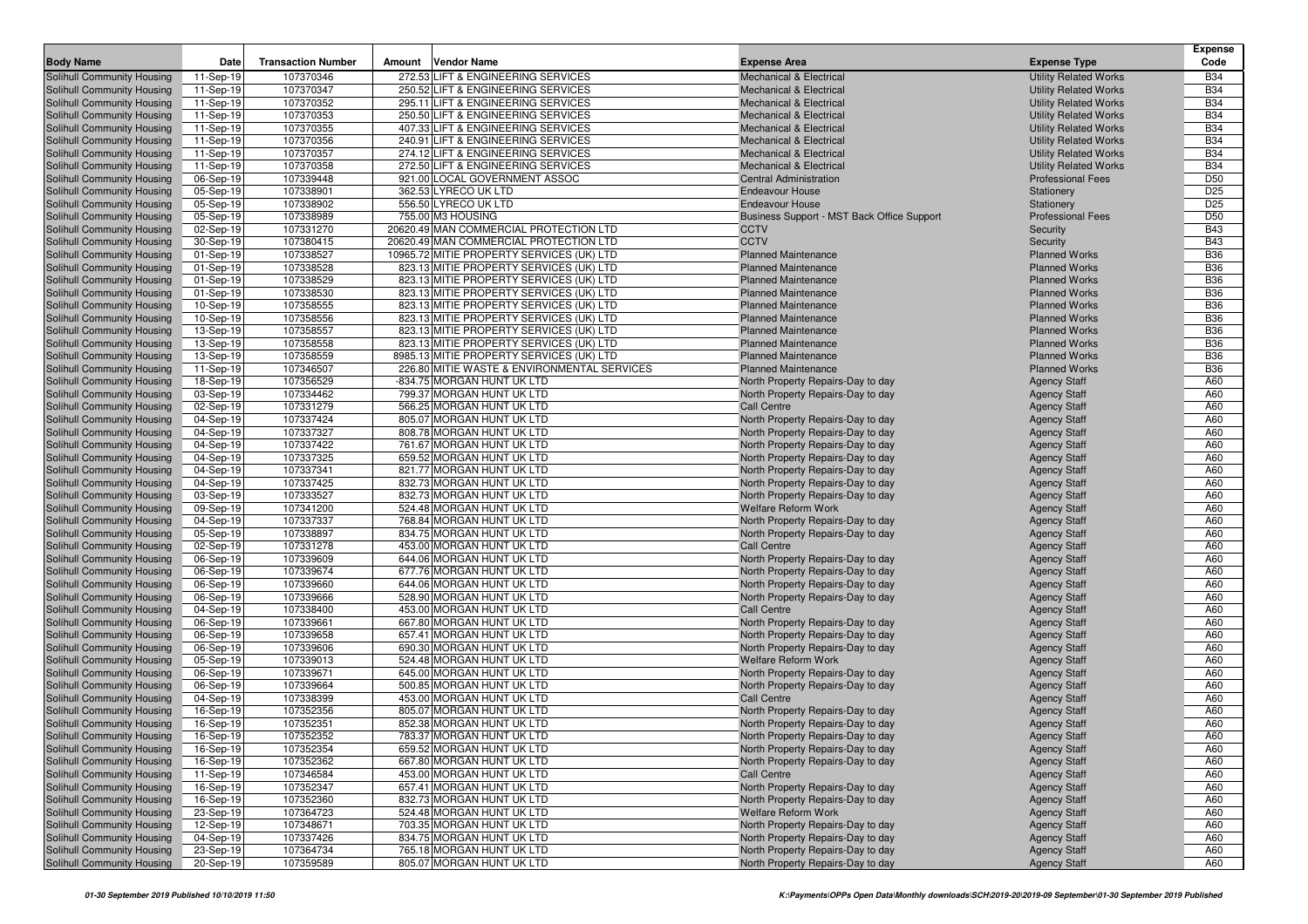| Body Name | Date | Transaction Number | Amount | Vendor Name | Expense Area | Expense Type | Expense Code |
|---|---|---|---|---|---|---|---|
| Solihull Community Housing | 11-Sep-19 | 107370346 | 272.53 | LIFT & ENGINEERING SERVICES | Mechanical & Electrical | Utility Related Works | B34 |
| Solihull Community Housing | 11-Sep-19 | 107370347 | 250.52 | LIFT & ENGINEERING SERVICES | Mechanical & Electrical | Utility Related Works | B34 |
| Solihull Community Housing | 11-Sep-19 | 107370352 | 295.11 | LIFT & ENGINEERING SERVICES | Mechanical & Electrical | Utility Related Works | B34 |
| Solihull Community Housing | 11-Sep-19 | 107370353 | 250.50 | LIFT & ENGINEERING SERVICES | Mechanical & Electrical | Utility Related Works | B34 |
| Solihull Community Housing | 11-Sep-19 | 107370355 | 407.33 | LIFT & ENGINEERING SERVICES | Mechanical & Electrical | Utility Related Works | B34 |
| Solihull Community Housing | 11-Sep-19 | 107370356 | 240.91 | LIFT & ENGINEERING SERVICES | Mechanical & Electrical | Utility Related Works | B34 |
| Solihull Community Housing | 11-Sep-19 | 107370357 | 274.12 | LIFT & ENGINEERING SERVICES | Mechanical & Electrical | Utility Related Works | B34 |
| Solihull Community Housing | 11-Sep-19 | 107370358 | 272.50 | LIFT & ENGINEERING SERVICES | Mechanical & Electrical | Utility Related Works | B34 |
| Solihull Community Housing | 06-Sep-19 | 107339448 | 921.00 | LOCAL GOVERNMENT ASSOC | Central Administration | Professional Fees | D50 |
| Solihull Community Housing | 05-Sep-19 | 107338901 | 362.53 | LYRECO UK LTD | Endeavour House | Stationery | D25 |
| Solihull Community Housing | 05-Sep-19 | 107338902 | 556.50 | LYRECO UK LTD | Endeavour House | Stationery | D25 |
| Solihull Community Housing | 05-Sep-19 | 107338989 | 755.00 | M3 HOUSING | Business Support - MST Back Office Support | Professional Fees | D50 |
| Solihull Community Housing | 02-Sep-19 | 107331270 | 20620.49 | MAN COMMERCIAL PROTECTION LTD | CCTV | Security | B43 |
| Solihull Community Housing | 30-Sep-19 | 107380415 | 20620.49 | MAN COMMERCIAL PROTECTION LTD | CCTV | Security | B43 |
| Solihull Community Housing | 01-Sep-19 | 107338527 | 10965.72 | MITIE PROPERTY SERVICES (UK) LTD | Planned Maintenance | Planned Works | B36 |
| Solihull Community Housing | 01-Sep-19 | 107338528 | 823.13 | MITIE PROPERTY SERVICES (UK) LTD | Planned Maintenance | Planned Works | B36 |
| Solihull Community Housing | 01-Sep-19 | 107338529 | 823.13 | MITIE PROPERTY SERVICES (UK) LTD | Planned Maintenance | Planned Works | B36 |
| Solihull Community Housing | 01-Sep-19 | 107338530 | 823.13 | MITIE PROPERTY SERVICES (UK) LTD | Planned Maintenance | Planned Works | B36 |
| Solihull Community Housing | 10-Sep-19 | 107358555 | 823.13 | MITIE PROPERTY SERVICES (UK) LTD | Planned Maintenance | Planned Works | B36 |
| Solihull Community Housing | 10-Sep-19 | 107358556 | 823.13 | MITIE PROPERTY SERVICES (UK) LTD | Planned Maintenance | Planned Works | B36 |
| Solihull Community Housing | 13-Sep-19 | 107358557 | 823.13 | MITIE PROPERTY SERVICES (UK) LTD | Planned Maintenance | Planned Works | B36 |
| Solihull Community Housing | 13-Sep-19 | 107358558 | 823.13 | MITIE PROPERTY SERVICES (UK) LTD | Planned Maintenance | Planned Works | B36 |
| Solihull Community Housing | 13-Sep-19 | 107358559 | 8985.13 | MITIE PROPERTY SERVICES (UK) LTD | Planned Maintenance | Planned Works | B36 |
| Solihull Community Housing | 11-Sep-19 | 107346507 | 226.80 | MITIE WASTE & ENVIRONMENTAL SERVICES | Planned Maintenance | Planned Works | B36 |
| Solihull Community Housing | 18-Sep-19 | 107356529 | -834.75 | MORGAN HUNT UK LTD | North Property Repairs-Day to day | Agency Staff | A60 |
| Solihull Community Housing | 03-Sep-19 | 107334462 | 799.37 | MORGAN HUNT UK LTD | North Property Repairs-Day to day | Agency Staff | A60 |
| Solihull Community Housing | 02-Sep-19 | 107331279 | 566.25 | MORGAN HUNT UK LTD | Call Centre | Agency Staff | A60 |
| Solihull Community Housing | 04-Sep-19 | 107337424 | 805.07 | MORGAN HUNT UK LTD | North Property Repairs-Day to day | Agency Staff | A60 |
| Solihull Community Housing | 04-Sep-19 | 107337327 | 808.78 | MORGAN HUNT UK LTD | North Property Repairs-Day to day | Agency Staff | A60 |
| Solihull Community Housing | 04-Sep-19 | 107337422 | 761.67 | MORGAN HUNT UK LTD | North Property Repairs-Day to day | Agency Staff | A60 |
| Solihull Community Housing | 04-Sep-19 | 107337325 | 659.52 | MORGAN HUNT UK LTD | North Property Repairs-Day to day | Agency Staff | A60 |
| Solihull Community Housing | 04-Sep-19 | 107337341 | 821.77 | MORGAN HUNT UK LTD | North Property Repairs-Day to day | Agency Staff | A60 |
| Solihull Community Housing | 04-Sep-19 | 107337425 | 832.73 | MORGAN HUNT UK LTD | North Property Repairs-Day to day | Agency Staff | A60 |
| Solihull Community Housing | 03-Sep-19 | 107333527 | 832.73 | MORGAN HUNT UK LTD | North Property Repairs-Day to day | Agency Staff | A60 |
| Solihull Community Housing | 09-Sep-19 | 107341200 | 524.48 | MORGAN HUNT UK LTD | Welfare Reform Work | Agency Staff | A60 |
| Solihull Community Housing | 04-Sep-19 | 107337337 | 768.84 | MORGAN HUNT UK LTD | North Property Repairs-Day to day | Agency Staff | A60 |
| Solihull Community Housing | 05-Sep-19 | 107338897 | 834.75 | MORGAN HUNT UK LTD | North Property Repairs-Day to day | Agency Staff | A60 |
| Solihull Community Housing | 02-Sep-19 | 107331278 | 453.00 | MORGAN HUNT UK LTD | Call Centre | Agency Staff | A60 |
| Solihull Community Housing | 06-Sep-19 | 107339609 | 644.06 | MORGAN HUNT UK LTD | North Property Repairs-Day to day | Agency Staff | A60 |
| Solihull Community Housing | 06-Sep-19 | 107339674 | 677.76 | MORGAN HUNT UK LTD | North Property Repairs-Day to day | Agency Staff | A60 |
| Solihull Community Housing | 06-Sep-19 | 107339660 | 644.06 | MORGAN HUNT UK LTD | North Property Repairs-Day to day | Agency Staff | A60 |
| Solihull Community Housing | 06-Sep-19 | 107339666 | 528.90 | MORGAN HUNT UK LTD | North Property Repairs-Day to day | Agency Staff | A60 |
| Solihull Community Housing | 04-Sep-19 | 107338400 | 453.00 | MORGAN HUNT UK LTD | Call Centre | Agency Staff | A60 |
| Solihull Community Housing | 06-Sep-19 | 107339661 | 667.80 | MORGAN HUNT UK LTD | North Property Repairs-Day to day | Agency Staff | A60 |
| Solihull Community Housing | 06-Sep-19 | 107339658 | 657.41 | MORGAN HUNT UK LTD | North Property Repairs-Day to day | Agency Staff | A60 |
| Solihull Community Housing | 06-Sep-19 | 107339606 | 690.30 | MORGAN HUNT UK LTD | North Property Repairs-Day to day | Agency Staff | A60 |
| Solihull Community Housing | 05-Sep-19 | 107339013 | 524.48 | MORGAN HUNT UK LTD | Welfare Reform Work | Agency Staff | A60 |
| Solihull Community Housing | 06-Sep-19 | 107339671 | 645.00 | MORGAN HUNT UK LTD | North Property Repairs-Day to day | Agency Staff | A60 |
| Solihull Community Housing | 06-Sep-19 | 107339664 | 500.85 | MORGAN HUNT UK LTD | North Property Repairs-Day to day | Agency Staff | A60 |
| Solihull Community Housing | 04-Sep-19 | 107338399 | 453.00 | MORGAN HUNT UK LTD | Call Centre | Agency Staff | A60 |
| Solihull Community Housing | 16-Sep-19 | 107352356 | 805.07 | MORGAN HUNT UK LTD | North Property Repairs-Day to day | Agency Staff | A60 |
| Solihull Community Housing | 16-Sep-19 | 107352351 | 852.38 | MORGAN HUNT UK LTD | North Property Repairs-Day to day | Agency Staff | A60 |
| Solihull Community Housing | 16-Sep-19 | 107352352 | 783.37 | MORGAN HUNT UK LTD | North Property Repairs-Day to day | Agency Staff | A60 |
| Solihull Community Housing | 16-Sep-19 | 107352354 | 659.52 | MORGAN HUNT UK LTD | North Property Repairs-Day to day | Agency Staff | A60 |
| Solihull Community Housing | 16-Sep-19 | 107352362 | 667.80 | MORGAN HUNT UK LTD | North Property Repairs-Day to day | Agency Staff | A60 |
| Solihull Community Housing | 11-Sep-19 | 107346584 | 453.00 | MORGAN HUNT UK LTD | Call Centre | Agency Staff | A60 |
| Solihull Community Housing | 16-Sep-19 | 107352347 | 657.41 | MORGAN HUNT UK LTD | North Property Repairs-Day to day | Agency Staff | A60 |
| Solihull Community Housing | 16-Sep-19 | 107352360 | 832.73 | MORGAN HUNT UK LTD | North Property Repairs-Day to day | Agency Staff | A60 |
| Solihull Community Housing | 23-Sep-19 | 107364723 | 524.48 | MORGAN HUNT UK LTD | Welfare Reform Work | Agency Staff | A60 |
| Solihull Community Housing | 12-Sep-19 | 107348671 | 703.35 | MORGAN HUNT UK LTD | North Property Repairs-Day to day | Agency Staff | A60 |
| Solihull Community Housing | 04-Sep-19 | 107337426 | 834.75 | MORGAN HUNT UK LTD | North Property Repairs-Day to day | Agency Staff | A60 |
| Solihull Community Housing | 23-Sep-19 | 107364734 | 765.18 | MORGAN HUNT UK LTD | North Property Repairs-Day to day | Agency Staff | A60 |
| Solihull Community Housing | 20-Sep-19 | 107359589 | 805.07 | MORGAN HUNT UK LTD | North Property Repairs-Day to day | Agency Staff | A60 |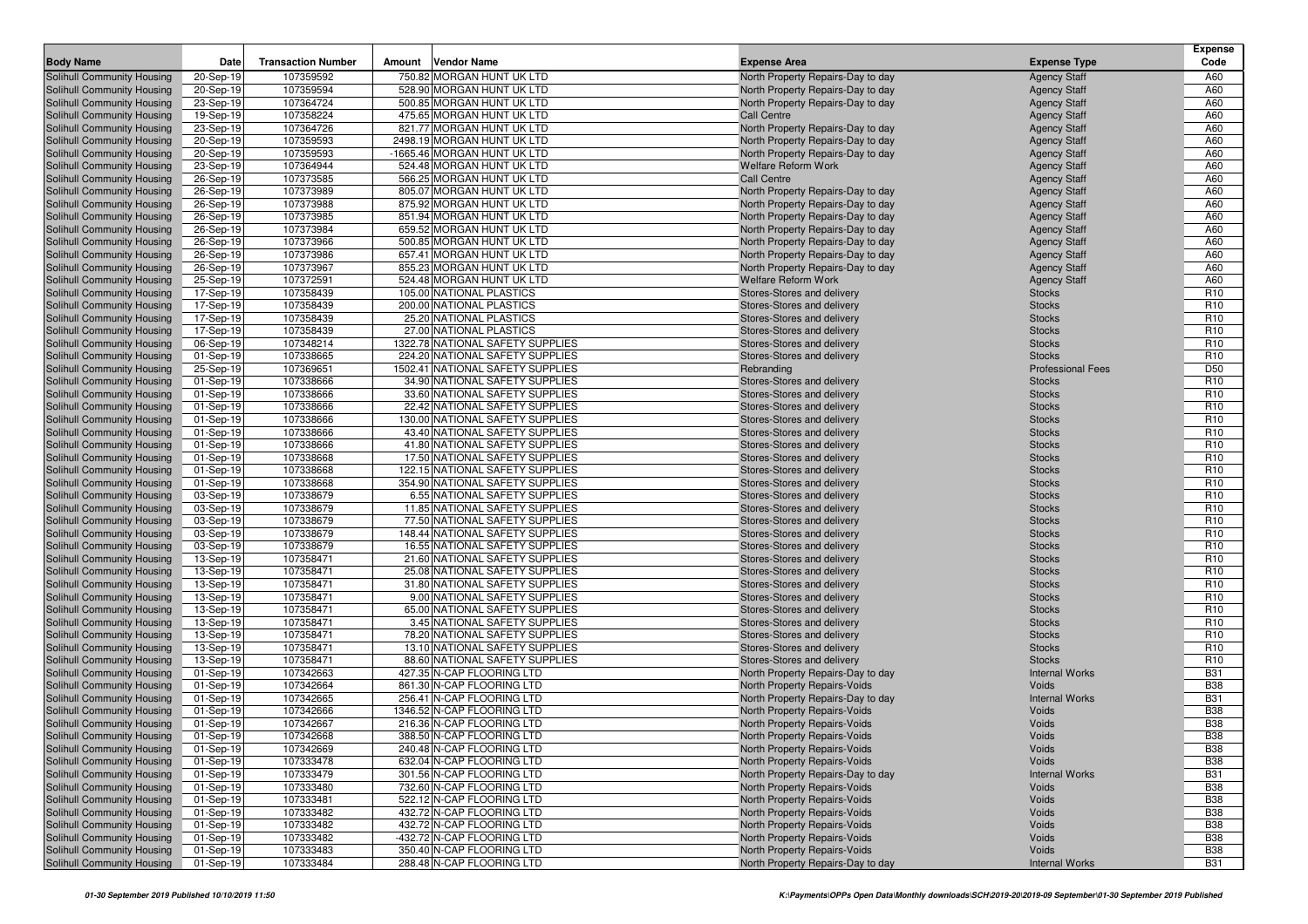| Body Name | Date | Transaction Number | Amount | Vendor Name | Expense Area | Expense Type | Expense Code |
|---|---|---|---|---|---|---|---|
| Solihull Community Housing | 20-Sep-19 | 107359592 | 750.82 | MORGAN HUNT UK LTD | North Property Repairs-Day to day | Agency Staff | A60 |
| Solihull Community Housing | 20-Sep-19 | 107359594 | 528.90 | MORGAN HUNT UK LTD | North Property Repairs-Day to day | Agency Staff | A60 |
| Solihull Community Housing | 23-Sep-19 | 107364724 | 500.85 | MORGAN HUNT UK LTD | North Property Repairs-Day to day | Agency Staff | A60 |
| Solihull Community Housing | 19-Sep-19 | 107358224 | 475.65 | MORGAN HUNT UK LTD | Call Centre | Agency Staff | A60 |
| Solihull Community Housing | 23-Sep-19 | 107364726 | 821.77 | MORGAN HUNT UK LTD | North Property Repairs-Day to day | Agency Staff | A60 |
| Solihull Community Housing | 20-Sep-19 | 107359593 | 2498.19 | MORGAN HUNT UK LTD | North Property Repairs-Day to day | Agency Staff | A60 |
| Solihull Community Housing | 20-Sep-19 | 107359593 | -1665.46 | MORGAN HUNT UK LTD | North Property Repairs-Day to day | Agency Staff | A60 |
| Solihull Community Housing | 23-Sep-19 | 107364944 | 524.48 | MORGAN HUNT UK LTD | Welfare Reform Work | Agency Staff | A60 |
| Solihull Community Housing | 26-Sep-19 | 107373585 | 566.25 | MORGAN HUNT UK LTD | Call Centre | Agency Staff | A60 |
| Solihull Community Housing | 26-Sep-19 | 107373989 | 805.07 | MORGAN HUNT UK LTD | North Property Repairs-Day to day | Agency Staff | A60 |
| Solihull Community Housing | 26-Sep-19 | 107373988 | 875.92 | MORGAN HUNT UK LTD | North Property Repairs-Day to day | Agency Staff | A60 |
| Solihull Community Housing | 26-Sep-19 | 107373985 | 851.94 | MORGAN HUNT UK LTD | North Property Repairs-Day to day | Agency Staff | A60 |
| Solihull Community Housing | 26-Sep-19 | 107373984 | 659.52 | MORGAN HUNT UK LTD | North Property Repairs-Day to day | Agency Staff | A60 |
| Solihull Community Housing | 26-Sep-19 | 107373966 | 500.85 | MORGAN HUNT UK LTD | North Property Repairs-Day to day | Agency Staff | A60 |
| Solihull Community Housing | 26-Sep-19 | 107373986 | 657.41 | MORGAN HUNT UK LTD | North Property Repairs-Day to day | Agency Staff | A60 |
| Solihull Community Housing | 26-Sep-19 | 107373967 | 855.23 | MORGAN HUNT UK LTD | North Property Repairs-Day to day | Agency Staff | A60 |
| Solihull Community Housing | 25-Sep-19 | 107372591 | 524.48 | MORGAN HUNT UK LTD | Welfare Reform Work | Agency Staff | A60 |
| Solihull Community Housing | 17-Sep-19 | 107358439 | 105.00 | NATIONAL PLASTICS | Stores-Stores and delivery | Stocks | R10 |
| Solihull Community Housing | 17-Sep-19 | 107358439 | 200.00 | NATIONAL PLASTICS | Stores-Stores and delivery | Stocks | R10 |
| Solihull Community Housing | 17-Sep-19 | 107358439 | 25.20 | NATIONAL PLASTICS | Stores-Stores and delivery | Stocks | R10 |
| Solihull Community Housing | 17-Sep-19 | 107358439 | 27.00 | NATIONAL PLASTICS | Stores-Stores and delivery | Stocks | R10 |
| Solihull Community Housing | 06-Sep-19 | 107348214 | 1322.78 | NATIONAL SAFETY SUPPLIES | Stores-Stores and delivery | Stocks | R10 |
| Solihull Community Housing | 01-Sep-19 | 107338665 | 224.20 | NATIONAL SAFETY SUPPLIES | Stores-Stores and delivery | Stocks | R10 |
| Solihull Community Housing | 25-Sep-19 | 107369651 | 1502.41 | NATIONAL SAFETY SUPPLIES | Rebranding | Professional Fees | D50 |
| Solihull Community Housing | 01-Sep-19 | 107338666 | 34.90 | NATIONAL SAFETY SUPPLIES | Stores-Stores and delivery | Stocks | R10 |
| Solihull Community Housing | 01-Sep-19 | 107338666 | 33.60 | NATIONAL SAFETY SUPPLIES | Stores-Stores and delivery | Stocks | R10 |
| Solihull Community Housing | 01-Sep-19 | 107338666 | 22.42 | NATIONAL SAFETY SUPPLIES | Stores-Stores and delivery | Stocks | R10 |
| Solihull Community Housing | 01-Sep-19 | 107338666 | 130.00 | NATIONAL SAFETY SUPPLIES | Stores-Stores and delivery | Stocks | R10 |
| Solihull Community Housing | 01-Sep-19 | 107338666 | 43.40 | NATIONAL SAFETY SUPPLIES | Stores-Stores and delivery | Stocks | R10 |
| Solihull Community Housing | 01-Sep-19 | 107338666 | 41.80 | NATIONAL SAFETY SUPPLIES | Stores-Stores and delivery | Stocks | R10 |
| Solihull Community Housing | 01-Sep-19 | 107338668 | 17.50 | NATIONAL SAFETY SUPPLIES | Stores-Stores and delivery | Stocks | R10 |
| Solihull Community Housing | 01-Sep-19 | 107338668 | 122.15 | NATIONAL SAFETY SUPPLIES | Stores-Stores and delivery | Stocks | R10 |
| Solihull Community Housing | 01-Sep-19 | 107338668 | 354.90 | NATIONAL SAFETY SUPPLIES | Stores-Stores and delivery | Stocks | R10 |
| Solihull Community Housing | 03-Sep-19 | 107338679 | 6.55 | NATIONAL SAFETY SUPPLIES | Stores-Stores and delivery | Stocks | R10 |
| Solihull Community Housing | 03-Sep-19 | 107338679 | 11.85 | NATIONAL SAFETY SUPPLIES | Stores-Stores and delivery | Stocks | R10 |
| Solihull Community Housing | 03-Sep-19 | 107338679 | 77.50 | NATIONAL SAFETY SUPPLIES | Stores-Stores and delivery | Stocks | R10 |
| Solihull Community Housing | 03-Sep-19 | 107338679 | 148.44 | NATIONAL SAFETY SUPPLIES | Stores-Stores and delivery | Stocks | R10 |
| Solihull Community Housing | 03-Sep-19 | 107338679 | 16.55 | NATIONAL SAFETY SUPPLIES | Stores-Stores and delivery | Stocks | R10 |
| Solihull Community Housing | 13-Sep-19 | 107358471 | 21.60 | NATIONAL SAFETY SUPPLIES | Stores-Stores and delivery | Stocks | R10 |
| Solihull Community Housing | 13-Sep-19 | 107358471 | 25.08 | NATIONAL SAFETY SUPPLIES | Stores-Stores and delivery | Stocks | R10 |
| Solihull Community Housing | 13-Sep-19 | 107358471 | 31.80 | NATIONAL SAFETY SUPPLIES | Stores-Stores and delivery | Stocks | R10 |
| Solihull Community Housing | 13-Sep-19 | 107358471 | 9.00 | NATIONAL SAFETY SUPPLIES | Stores-Stores and delivery | Stocks | R10 |
| Solihull Community Housing | 13-Sep-19 | 107358471 | 65.00 | NATIONAL SAFETY SUPPLIES | Stores-Stores and delivery | Stocks | R10 |
| Solihull Community Housing | 13-Sep-19 | 107358471 | 3.45 | NATIONAL SAFETY SUPPLIES | Stores-Stores and delivery | Stocks | R10 |
| Solihull Community Housing | 13-Sep-19 | 107358471 | 78.20 | NATIONAL SAFETY SUPPLIES | Stores-Stores and delivery | Stocks | R10 |
| Solihull Community Housing | 13-Sep-19 | 107358471 | 13.10 | NATIONAL SAFETY SUPPLIES | Stores-Stores and delivery | Stocks | R10 |
| Solihull Community Housing | 13-Sep-19 | 107358471 | 88.60 | NATIONAL SAFETY SUPPLIES | Stores-Stores and delivery | Stocks | R10 |
| Solihull Community Housing | 01-Sep-19 | 107342663 | 427.35 | N-CAP FLOORING LTD | North Property Repairs-Day to day | Internal Works | B31 |
| Solihull Community Housing | 01-Sep-19 | 107342664 | 861.30 | N-CAP FLOORING LTD | North Property Repairs-Voids | Voids | B38 |
| Solihull Community Housing | 01-Sep-19 | 107342665 | 256.41 | N-CAP FLOORING LTD | North Property Repairs-Day to day | Internal Works | B31 |
| Solihull Community Housing | 01-Sep-19 | 107342666 | 1346.52 | N-CAP FLOORING LTD | North Property Repairs-Voids | Voids | B38 |
| Solihull Community Housing | 01-Sep-19 | 107342667 | 216.36 | N-CAP FLOORING LTD | North Property Repairs-Voids | Voids | B38 |
| Solihull Community Housing | 01-Sep-19 | 107342668 | 388.50 | N-CAP FLOORING LTD | North Property Repairs-Voids | Voids | B38 |
| Solihull Community Housing | 01-Sep-19 | 107342669 | 240.48 | N-CAP FLOORING LTD | North Property Repairs-Voids | Voids | B38 |
| Solihull Community Housing | 01-Sep-19 | 107333478 | 632.04 | N-CAP FLOORING LTD | North Property Repairs-Voids | Voids | B38 |
| Solihull Community Housing | 01-Sep-19 | 107333479 | 301.56 | N-CAP FLOORING LTD | North Property Repairs-Day to day | Internal Works | B31 |
| Solihull Community Housing | 01-Sep-19 | 107333480 | 732.60 | N-CAP FLOORING LTD | North Property Repairs-Voids | Voids | B38 |
| Solihull Community Housing | 01-Sep-19 | 107333481 | 522.12 | N-CAP FLOORING LTD | North Property Repairs-Voids | Voids | B38 |
| Solihull Community Housing | 01-Sep-19 | 107333482 | 432.72 | N-CAP FLOORING LTD | North Property Repairs-Voids | Voids | B38 |
| Solihull Community Housing | 01-Sep-19 | 107333482 | 432.72 | N-CAP FLOORING LTD | North Property Repairs-Voids | Voids | B38 |
| Solihull Community Housing | 01-Sep-19 | 107333482 | -432.72 | N-CAP FLOORING LTD | North Property Repairs-Voids | Voids | B38 |
| Solihull Community Housing | 01-Sep-19 | 107333483 | 350.40 | N-CAP FLOORING LTD | North Property Repairs-Voids | Voids | B38 |
| Solihull Community Housing | 01-Sep-19 | 107333484 | 288.48 | N-CAP FLOORING LTD | North Property Repairs-Day to day | Internal Works | B31 |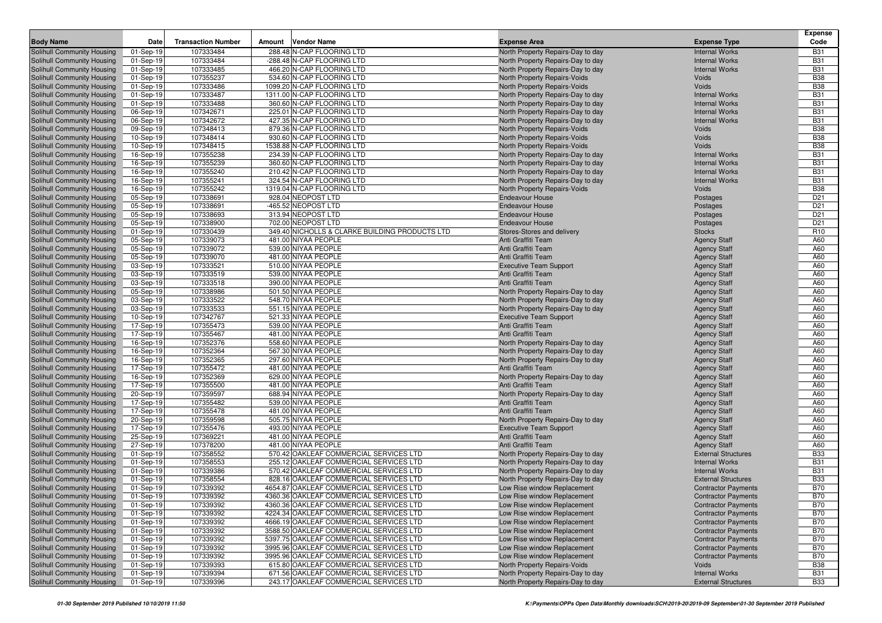| Body Name | Date | Transaction Number | Amount | Vendor Name | Expense Area | Expense Type | Expense Code |
|---|---|---|---|---|---|---|---|
| Solihull Community Housing | 01-Sep-19 | 107333484 | 288.48 | N-CAP FLOORING LTD | North Property Repairs-Day to day | Internal Works | B31 |
| Solihull Community Housing | 01-Sep-19 | 107333484 | -288.48 | N-CAP FLOORING LTD | North Property Repairs-Day to day | Internal Works | B31 |
| Solihull Community Housing | 01-Sep-19 | 107333485 | 466.20 | N-CAP FLOORING LTD | North Property Repairs-Day to day | Internal Works | B31 |
| Solihull Community Housing | 01-Sep-19 | 107355237 | 534.60 | N-CAP FLOORING LTD | North Property Repairs-Voids | Voids | B38 |
| Solihull Community Housing | 01-Sep-19 | 107333486 | 1099.20 | N-CAP FLOORING LTD | North Property Repairs-Voids | Voids | B38 |
| Solihull Community Housing | 01-Sep-19 | 107333487 | 1311.00 | N-CAP FLOORING LTD | North Property Repairs-Day to day | Internal Works | B31 |
| Solihull Community Housing | 01-Sep-19 | 107333488 | 360.60 | N-CAP FLOORING LTD | North Property Repairs-Day to day | Internal Works | B31 |
| Solihull Community Housing | 06-Sep-19 | 107342671 | 225.01 | N-CAP FLOORING LTD | North Property Repairs-Day to day | Internal Works | B31 |
| Solihull Community Housing | 06-Sep-19 | 107342672 | 427.35 | N-CAP FLOORING LTD | North Property Repairs-Day to day | Internal Works | B31 |
| Solihull Community Housing | 09-Sep-19 | 107348413 | 879.36 | N-CAP FLOORING LTD | North Property Repairs-Voids | Voids | B38 |
| Solihull Community Housing | 10-Sep-19 | 107348414 | 930.60 | N-CAP FLOORING LTD | North Property Repairs-Voids | Voids | B38 |
| Solihull Community Housing | 10-Sep-19 | 107348415 | 1538.88 | N-CAP FLOORING LTD | North Property Repairs-Voids | Voids | B38 |
| Solihull Community Housing | 16-Sep-19 | 107355238 | 234.39 | N-CAP FLOORING LTD | North Property Repairs-Day to day | Internal Works | B31 |
| Solihull Community Housing | 16-Sep-19 | 107355239 | 360.60 | N-CAP FLOORING LTD | North Property Repairs-Day to day | Internal Works | B31 |
| Solihull Community Housing | 16-Sep-19 | 107355240 | 210.42 | N-CAP FLOORING LTD | North Property Repairs-Day to day | Internal Works | B31 |
| Solihull Community Housing | 16-Sep-19 | 107355241 | 324.54 | N-CAP FLOORING LTD | North Property Repairs-Day to day | Internal Works | B31 |
| Solihull Community Housing | 16-Sep-19 | 107355242 | 1319.04 | N-CAP FLOORING LTD | North Property Repairs-Voids | Voids | B38 |
| Solihull Community Housing | 05-Sep-19 | 107338691 | 928.04 | NEOPOST LTD | Endeavour House | Postages | D21 |
| Solihull Community Housing | 05-Sep-19 | 107338691 | -465.52 | NEOPOST LTD | Endeavour House | Postages | D21 |
| Solihull Community Housing | 05-Sep-19 | 107338693 | 313.94 | NEOPOST LTD | Endeavour House | Postages | D21 |
| Solihull Community Housing | 05-Sep-19 | 107338900 | 702.00 | NEOPOST LTD | Endeavour House | Postages | D21 |
| Solihull Community Housing | 01-Sep-19 | 107330439 | 349.40 | NICHOLLS & CLARKE BUILDING PRODUCTS LTD | Stores-Stores and delivery | Stocks | R10 |
| Solihull Community Housing | 05-Sep-19 | 107339073 | 481.00 | NIYAA PEOPLE | Anti Graffiti Team | Agency Staff | A60 |
| Solihull Community Housing | 05-Sep-19 | 107339072 | 539.00 | NIYAA PEOPLE | Anti Graffiti Team | Agency Staff | A60 |
| Solihull Community Housing | 05-Sep-19 | 107339070 | 481.00 | NIYAA PEOPLE | Anti Graffiti Team | Agency Staff | A60 |
| Solihull Community Housing | 03-Sep-19 | 107333521 | 510.00 | NIYAA PEOPLE | Executive Team Support | Agency Staff | A60 |
| Solihull Community Housing | 03-Sep-19 | 107333519 | 539.00 | NIYAA PEOPLE | Anti Graffiti Team | Agency Staff | A60 |
| Solihull Community Housing | 03-Sep-19 | 107333518 | 390.00 | NIYAA PEOPLE | Anti Graffiti Team | Agency Staff | A60 |
| Solihull Community Housing | 05-Sep-19 | 107338986 | 501.50 | NIYAA PEOPLE | North Property Repairs-Day to day | Agency Staff | A60 |
| Solihull Community Housing | 03-Sep-19 | 107333522 | 548.70 | NIYAA PEOPLE | North Property Repairs-Day to day | Agency Staff | A60 |
| Solihull Community Housing | 03-Sep-19 | 107333533 | 551.15 | NIYAA PEOPLE | North Property Repairs-Day to day | Agency Staff | A60 |
| Solihull Community Housing | 10-Sep-19 | 107342767 | 521.33 | NIYAA PEOPLE | Executive Team Support | Agency Staff | A60 |
| Solihull Community Housing | 17-Sep-19 | 107355473 | 539.00 | NIYAA PEOPLE | Anti Graffiti Team | Agency Staff | A60 |
| Solihull Community Housing | 17-Sep-19 | 107355467 | 481.00 | NIYAA PEOPLE | Anti Graffiti Team | Agency Staff | A60 |
| Solihull Community Housing | 16-Sep-19 | 107352376 | 558.60 | NIYAA PEOPLE | North Property Repairs-Day to day | Agency Staff | A60 |
| Solihull Community Housing | 16-Sep-19 | 107352364 | 567.30 | NIYAA PEOPLE | North Property Repairs-Day to day | Agency Staff | A60 |
| Solihull Community Housing | 16-Sep-19 | 107352365 | 297.60 | NIYAA PEOPLE | North Property Repairs-Day to day | Agency Staff | A60 |
| Solihull Community Housing | 17-Sep-19 | 107355472 | 481.00 | NIYAA PEOPLE | Anti Graffiti Team | Agency Staff | A60 |
| Solihull Community Housing | 16-Sep-19 | 107352369 | 629.00 | NIYAA PEOPLE | North Property Repairs-Day to day | Agency Staff | A60 |
| Solihull Community Housing | 17-Sep-19 | 107355500 | 481.00 | NIYAA PEOPLE | Anti Graffiti Team | Agency Staff | A60 |
| Solihull Community Housing | 20-Sep-19 | 107359597 | 688.94 | NIYAA PEOPLE | North Property Repairs-Day to day | Agency Staff | A60 |
| Solihull Community Housing | 17-Sep-19 | 107355482 | 539.00 | NIYAA PEOPLE | Anti Graffiti Team | Agency Staff | A60 |
| Solihull Community Housing | 17-Sep-19 | 107355478 | 481.00 | NIYAA PEOPLE | Anti Graffiti Team | Agency Staff | A60 |
| Solihull Community Housing | 20-Sep-19 | 107359598 | 505.75 | NIYAA PEOPLE | North Property Repairs-Day to day | Agency Staff | A60 |
| Solihull Community Housing | 17-Sep-19 | 107355476 | 493.00 | NIYAA PEOPLE | Executive Team Support | Agency Staff | A60 |
| Solihull Community Housing | 25-Sep-19 | 107369221 | 481.00 | NIYAA PEOPLE | Anti Graffiti Team | Agency Staff | A60 |
| Solihull Community Housing | 27-Sep-19 | 107378200 | 481.00 | NIYAA PEOPLE | Anti Graffiti Team | Agency Staff | A60 |
| Solihull Community Housing | 01-Sep-19 | 107358552 | 570.42 | OAKLEAF COMMERCIAL SERVICES LTD | North Property Repairs-Day to day | External Structures | B33 |
| Solihull Community Housing | 01-Sep-19 | 107358553 | 255.12 | OAKLEAF COMMERCIAL SERVICES LTD | North Property Repairs-Day to day | Internal Works | B31 |
| Solihull Community Housing | 01-Sep-19 | 107339386 | 570.42 | OAKLEAF COMMERCIAL SERVICES LTD | North Property Repairs-Day to day | Internal Works | B31 |
| Solihull Community Housing | 01-Sep-19 | 107358554 | 828.16 | OAKLEAF COMMERCIAL SERVICES LTD | North Property Repairs-Day to day | External Structures | B33 |
| Solihull Community Housing | 01-Sep-19 | 107339392 | 4654.87 | OAKLEAF COMMERCIAL SERVICES LTD | Low Rise window Replacement | Contractor Payments | B70 |
| Solihull Community Housing | 01-Sep-19 | 107339392 | 4360.36 | OAKLEAF COMMERCIAL SERVICES LTD | Low Rise window Replacement | Contractor Payments | B70 |
| Solihull Community Housing | 01-Sep-19 | 107339392 | 4360.36 | OAKLEAF COMMERCIAL SERVICES LTD | Low Rise window Replacement | Contractor Payments | B70 |
| Solihull Community Housing | 01-Sep-19 | 107339392 | 4224.34 | OAKLEAF COMMERCIAL SERVICES LTD | Low Rise window Replacement | Contractor Payments | B70 |
| Solihull Community Housing | 01-Sep-19 | 107339392 | 4666.19 | OAKLEAF COMMERCIAL SERVICES LTD | Low Rise window Replacement | Contractor Payments | B70 |
| Solihull Community Housing | 01-Sep-19 | 107339392 | 3588.50 | OAKLEAF COMMERCIAL SERVICES LTD | Low Rise window Replacement | Contractor Payments | B70 |
| Solihull Community Housing | 01-Sep-19 | 107339392 | 5397.75 | OAKLEAF COMMERCIAL SERVICES LTD | Low Rise window Replacement | Contractor Payments | B70 |
| Solihull Community Housing | 01-Sep-19 | 107339392 | 3995.96 | OAKLEAF COMMERCIAL SERVICES LTD | Low Rise window Replacement | Contractor Payments | B70 |
| Solihull Community Housing | 01-Sep-19 | 107339392 | 3995.96 | OAKLEAF COMMERCIAL SERVICES LTD | Low Rise window Replacement | Contractor Payments | B70 |
| Solihull Community Housing | 01-Sep-19 | 107339393 | 615.80 | OAKLEAF COMMERCIAL SERVICES LTD | North Property Repairs-Voids | Voids | B38 |
| Solihull Community Housing | 01-Sep-19 | 107339394 | 671.56 | OAKLEAF COMMERCIAL SERVICES LTD | North Property Repairs-Day to day | Internal Works | B31 |
| Solihull Community Housing | 01-Sep-19 | 107339396 | 243.17 | OAKLEAF COMMERCIAL SERVICES LTD | North Property Repairs-Day to day | External Structures | B33 |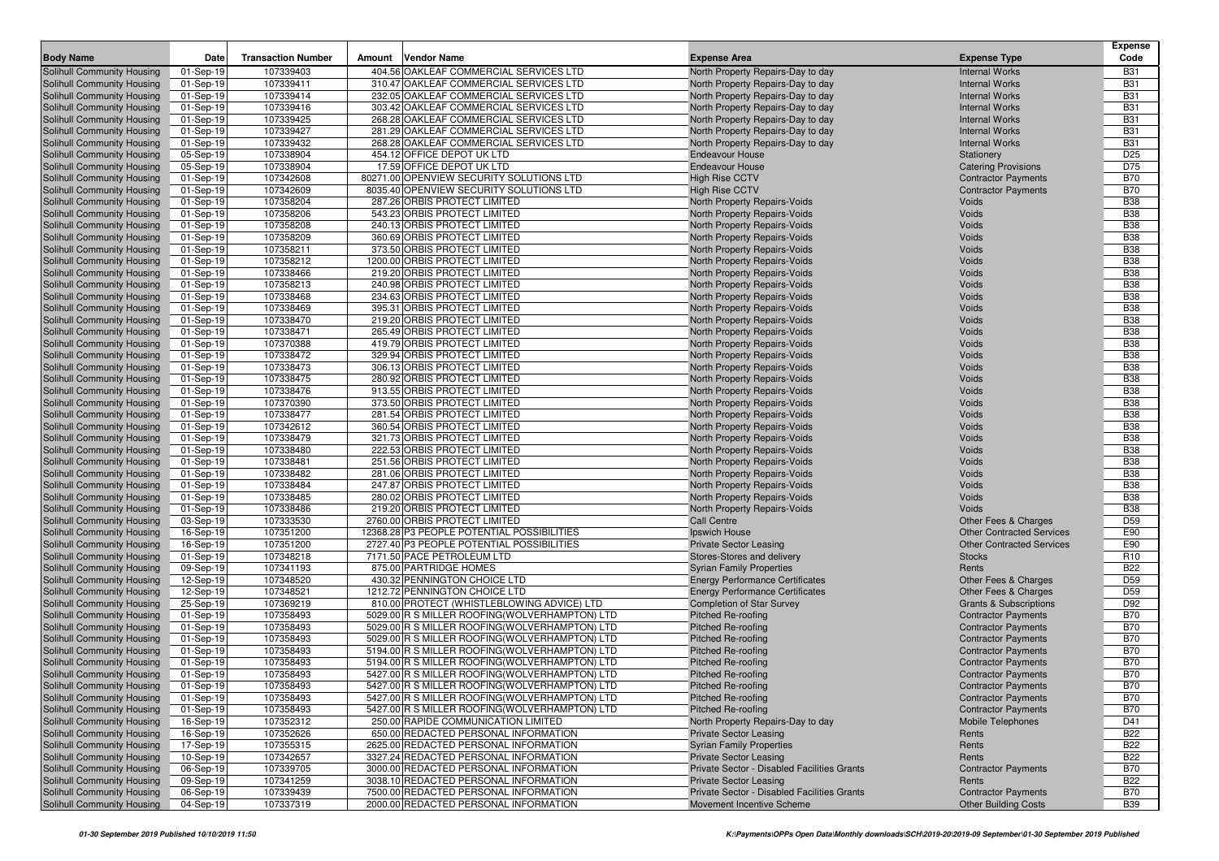| Body Name | Date | Transaction Number | Amount | Vendor Name | Expense Area | Expense Type | Expense Code |
|---|---|---|---|---|---|---|---|
| Solihull Community Housing | 01-Sep-19 | 107339403 | 404.56 | OAKLEAF COMMERCIAL SERVICES LTD | North Property Repairs-Day to day | Internal Works | B31 |
| Solihull Community Housing | 01-Sep-19 | 107339411 | 310.47 | OAKLEAF COMMERCIAL SERVICES LTD | North Property Repairs-Day to day | Internal Works | B31 |
| Solihull Community Housing | 01-Sep-19 | 107339414 | 232.05 | OAKLEAF COMMERCIAL SERVICES LTD | North Property Repairs-Day to day | Internal Works | B31 |
| Solihull Community Housing | 01-Sep-19 | 107339416 | 303.42 | OAKLEAF COMMERCIAL SERVICES LTD | North Property Repairs-Day to day | Internal Works | B31 |
| Solihull Community Housing | 01-Sep-19 | 107339425 | 268.28 | OAKLEAF COMMERCIAL SERVICES LTD | North Property Repairs-Day to day | Internal Works | B31 |
| Solihull Community Housing | 01-Sep-19 | 107339427 | 281.29 | OAKLEAF COMMERCIAL SERVICES LTD | North Property Repairs-Day to day | Internal Works | B31 |
| Solihull Community Housing | 01-Sep-19 | 107339432 | 268.28 | OAKLEAF COMMERCIAL SERVICES LTD | North Property Repairs-Day to day | Internal Works | B31 |
| Solihull Community Housing | 05-Sep-19 | 107338904 | 454.12 | OFFICE DEPOT UK LTD | Endeavour House | Stationery | D25 |
| Solihull Community Housing | 05-Sep-19 | 107338904 | 17.59 | OFFICE DEPOT UK LTD | Endeavour House | Catering Provisions | D75 |
| Solihull Community Housing | 01-Sep-19 | 107342608 | 80271.00 | OPENVIEW SECURITY SOLUTIONS LTD | High Rise CCTV | Contractor Payments | B70 |
| Solihull Community Housing | 01-Sep-19 | 107342609 | 8035.40 | OPENVIEW SECURITY SOLUTIONS LTD | High Rise CCTV | Contractor Payments | B70 |
| Solihull Community Housing | 01-Sep-19 | 107358204 | 287.26 | ORBIS PROTECT LIMITED | North Property Repairs-Voids | Voids | B38 |
| Solihull Community Housing | 01-Sep-19 | 107358206 | 543.23 | ORBIS PROTECT LIMITED | North Property Repairs-Voids | Voids | B38 |
| Solihull Community Housing | 01-Sep-19 | 107358208 | 240.13 | ORBIS PROTECT LIMITED | North Property Repairs-Voids | Voids | B38 |
| Solihull Community Housing | 01-Sep-19 | 107358209 | 360.69 | ORBIS PROTECT LIMITED | North Property Repairs-Voids | Voids | B38 |
| Solihull Community Housing | 01-Sep-19 | 107358211 | 373.50 | ORBIS PROTECT LIMITED | North Property Repairs-Voids | Voids | B38 |
| Solihull Community Housing | 01-Sep-19 | 107358212 | 1200.00 | ORBIS PROTECT LIMITED | North Property Repairs-Voids | Voids | B38 |
| Solihull Community Housing | 01-Sep-19 | 107338466 | 219.20 | ORBIS PROTECT LIMITED | North Property Repairs-Voids | Voids | B38 |
| Solihull Community Housing | 01-Sep-19 | 107358213 | 240.98 | ORBIS PROTECT LIMITED | North Property Repairs-Voids | Voids | B38 |
| Solihull Community Housing | 01-Sep-19 | 107338468 | 234.63 | ORBIS PROTECT LIMITED | North Property Repairs-Voids | Voids | B38 |
| Solihull Community Housing | 01-Sep-19 | 107338469 | 395.31 | ORBIS PROTECT LIMITED | North Property Repairs-Voids | Voids | B38 |
| Solihull Community Housing | 01-Sep-19 | 107338470 | 219.20 | ORBIS PROTECT LIMITED | North Property Repairs-Voids | Voids | B38 |
| Solihull Community Housing | 01-Sep-19 | 107338471 | 265.49 | ORBIS PROTECT LIMITED | North Property Repairs-Voids | Voids | B38 |
| Solihull Community Housing | 01-Sep-19 | 107370388 | 419.79 | ORBIS PROTECT LIMITED | North Property Repairs-Voids | Voids | B38 |
| Solihull Community Housing | 01-Sep-19 | 107338472 | 329.94 | ORBIS PROTECT LIMITED | North Property Repairs-Voids | Voids | B38 |
| Solihull Community Housing | 01-Sep-19 | 107338473 | 306.13 | ORBIS PROTECT LIMITED | North Property Repairs-Voids | Voids | B38 |
| Solihull Community Housing | 01-Sep-19 | 107338475 | 280.92 | ORBIS PROTECT LIMITED | North Property Repairs-Voids | Voids | B38 |
| Solihull Community Housing | 01-Sep-19 | 107338476 | 913.55 | ORBIS PROTECT LIMITED | North Property Repairs-Voids | Voids | B38 |
| Solihull Community Housing | 01-Sep-19 | 107370390 | 373.50 | ORBIS PROTECT LIMITED | North Property Repairs-Voids | Voids | B38 |
| Solihull Community Housing | 01-Sep-19 | 107338477 | 281.54 | ORBIS PROTECT LIMITED | North Property Repairs-Voids | Voids | B38 |
| Solihull Community Housing | 01-Sep-19 | 107342612 | 360.54 | ORBIS PROTECT LIMITED | North Property Repairs-Voids | Voids | B38 |
| Solihull Community Housing | 01-Sep-19 | 107338479 | 321.73 | ORBIS PROTECT LIMITED | North Property Repairs-Voids | Voids | B38 |
| Solihull Community Housing | 01-Sep-19 | 107338480 | 222.53 | ORBIS PROTECT LIMITED | North Property Repairs-Voids | Voids | B38 |
| Solihull Community Housing | 01-Sep-19 | 107338481 | 251.56 | ORBIS PROTECT LIMITED | North Property Repairs-Voids | Voids | B38 |
| Solihull Community Housing | 01-Sep-19 | 107338482 | 281.06 | ORBIS PROTECT LIMITED | North Property Repairs-Voids | Voids | B38 |
| Solihull Community Housing | 01-Sep-19 | 107338484 | 247.87 | ORBIS PROTECT LIMITED | North Property Repairs-Voids | Voids | B38 |
| Solihull Community Housing | 01-Sep-19 | 107338485 | 280.02 | ORBIS PROTECT LIMITED | North Property Repairs-Voids | Voids | B38 |
| Solihull Community Housing | 01-Sep-19 | 107338486 | 219.20 | ORBIS PROTECT LIMITED | North Property Repairs-Voids | Voids | B38 |
| Solihull Community Housing | 03-Sep-19 | 107333530 | 2760.00 | ORBIS PROTECT LIMITED | Call Centre | Other Fees & Charges | D59 |
| Solihull Community Housing | 16-Sep-19 | 107351200 | 12368.28 | P3 PEOPLE POTENTIAL POSSIBILITIES | Ipswich House | Other Contracted Services | E90 |
| Solihull Community Housing | 16-Sep-19 | 107351200 | 2727.40 | P3 PEOPLE POTENTIAL POSSIBILITIES | Private Sector Leasing | Other Contracted Services | E90 |
| Solihull Community Housing | 01-Sep-19 | 107348218 | 7171.50 | PACE PETROLEUM LTD | Stores-Stores and delivery | Stocks | R10 |
| Solihull Community Housing | 09-Sep-19 | 107341193 | 875.00 | PARTRIDGE HOMES | Syrian Family Properties | Rents | B22 |
| Solihull Community Housing | 12-Sep-19 | 107348520 | 430.32 | PENNINGTON CHOICE LTD | Energy Performance Certificates | Other Fees & Charges | D59 |
| Solihull Community Housing | 12-Sep-19 | 107348521 | 1212.72 | PENNINGTON CHOICE LTD | Energy Performance Certificates | Other Fees & Charges | D59 |
| Solihull Community Housing | 25-Sep-19 | 107369219 | 810.00 | PROTECT (WHISTLEBLOWING ADVICE) LTD | Completion of Star Survey | Grants & Subscriptions | D92 |
| Solihull Community Housing | 01-Sep-19 | 107358493 | 5029.00 | R S MILLER ROOFING(WOLVERHAMPTON) LTD | Pitched Re-roofing | Contractor Payments | B70 |
| Solihull Community Housing | 01-Sep-19 | 107358493 | 5029.00 | R S MILLER ROOFING(WOLVERHAMPTON) LTD | Pitched Re-roofing | Contractor Payments | B70 |
| Solihull Community Housing | 01-Sep-19 | 107358493 | 5029.00 | R S MILLER ROOFING(WOLVERHAMPTON) LTD | Pitched Re-roofing | Contractor Payments | B70 |
| Solihull Community Housing | 01-Sep-19 | 107358493 | 5194.00 | R S MILLER ROOFING(WOLVERHAMPTON) LTD | Pitched Re-roofing | Contractor Payments | B70 |
| Solihull Community Housing | 01-Sep-19 | 107358493 | 5194.00 | R S MILLER ROOFING(WOLVERHAMPTON) LTD | Pitched Re-roofing | Contractor Payments | B70 |
| Solihull Community Housing | 01-Sep-19 | 107358493 | 5427.00 | R S MILLER ROOFING(WOLVERHAMPTON) LTD | Pitched Re-roofing | Contractor Payments | B70 |
| Solihull Community Housing | 01-Sep-19 | 107358493 | 5427.00 | R S MILLER ROOFING(WOLVERHAMPTON) LTD | Pitched Re-roofing | Contractor Payments | B70 |
| Solihull Community Housing | 01-Sep-19 | 107358493 | 5427.00 | R S MILLER ROOFING(WOLVERHAMPTON) LTD | Pitched Re-roofing | Contractor Payments | B70 |
| Solihull Community Housing | 01-Sep-19 | 107358493 | 5427.00 | R S MILLER ROOFING(WOLVERHAMPTON) LTD | Pitched Re-roofing | Contractor Payments | B70 |
| Solihull Community Housing | 16-Sep-19 | 107352312 | 250.00 | RAPIDE COMMUNICATION LIMITED | North Property Repairs-Day to day | Mobile Telephones | D41 |
| Solihull Community Housing | 16-Sep-19 | 107352626 | 650.00 | REDACTED PERSONAL INFORMATION | Private Sector Leasing | Rents | B22 |
| Solihull Community Housing | 17-Sep-19 | 107355315 | 2625.00 | REDACTED PERSONAL INFORMATION | Syrian Family Properties | Rents | B22 |
| Solihull Community Housing | 10-Sep-19 | 107342657 | 3327.24 | REDACTED PERSONAL INFORMATION | Private Sector Leasing | Rents | B22 |
| Solihull Community Housing | 06-Sep-19 | 107339705 | 3000.00 | REDACTED PERSONAL INFORMATION | Private Sector - Disabled Facilities Grants | Contractor Payments | B70 |
| Solihull Community Housing | 09-Sep-19 | 107341259 | 3038.10 | REDACTED PERSONAL INFORMATION | Private Sector Leasing | Rents | B22 |
| Solihull Community Housing | 06-Sep-19 | 107339439 | 7500.00 | REDACTED PERSONAL INFORMATION | Private Sector - Disabled Facilities Grants | Contractor Payments | B70 |
| Solihull Community Housing | 04-Sep-19 | 107337319 | 2000.00 | REDACTED PERSONAL INFORMATION | Movement Incentive Scheme | Other Building Costs | B39 |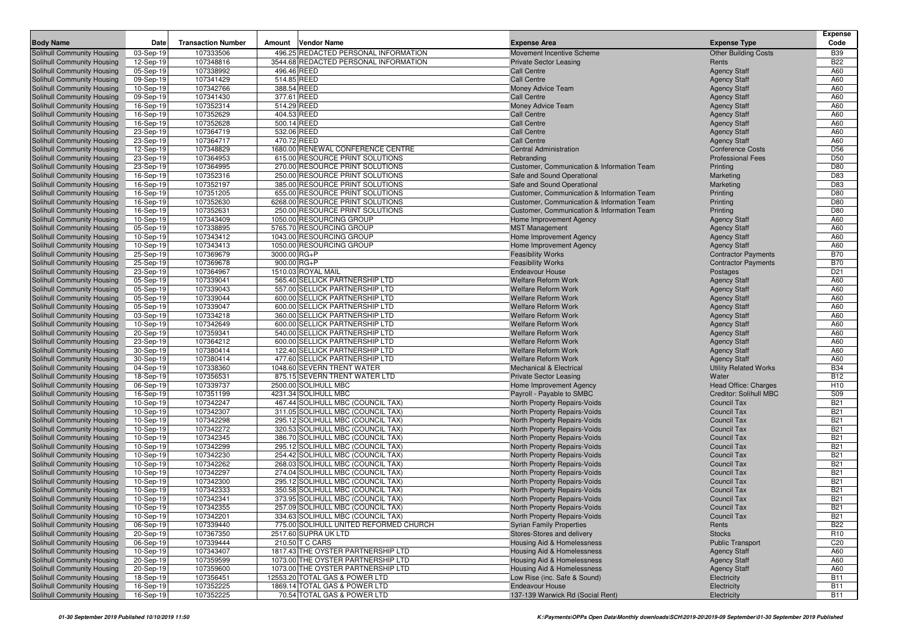| Body Name | Date | Transaction Number | Amount | Vendor Name | Expense Area | Expense Type | Expense Code |
|---|---|---|---|---|---|---|---|
| Solihull Community Housing | 03-Sep-19 | 107333506 | 496.25 | REDACTED PERSONAL INFORMATION | Movement Incentive Scheme | Other Building Costs | B39 |
| Solihull Community Housing | 12-Sep-19 | 107348816 | 3544.68 | REDACTED PERSONAL INFORMATION | Private Sector Leasing | Rents | B22 |
| Solihull Community Housing | 05-Sep-19 | 107338992 | 496.46 | REED | Call Centre | Agency Staff | A60 |
| Solihull Community Housing | 09-Sep-19 | 107341429 | 514.85 | REED | Call Centre | Agency Staff | A60 |
| Solihull Community Housing | 10-Sep-19 | 107342766 | 388.54 | REED | Money Advice Team | Agency Staff | A60 |
| Solihull Community Housing | 09-Sep-19 | 107341430 | 377.61 | REED | Call Centre | Agency Staff | A60 |
| Solihull Community Housing | 16-Sep-19 | 107352314 | 514.29 | REED | Money Advice Team | Agency Staff | A60 |
| Solihull Community Housing | 16-Sep-19 | 107352629 | 404.53 | REED | Call Centre | Agency Staff | A60 |
| Solihull Community Housing | 16-Sep-19 | 107352628 | 500.14 | REED | Call Centre | Agency Staff | A60 |
| Solihull Community Housing | 23-Sep-19 | 107364719 | 532.06 | REED | Call Centre | Agency Staff | A60 |
| Solihull Community Housing | 23-Sep-19 | 107364717 | 470.72 | REED | Call Centre | Agency Staff | A60 |
| Solihull Community Housing | 12-Sep-19 | 107348829 | 1680.00 | RENEWAL CONFERENCE CENTRE | Central Administration | Conference Costs | D56 |
| Solihull Community Housing | 23-Sep-19 | 107364953 | 615.00 | RESOURCE PRINT SOLUTIONS | Rebranding | Professional Fees | D50 |
| Solihull Community Housing | 23-Sep-19 | 107364995 | 270.00 | RESOURCE PRINT SOLUTIONS | Customer, Communication & Information Team | Printing | D80 |
| Solihull Community Housing | 16-Sep-19 | 107352316 | 250.00 | RESOURCE PRINT SOLUTIONS | Safe and Sound Operational | Marketing | D83 |
| Solihull Community Housing | 16-Sep-19 | 107352197 | 385.00 | RESOURCE PRINT SOLUTIONS | Safe and Sound Operational | Marketing | D83 |
| Solihull Community Housing | 16-Sep-19 | 107351205 | 655.00 | RESOURCE PRINT SOLUTIONS | Customer, Communication & Information Team | Printing | D80 |
| Solihull Community Housing | 16-Sep-19 | 107352630 | 6268.00 | RESOURCE PRINT SOLUTIONS | Customer, Communication & Information Team | Printing | D80 |
| Solihull Community Housing | 16-Sep-19 | 107352631 | 250.00 | RESOURCE PRINT SOLUTIONS | Customer, Communication & Information Team | Printing | D80 |
| Solihull Community Housing | 10-Sep-19 | 107343409 | 1050.00 | RESOURCING GROUP | Home Improvement Agency | Agency Staff | A60 |
| Solihull Community Housing | 05-Sep-19 | 107338895 | 5765.70 | RESOURCING GROUP | MST Management | Agency Staff | A60 |
| Solihull Community Housing | 10-Sep-19 | 107343412 | 1043.00 | RESOURCING GROUP | Home Improvement Agency | Agency Staff | A60 |
| Solihull Community Housing | 10-Sep-19 | 107343413 | 1050.00 | RESOURCING GROUP | Home Improvement Agency | Agency Staff | A60 |
| Solihull Community Housing | 25-Sep-19 | 107369679 | 3000.00 | RG+P | Feasibility Works | Contractor Payments | B70 |
| Solihull Community Housing | 25-Sep-19 | 107369678 | 900.00 | RG+P | Feasibility Works | Contractor Payments | B70 |
| Solihull Community Housing | 23-Sep-19 | 107364967 | 1510.03 | ROYAL MAIL | Endeavour House | Postages | D21 |
| Solihull Community Housing | 05-Sep-19 | 107339041 | 565.40 | SELLICK PARTNERSHIP LTD | Welfare Reform Work | Agency Staff | A60 |
| Solihull Community Housing | 05-Sep-19 | 107339043 | 557.00 | SELLICK PARTNERSHIP LTD | Welfare Reform Work | Agency Staff | A60 |
| Solihull Community Housing | 05-Sep-19 | 107339044 | 600.00 | SELLICK PARTNERSHIP LTD | Welfare Reform Work | Agency Staff | A60 |
| Solihull Community Housing | 05-Sep-19 | 107339047 | 600.00 | SELLICK PARTNERSHIP LTD | Welfare Reform Work | Agency Staff | A60 |
| Solihull Community Housing | 03-Sep-19 | 107334218 | 360.00 | SELLICK PARTNERSHIP LTD | Welfare Reform Work | Agency Staff | A60 |
| Solihull Community Housing | 10-Sep-19 | 107342649 | 600.00 | SELLICK PARTNERSHIP LTD | Welfare Reform Work | Agency Staff | A60 |
| Solihull Community Housing | 20-Sep-19 | 107359341 | 540.00 | SELLICK PARTNERSHIP LTD | Welfare Reform Work | Agency Staff | A60 |
| Solihull Community Housing | 23-Sep-19 | 107364212 | 600.00 | SELLICK PARTNERSHIP LTD | Welfare Reform Work | Agency Staff | A60 |
| Solihull Community Housing | 30-Sep-19 | 107380414 | 122.40 | SELLICK PARTNERSHIP LTD | Welfare Reform Work | Agency Staff | A60 |
| Solihull Community Housing | 30-Sep-19 | 107380414 | 477.60 | SELLICK PARTNERSHIP LTD | Welfare Reform Work | Agency Staff | A60 |
| Solihull Community Housing | 04-Sep-19 | 107338360 | 1048.60 | SEVERN TRENT WATER | Mechanical & Electrical | Utility Related Works | B34 |
| Solihull Community Housing | 18-Sep-19 | 107356531 | 875.15 | SEVERN TRENT WATER LTD | Private Sector Leasing | Water | B12 |
| Solihull Community Housing | 06-Sep-19 | 107339737 | 2500.00 | SOLIHULL MBC | Home Improvement Agency | Head Office: Charges | H10 |
| Solihull Community Housing | 16-Sep-19 | 107351199 | 4231.34 | SOLIHULL MBC | Payroll - Payable to SMBC | Creditor: Solihull MBC | S09 |
| Solihull Community Housing | 10-Sep-19 | 107342247 | 467.44 | SOLIHULL MBC (COUNCIL TAX) | North Property Repairs-Voids | Council Tax | B21 |
| Solihull Community Housing | 10-Sep-19 | 107342307 | 311.05 | SOLIHULL MBC (COUNCIL TAX) | North Property Repairs-Voids | Council Tax | B21 |
| Solihull Community Housing | 10-Sep-19 | 107342298 | 295.12 | SOLIHULL MBC (COUNCIL TAX) | North Property Repairs-Voids | Council Tax | B21 |
| Solihull Community Housing | 10-Sep-19 | 107342272 | 320.53 | SOLIHULL MBC (COUNCIL TAX) | North Property Repairs-Voids | Council Tax | B21 |
| Solihull Community Housing | 10-Sep-19 | 107342345 | 386.70 | SOLIHULL MBC (COUNCIL TAX) | North Property Repairs-Voids | Council Tax | B21 |
| Solihull Community Housing | 10-Sep-19 | 107342299 | 295.12 | SOLIHULL MBC (COUNCIL TAX) | North Property Repairs-Voids | Council Tax | B21 |
| Solihull Community Housing | 10-Sep-19 | 107342230 | 254.42 | SOLIHULL MBC (COUNCIL TAX) | North Property Repairs-Voids | Council Tax | B21 |
| Solihull Community Housing | 10-Sep-19 | 107342262 | 268.03 | SOLIHULL MBC (COUNCIL TAX) | North Property Repairs-Voids | Council Tax | B21 |
| Solihull Community Housing | 10-Sep-19 | 107342297 | 274.04 | SOLIHULL MBC (COUNCIL TAX) | North Property Repairs-Voids | Council Tax | B21 |
| Solihull Community Housing | 10-Sep-19 | 107342300 | 295.12 | SOLIHULL MBC (COUNCIL TAX) | North Property Repairs-Voids | Council Tax | B21 |
| Solihull Community Housing | 10-Sep-19 | 107342333 | 350.58 | SOLIHULL MBC (COUNCIL TAX) | North Property Repairs-Voids | Council Tax | B21 |
| Solihull Community Housing | 10-Sep-19 | 107342341 | 373.95 | SOLIHULL MBC (COUNCIL TAX) | North Property Repairs-Voids | Council Tax | B21 |
| Solihull Community Housing | 10-Sep-19 | 107342355 | 257.09 | SOLIHULL MBC (COUNCIL TAX) | North Property Repairs-Voids | Council Tax | B21 |
| Solihull Community Housing | 10-Sep-19 | 107342201 | 334.63 | SOLIHULL MBC (COUNCIL TAX) | North Property Repairs-Voids | Council Tax | B21 |
| Solihull Community Housing | 06-Sep-19 | 107339440 | 775.00 | SOLIHULL UNITED REFORMED CHURCH | Syrian Family Properties | Rents | B22 |
| Solihull Community Housing | 20-Sep-19 | 107367350 | 2517.60 | SUPRA UK LTD | Stores-Stores and delivery | Stocks | R10 |
| Solihull Community Housing | 06-Sep-19 | 107339444 | 210.50 | T C CARS | Housing Aid & Homelessness | Public Transport | C20 |
| Solihull Community Housing | 10-Sep-19 | 107343407 | 1817.43 | THE OYSTER PARTNERSHIP LTD | Housing Aid & Homelessness | Agency Staff | A60 |
| Solihull Community Housing | 20-Sep-19 | 107359599 | 1073.00 | THE OYSTER PARTNERSHIP LTD | Housing Aid & Homelessness | Agency Staff | A60 |
| Solihull Community Housing | 20-Sep-19 | 107359600 | 1073.00 | THE OYSTER PARTNERSHIP LTD | Housing Aid & Homelessness | Agency Staff | A60 |
| Solihull Community Housing | 18-Sep-19 | 107356451 | 12553.20 | TOTAL GAS & POWER LTD | Low Rise (inc. Safe & Sound) | Electricity | B11 |
| Solihull Community Housing | 16-Sep-19 | 107352225 | 1869.14 | TOTAL GAS & POWER LTD | Endeavour House | Electricity | B11 |
| Solihull Community Housing | 16-Sep-19 | 107352225 | 70.54 | TOTAL GAS & POWER LTD | 137-139 Warwick Rd (Social Rent) | Electricity | B11 |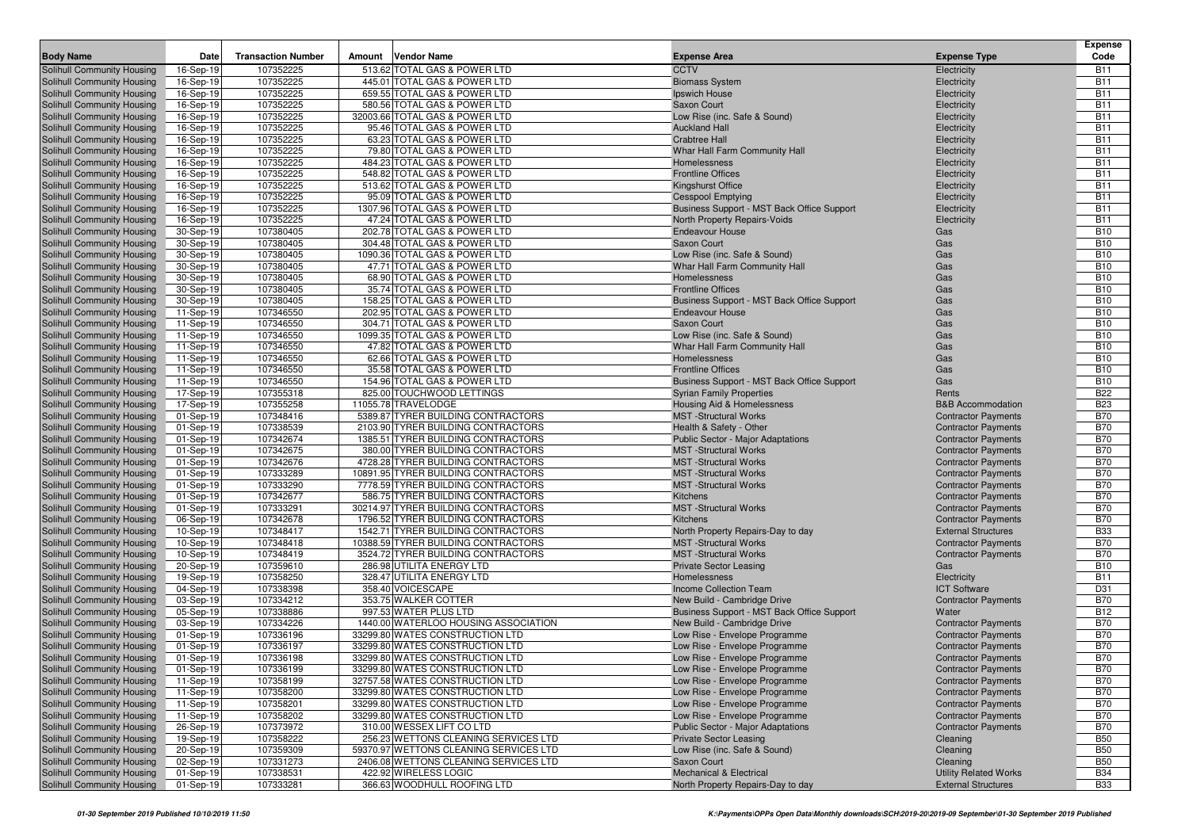| Body Name | Date | Transaction Number | Amount | Vendor Name | Expense Area | Expense Type | Expense Code |
|---|---|---|---|---|---|---|---|
| Solihull Community Housing | 16-Sep-19 | 107352225 | 513.62 | TOTAL GAS & POWER LTD | CCTV | Electricity | B11 |
| Solihull Community Housing | 16-Sep-19 | 107352225 | 445.01 | TOTAL GAS & POWER LTD | Biomass System | Electricity | B11 |
| Solihull Community Housing | 16-Sep-19 | 107352225 | 659.55 | TOTAL GAS & POWER LTD | Ipswich House | Electricity | B11 |
| Solihull Community Housing | 16-Sep-19 | 107352225 | 580.56 | TOTAL GAS & POWER LTD | Saxon Court | Electricity | B11 |
| Solihull Community Housing | 16-Sep-19 | 107352225 | 32003.66 | TOTAL GAS & POWER LTD | Low Rise (inc. Safe & Sound) | Electricity | B11 |
| Solihull Community Housing | 16-Sep-19 | 107352225 | 95.46 | TOTAL GAS & POWER LTD | Auckland Hall | Electricity | B11 |
| Solihull Community Housing | 16-Sep-19 | 107352225 | 63.23 | TOTAL GAS & POWER LTD | Crabtree Hall | Electricity | B11 |
| Solihull Community Housing | 16-Sep-19 | 107352225 | 79.80 | TOTAL GAS & POWER LTD | Whar Hall Farm Community Hall | Electricity | B11 |
| Solihull Community Housing | 16-Sep-19 | 107352225 | 484.23 | TOTAL GAS & POWER LTD | Homelessness | Electricity | B11 |
| Solihull Community Housing | 16-Sep-19 | 107352225 | 548.82 | TOTAL GAS & POWER LTD | Frontline Offices | Electricity | B11 |
| Solihull Community Housing | 16-Sep-19 | 107352225 | 513.62 | TOTAL GAS & POWER LTD | Kingshurst Office | Electricity | B11 |
| Solihull Community Housing | 16-Sep-19 | 107352225 | 95.09 | TOTAL GAS & POWER LTD | Cesspool Emptying | Electricity | B11 |
| Solihull Community Housing | 16-Sep-19 | 107352225 | 1307.96 | TOTAL GAS & POWER LTD | Business Support - MST Back Office Support | Electricity | B11 |
| Solihull Community Housing | 16-Sep-19 | 107352225 | 47.24 | TOTAL GAS & POWER LTD | North Property Repairs-Voids | Electricity | B11 |
| Solihull Community Housing | 30-Sep-19 | 107380405 | 202.78 | TOTAL GAS & POWER LTD | Endeavour House | Gas | B10 |
| Solihull Community Housing | 30-Sep-19 | 107380405 | 304.48 | TOTAL GAS & POWER LTD | Saxon Court | Gas | B10 |
| Solihull Community Housing | 30-Sep-19 | 107380405 | 1090.36 | TOTAL GAS & POWER LTD | Low Rise (inc. Safe & Sound) | Gas | B10 |
| Solihull Community Housing | 30-Sep-19 | 107380405 | 47.71 | TOTAL GAS & POWER LTD | Whar Hall Farm Community Hall | Gas | B10 |
| Solihull Community Housing | 30-Sep-19 | 107380405 | 68.90 | TOTAL GAS & POWER LTD | Homelessness | Gas | B10 |
| Solihull Community Housing | 30-Sep-19 | 107380405 | 35.74 | TOTAL GAS & POWER LTD | Frontline Offices | Gas | B10 |
| Solihull Community Housing | 30-Sep-19 | 107380405 | 158.25 | TOTAL GAS & POWER LTD | Business Support - MST Back Office Support | Gas | B10 |
| Solihull Community Housing | 11-Sep-19 | 107346550 | 202.95 | TOTAL GAS & POWER LTD | Endeavour House | Gas | B10 |
| Solihull Community Housing | 11-Sep-19 | 107346550 | 304.71 | TOTAL GAS & POWER LTD | Saxon Court | Gas | B10 |
| Solihull Community Housing | 11-Sep-19 | 107346550 | 1099.35 | TOTAL GAS & POWER LTD | Low Rise (inc. Safe & Sound) | Gas | B10 |
| Solihull Community Housing | 11-Sep-19 | 107346550 | 47.82 | TOTAL GAS & POWER LTD | Whar Hall Farm Community Hall | Gas | B10 |
| Solihull Community Housing | 11-Sep-19 | 107346550 | 62.66 | TOTAL GAS & POWER LTD | Homelessness | Gas | B10 |
| Solihull Community Housing | 11-Sep-19 | 107346550 | 35.58 | TOTAL GAS & POWER LTD | Frontline Offices | Gas | B10 |
| Solihull Community Housing | 11-Sep-19 | 107346550 | 154.96 | TOTAL GAS & POWER LTD | Business Support - MST Back Office Support | Gas | B10 |
| Solihull Community Housing | 17-Sep-19 | 107355318 | 825.00 | TOUCHWOOD LETTINGS | Syrian Family Properties | Rents | B22 |
| Solihull Community Housing | 17-Sep-19 | 107355258 | 11055.78 | TRAVELODGE | Housing Aid & Homelessness | B&B Accommodation | B23 |
| Solihull Community Housing | 01-Sep-19 | 107348416 | 5389.87 | TYRER BUILDING CONTRACTORS | MST -Structural Works | Contractor Payments | B70 |
| Solihull Community Housing | 01-Sep-19 | 107338539 | 2103.90 | TYRER BUILDING CONTRACTORS | Health & Safety - Other | Contractor Payments | B70 |
| Solihull Community Housing | 01-Sep-19 | 107342674 | 1385.51 | TYRER BUILDING CONTRACTORS | Public Sector - Major Adaptations | Contractor Payments | B70 |
| Solihull Community Housing | 01-Sep-19 | 107342675 | 380.00 | TYRER BUILDING CONTRACTORS | MST -Structural Works | Contractor Payments | B70 |
| Solihull Community Housing | 01-Sep-19 | 107342676 | 4728.28 | TYRER BUILDING CONTRACTORS | MST -Structural Works | Contractor Payments | B70 |
| Solihull Community Housing | 01-Sep-19 | 107333289 | 10891.95 | TYRER BUILDING CONTRACTORS | MST -Structural Works | Contractor Payments | B70 |
| Solihull Community Housing | 01-Sep-19 | 107333290 | 7778.59 | TYRER BUILDING CONTRACTORS | MST -Structural Works | Contractor Payments | B70 |
| Solihull Community Housing | 01-Sep-19 | 107342677 | 586.75 | TYRER BUILDING CONTRACTORS | Kitchens | Contractor Payments | B70 |
| Solihull Community Housing | 01-Sep-19 | 107333291 | 30214.97 | TYRER BUILDING CONTRACTORS | MST -Structural Works | Contractor Payments | B70 |
| Solihull Community Housing | 06-Sep-19 | 107342678 | 1796.52 | TYRER BUILDING CONTRACTORS | Kitchens | Contractor Payments | B70 |
| Solihull Community Housing | 10-Sep-19 | 107348417 | 1542.71 | TYRER BUILDING CONTRACTORS | North Property Repairs-Day to day | External Structures | B33 |
| Solihull Community Housing | 10-Sep-19 | 107348418 | 10388.59 | TYRER BUILDING CONTRACTORS | MST -Structural Works | Contractor Payments | B70 |
| Solihull Community Housing | 10-Sep-19 | 107348419 | 3524.72 | TYRER BUILDING CONTRACTORS | MST -Structural Works | Contractor Payments | B70 |
| Solihull Community Housing | 20-Sep-19 | 107359610 | 286.98 | UTILITA ENERGY LTD | Private Sector Leasing | Gas | B10 |
| Solihull Community Housing | 19-Sep-19 | 107358250 | 328.47 | UTILITA ENERGY LTD | Homelessness | Electricity | B11 |
| Solihull Community Housing | 04-Sep-19 | 107338398 | 358.40 | VOICESCAPE | Income Collection Team | ICT Software | D31 |
| Solihull Community Housing | 03-Sep-19 | 107334212 | 353.75 | WALKER COTTER | New Build - Cambridge Drive | Contractor Payments | B70 |
| Solihull Community Housing | 05-Sep-19 | 107338886 | 997.53 | WATER PLUS LTD | Business Support - MST Back Office Support | Water | B12 |
| Solihull Community Housing | 03-Sep-19 | 107334226 | 1440.00 | WATERLOO HOUSING ASSOCIATION | New Build - Cambridge Drive | Contractor Payments | B70 |
| Solihull Community Housing | 01-Sep-19 | 107336196 | 33299.80 | WATES CONSTRUCTION LTD | Low Rise - Envelope Programme | Contractor Payments | B70 |
| Solihull Community Housing | 01-Sep-19 | 107336197 | 33299.80 | WATES CONSTRUCTION LTD | Low Rise - Envelope Programme | Contractor Payments | B70 |
| Solihull Community Housing | 01-Sep-19 | 107336198 | 33299.80 | WATES CONSTRUCTION LTD | Low Rise - Envelope Programme | Contractor Payments | B70 |
| Solihull Community Housing | 01-Sep-19 | 107336199 | 33299.80 | WATES CONSTRUCTION LTD | Low Rise - Envelope Programme | Contractor Payments | B70 |
| Solihull Community Housing | 11-Sep-19 | 107358199 | 32757.58 | WATES CONSTRUCTION LTD | Low Rise - Envelope Programme | Contractor Payments | B70 |
| Solihull Community Housing | 11-Sep-19 | 107358200 | 33299.80 | WATES CONSTRUCTION LTD | Low Rise - Envelope Programme | Contractor Payments | B70 |
| Solihull Community Housing | 11-Sep-19 | 107358201 | 33299.80 | WATES CONSTRUCTION LTD | Low Rise - Envelope Programme | Contractor Payments | B70 |
| Solihull Community Housing | 11-Sep-19 | 107358202 | 33299.80 | WATES CONSTRUCTION LTD | Low Rise - Envelope Programme | Contractor Payments | B70 |
| Solihull Community Housing | 26-Sep-19 | 107373972 | 310.00 | WESSEX LIFT CO LTD | Public Sector - Major Adaptations | Contractor Payments | B70 |
| Solihull Community Housing | 19-Sep-19 | 107358222 | 256.23 | WETTONS CLEANING SERVICES LTD | Private Sector Leasing | Cleaning | B50 |
| Solihull Community Housing | 20-Sep-19 | 107359309 | 59370.97 | WETTONS CLEANING SERVICES LTD | Low Rise (inc. Safe & Sound) | Cleaning | B50 |
| Solihull Community Housing | 02-Sep-19 | 107331273 | 2406.08 | WETTONS CLEANING SERVICES LTD | Saxon Court | Cleaning | B50 |
| Solihull Community Housing | 01-Sep-19 | 107338531 | 422.92 | WIRELESS LOGIC | Mechanical & Electrical | Utility Related Works | B34 |
| Solihull Community Housing | 01-Sep-19 | 107333281 | 366.63 | WOODHULL ROOFING LTD | North Property Repairs-Day to day | External Structures | B33 |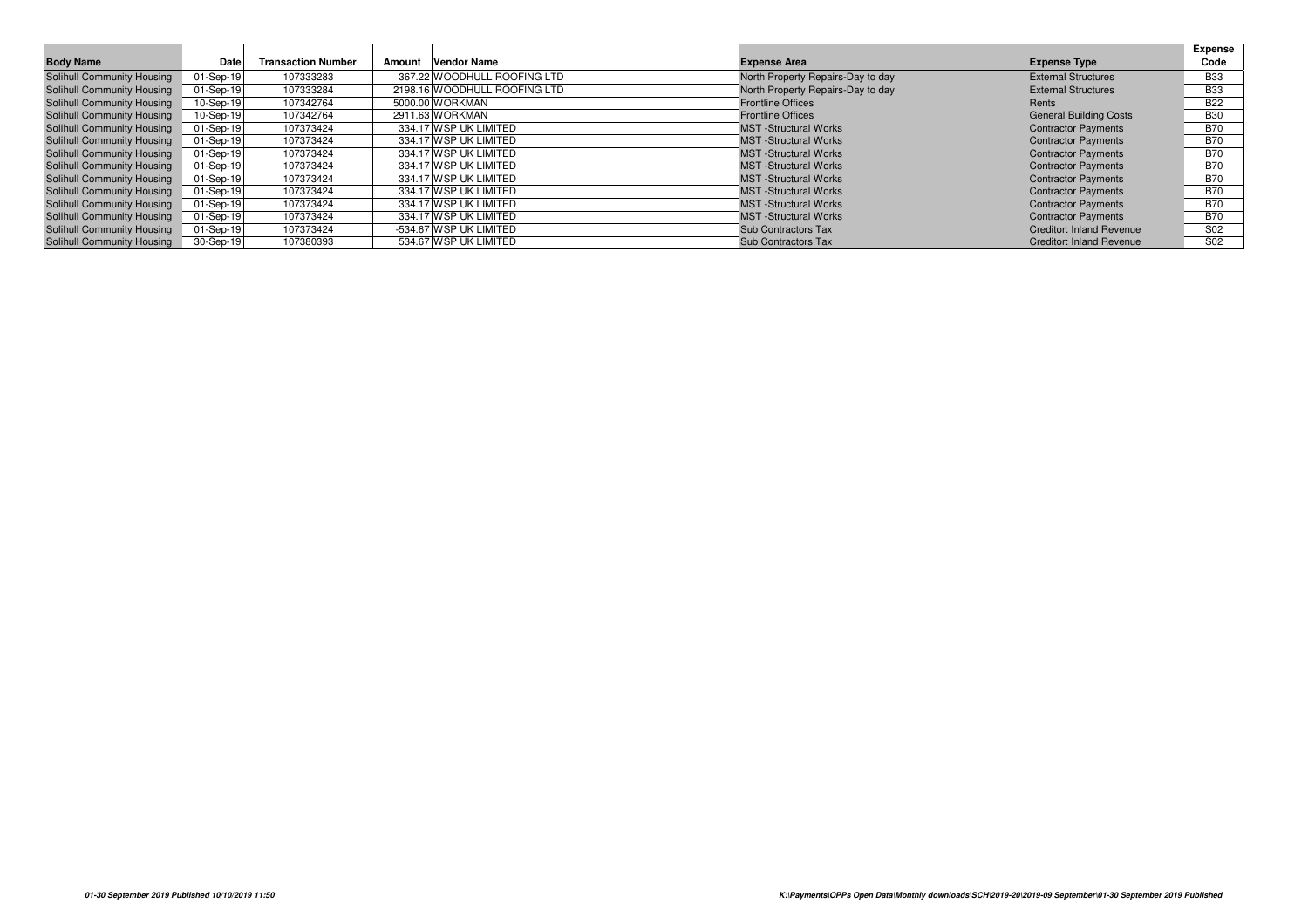| Body Name | Date | Transaction Number | Amount | Vendor Name | Expense Area | Expense Type | Expense Code |
|---|---|---|---|---|---|---|---|
| Solihull Community Housing | 01-Sep-19 | 107333283 | 367.22 | WOODHULL ROOFING LTD | North Property Repairs-Day to day | External Structures | B33 |
| Solihull Community Housing | 01-Sep-19 | 107333284 | 2198.16 | WOODHULL ROOFING LTD | North Property Repairs-Day to day | External Structures | B33 |
| Solihull Community Housing | 10-Sep-19 | 107342764 | 5000.00 | WORKMAN | Frontline Offices | Rents | B22 |
| Solihull Community Housing | 10-Sep-19 | 107342764 | 2911.63 | WORKMAN | Frontline Offices | General Building Costs | B30 |
| Solihull Community Housing | 01-Sep-19 | 107373424 | 334.17 | WSP UK LIMITED | MST -Structural Works | Contractor Payments | B70 |
| Solihull Community Housing | 01-Sep-19 | 107373424 | 334.17 | WSP UK LIMITED | MST -Structural Works | Contractor Payments | B70 |
| Solihull Community Housing | 01-Sep-19 | 107373424 | 334.17 | WSP UK LIMITED | MST -Structural Works | Contractor Payments | B70 |
| Solihull Community Housing | 01-Sep-19 | 107373424 | 334.17 | WSP UK LIMITED | MST -Structural Works | Contractor Payments | B70 |
| Solihull Community Housing | 01-Sep-19 | 107373424 | 334.17 | WSP UK LIMITED | MST -Structural Works | Contractor Payments | B70 |
| Solihull Community Housing | 01-Sep-19 | 107373424 | 334.17 | WSP UK LIMITED | MST -Structural Works | Contractor Payments | B70 |
| Solihull Community Housing | 01-Sep-19 | 107373424 | 334.17 | WSP UK LIMITED | MST -Structural Works | Contractor Payments | B70 |
| Solihull Community Housing | 01-Sep-19 | 107373424 | 334.17 | WSP UK LIMITED | MST -Structural Works | Contractor Payments | B70 |
| Solihull Community Housing | 01-Sep-19 | 107373424 | -534.67 | WSP UK LIMITED | Sub Contractors Tax | Creditor: Inland Revenue | S02 |
| Solihull Community Housing | 30-Sep-19 | 107380393 | 534.67 | WSP UK LIMITED | Sub Contractors Tax | Creditor: Inland Revenue | S02 |